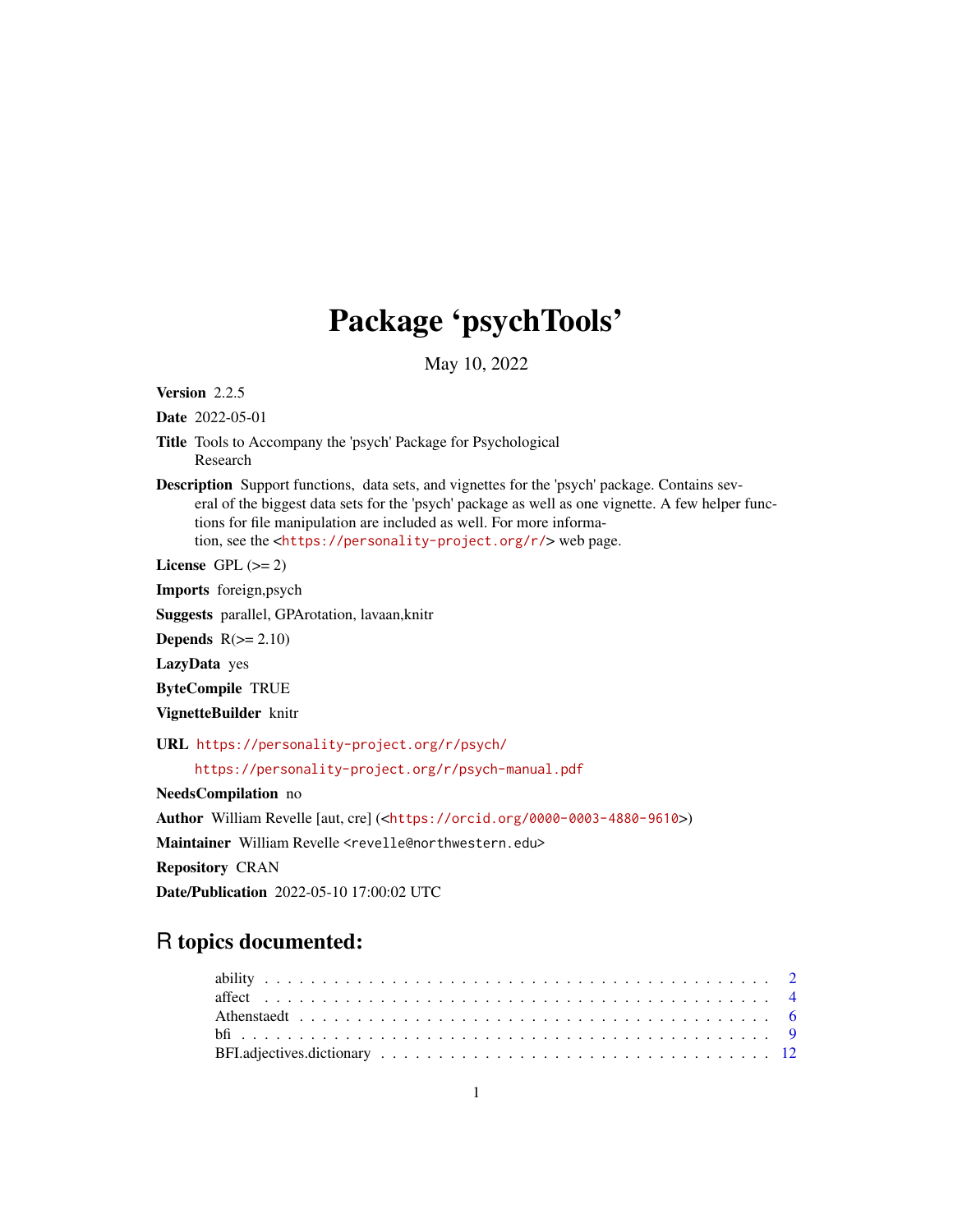# Package 'psychTools'

May 10, 2022

**Version** 2.2.5

**Date** 2022-05-01

**Title** Tools to Accompany the 'psych' Package for Psychological Research

**Description** Support functions, data sets, and vignettes for the 'psych' package. Contains several of the biggest data sets for the 'psych' package as well as one vignette. A few helper functions for file manipulation are included as well. For more information, see the <https://personality-project.org/r/> web page.

**License** GPL (>= 2)

**Imports** foreign,psych

**Suggests** parallel, GPArotation, lavaan,knitr

**Depends** R(>= 2.10)

**LazyData** yes

**ByteCompile** TRUE

**VignetteBuilder** knitr

**URL** https://personality-project.org/r/psych/
https://personality-project.org/r/psych-manual.pdf

**NeedsCompilation** no

**Author** William Revelle [aut, cre] (<https://orcid.org/0000-0003-4880-9610>)

**Maintainer** William Revelle <revelle@northwestern.edu>

**Repository** CRAN

**Date/Publication** 2022-05-10 17:00:02 UTC

## R topics documented:

ability . . . . . . . . . . . . . . . . . . . . . . . . . . . . . . . . . . . . . . . . . . . 2
affect . . . . . . . . . . . . . . . . . . . . . . . . . . . . . . . . . . . . . . . . . . . 4
Athenstaedt . . . . . . . . . . . . . . . . . . . . . . . . . . . . . . . . . . . . . . . . 6
bfi . . . . . . . . . . . . . . . . . . . . . . . . . . . . . . . . . . . . . . . . . . . . . 9
BFI.adjectives.dictionary . . . . . . . . . . . . . . . . . . . . . . . . . . . . . . . . 12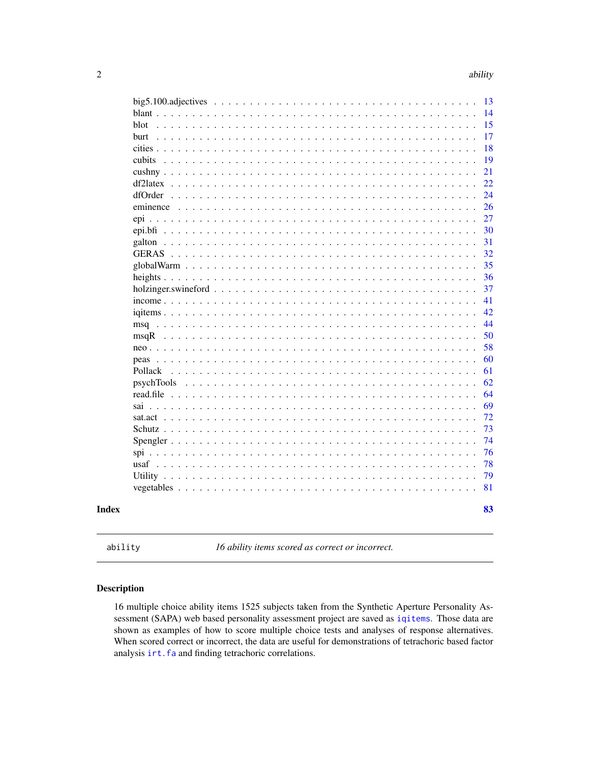big5.100.adjectives . . . . . . . . . . . . . . . . . . . . . . . . . . . . . . . . . . 13
blant . . . . . . . . . . . . . . . . . . . . . . . . . . . . . . . . . . . . . . . . . . 14
blot . . . . . . . . . . . . . . . . . . . . . . . . . . . . . . . . . . . . . . . . . . 15
burt . . . . . . . . . . . . . . . . . . . . . . . . . . . . . . . . . . . . . . . . . . 17
cities . . . . . . . . . . . . . . . . . . . . . . . . . . . . . . . . . . . . . . . . . 18
cubits . . . . . . . . . . . . . . . . . . . . . . . . . . . . . . . . . . . . . . . . . 19
cushny . . . . . . . . . . . . . . . . . . . . . . . . . . . . . . . . . . . . . . . . . 21
df2latex . . . . . . . . . . . . . . . . . . . . . . . . . . . . . . . . . . . . . . . . 22
dfOrder . . . . . . . . . . . . . . . . . . . . . . . . . . . . . . . . . . . . . . . . 24
eminence . . . . . . . . . . . . . . . . . . . . . . . . . . . . . . . . . . . . . . . 26
epi . . . . . . . . . . . . . . . . . . . . . . . . . . . . . . . . . . . . . . . . . . . 27
epi.bfi . . . . . . . . . . . . . . . . . . . . . . . . . . . . . . . . . . . . . . . . . 30
galton . . . . . . . . . . . . . . . . . . . . . . . . . . . . . . . . . . . . . . . . . 31
GERAS . . . . . . . . . . . . . . . . . . . . . . . . . . . . . . . . . . . . . . . . . 32
globalWarm . . . . . . . . . . . . . . . . . . . . . . . . . . . . . . . . . . . . . . 35
heights . . . . . . . . . . . . . . . . . . . . . . . . . . . . . . . . . . . . . . . . 36
holzinger.swineford . . . . . . . . . . . . . . . . . . . . . . . . . . . . . . . . . 37
income . . . . . . . . . . . . . . . . . . . . . . . . . . . . . . . . . . . . . . . . 41
iqitems . . . . . . . . . . . . . . . . . . . . . . . . . . . . . . . . . . . . . . . . 42
msq . . . . . . . . . . . . . . . . . . . . . . . . . . . . . . . . . . . . . . . . . . 44
msqR . . . . . . . . . . . . . . . . . . . . . . . . . . . . . . . . . . . . . . . . . . 50
neo . . . . . . . . . . . . . . . . . . . . . . . . . . . . . . . . . . . . . . . . . . . 58
peas . . . . . . . . . . . . . . . . . . . . . . . . . . . . . . . . . . . . . . . . . . 60
Pollack . . . . . . . . . . . . . . . . . . . . . . . . . . . . . . . . . . . . . . . . . 61
psychTools . . . . . . . . . . . . . . . . . . . . . . . . . . . . . . . . . . . . . . 62
read.file . . . . . . . . . . . . . . . . . . . . . . . . . . . . . . . . . . . . . . . . 64
sai . . . . . . . . . . . . . . . . . . . . . . . . . . . . . . . . . . . . . . . . . . . 69
sat.act . . . . . . . . . . . . . . . . . . . . . . . . . . . . . . . . . . . . . . . . . 72
Schutz . . . . . . . . . . . . . . . . . . . . . . . . . . . . . . . . . . . . . . . . . 73
Spengler . . . . . . . . . . . . . . . . . . . . . . . . . . . . . . . . . . . . . . . . 74
spi . . . . . . . . . . . . . . . . . . . . . . . . . . . . . . . . . . . . . . . . . . . 76
usaf . . . . . . . . . . . . . . . . . . . . . . . . . . . . . . . . . . . . . . . . . . 78
Utility . . . . . . . . . . . . . . . . . . . . . . . . . . . . . . . . . . . . . . . . . 79
vegetables . . . . . . . . . . . . . . . . . . . . . . . . . . . . . . . . . . . . . . 81

**Index** **83**

---

`ability` *16 ability items scored as correct or incorrect.*

---

## Description

16 multiple choice ability items 1525 subjects taken from the Synthetic Aperture Personality Assessment (SAPA) web based personality assessment project are saved as `iqitems`. Those data are shown as examples of how to score multiple choice tests and analyses of response alternatives. When scored correct or incorrect, the data are useful for demonstrations of tetrachoric based factor analysis `irt.fa` and finding tetrachoric correlations.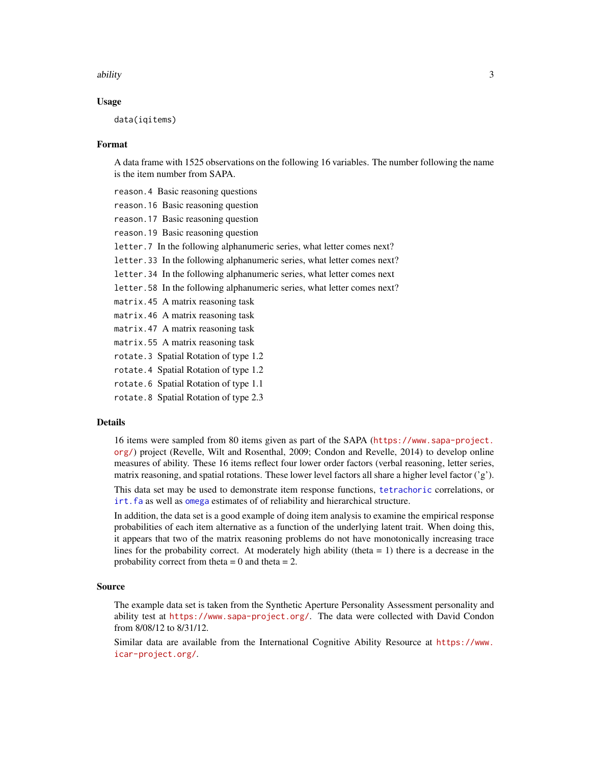## Usage

```
data(iqitems)
```

## Format

A data frame with 1525 observations on the following 16 variables. The number following the name is the item number from SAPA.

`reason.4` Basic reasoning questions

`reason.16` Basic reasoning question

`reason.17` Basic reasoning question

`reason.19` Basic reasoning question

`letter.7` In the following alphanumeric series, what letter comes next?

`letter.33` In the following alphanumeric series, what letter comes next?

`letter.34` In the following alphanumeric series, what letter comes next

`letter.58` In the following alphanumeric series, what letter comes next?

`matrix.45` A matrix reasoning task

`matrix.46` A matrix reasoning task

`matrix.47` A matrix reasoning task

`matrix.55` A matrix reasoning task

`rotate.3` Spatial Rotation of type 1.2

`rotate.4` Spatial Rotation of type 1.2

`rotate.6` Spatial Rotation of type 1.1

`rotate.8` Spatial Rotation of type 2.3

## Details

16 items were sampled from 80 items given as part of the SAPA (https://www.sapa-project.org/) project (Revelle, Wilt and Rosenthal, 2009; Condon and Revelle, 2014) to develop online measures of ability. These 16 items reflect four lower order factors (verbal reasoning, letter series, matrix reasoning, and spatial rotations. These lower level factors all share a higher level factor ('g').

This data set may be used to demonstrate item response functions, `tetrachoric` correlations, or `irt.fa` as well as `omega` estimates of of reliability and hierarchical structure.

In addition, the data set is a good example of doing item analysis to examine the empirical response probabilities of each item alternative as a function of the underlying latent trait. When doing this, it appears that two of the matrix reasoning problems do not have monotonically increasing trace lines for the probability correct. At moderately high ability (theta = 1) there is a decrease in the probability correct from theta = 0 and theta = 2.

## Source

The example data set is taken from the Synthetic Aperture Personality Assessment personality and ability test at https://www.sapa-project.org/. The data were collected with David Condon from 8/08/12 to 8/31/12.

Similar data are available from the International Cognitive Ability Resource at https://www.icar-project.org/.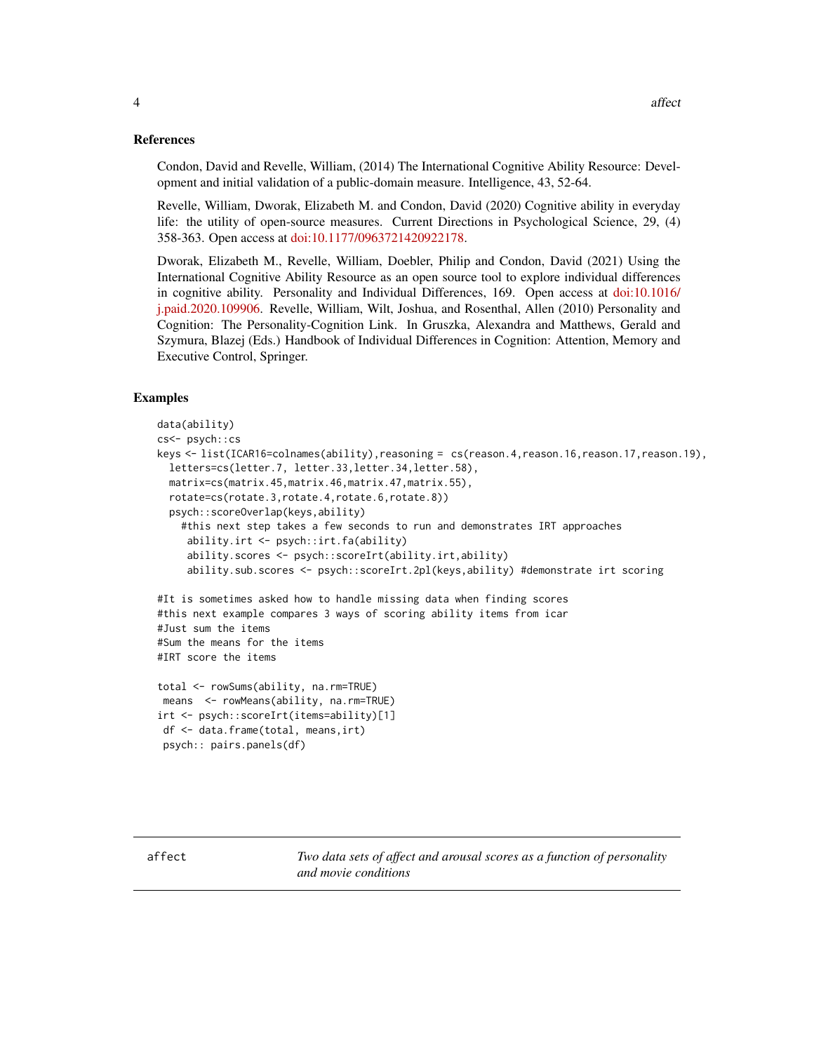## References

Condon, David and Revelle, William, (2014) The International Cognitive Ability Resource: Development and initial validation of a public-domain measure. Intelligence, 43, 52-64.

Revelle, William, Dworak, Elizabeth M. and Condon, David (2020) Cognitive ability in everyday life: the utility of open-source measures. Current Directions in Psychological Science, 29, (4) 358-363. Open access at doi:10.1177/0963721420922178.

Dworak, Elizabeth M., Revelle, William, Doebler, Philip and Condon, David (2021) Using the International Cognitive Ability Resource as an open source tool to explore individual differences in cognitive ability. Personality and Individual Differences, 169. Open access at doi:10.1016/j.paid.2020.109906. Revelle, William, Wilt, Joshua, and Rosenthal, Allen (2010) Personality and Cognition: The Personality-Cognition Link. In Gruszka, Alexandra and Matthews, Gerald and Szymura, Blazej (Eds.) Handbook of Individual Differences in Cognition: Attention, Memory and Executive Control, Springer.

## Examples

```
data(ability)
cs<- psych::cs
keys <- list(ICAR16=colnames(ability),reasoning = cs(reason.4,reason.16,reason.17,reason.19),
  letters=cs(letter.7, letter.33,letter.34,letter.58),
  matrix=cs(matrix.45,matrix.46,matrix.47,matrix.55),
  rotate=cs(rotate.3,rotate.4,rotate.6,rotate.8))
  psych::scoreOverlap(keys,ability)
    #this next step takes a few seconds to run and demonstrates IRT approaches
     ability.irt <- psych::irt.fa(ability)
     ability.scores <- psych::scoreIrt(ability.irt,ability)
     ability.sub.scores <- psych::scoreIrt.2pl(keys,ability) #demonstrate irt scoring

#It is sometimes asked how to handle missing data when finding scores
#this next example compares 3 ways of scoring ability items from icar
#Just sum the items
#Sum the means for the items
#IRT score the items

total <- rowSums(ability, na.rm=TRUE)
 means  <- rowMeans(ability, na.rm=TRUE)
irt <- psych::scoreIrt(items=ability)[1]
 df <- data.frame(total, means,irt)
 psych:: pairs.panels(df)
```

---

`affect` *Two data sets of affect and arousal scores as a function of personality and movie conditions*

---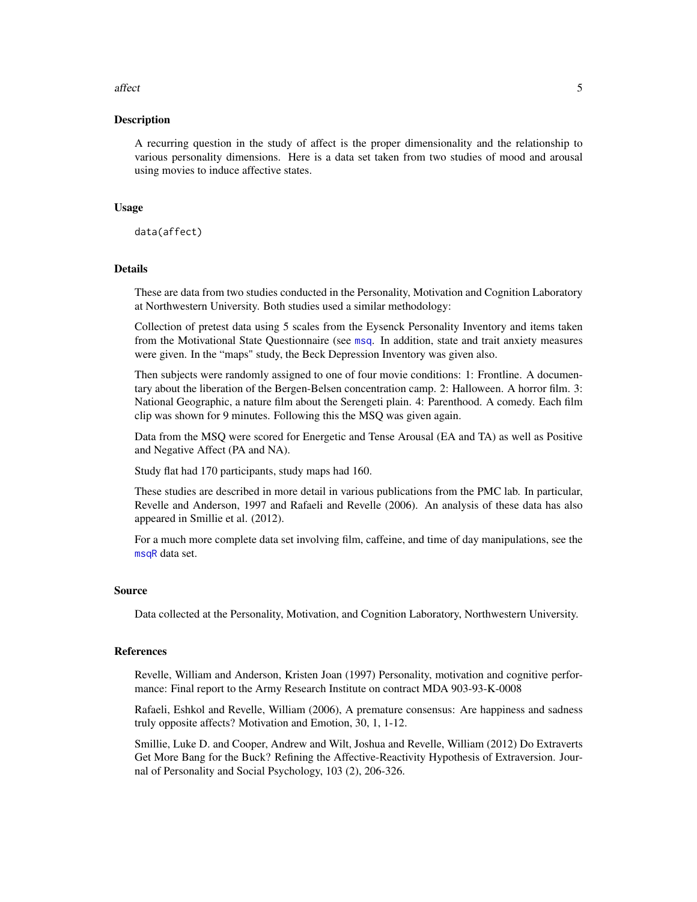### Description

A recurring question in the study of affect is the proper dimensionality and the relationship to various personality dimensions. Here is a data set taken from two studies of mood and arousal using movies to induce affective states.

### Usage

```
data(affect)
```

### Details

These are data from two studies conducted in the Personality, Motivation and Cognition Laboratory at Northwestern University. Both studies used a similar methodology:

Collection of pretest data using 5 scales from the Eysenck Personality Inventory and items taken from the Motivational State Questionnaire (see msq. In addition, state and trait anxiety measures were given. In the "maps" study, the Beck Depression Inventory was given also.

Then subjects were randomly assigned to one of four movie conditions: 1: Frontline. A documentary about the liberation of the Bergen-Belsen concentration camp. 2: Halloween. A horror film. 3: National Geographic, a nature film about the Serengeti plain. 4: Parenthood. A comedy. Each film clip was shown for 9 minutes. Following this the MSQ was given again.

Data from the MSQ were scored for Energetic and Tense Arousal (EA and TA) as well as Positive and Negative Affect (PA and NA).

Study flat had 170 participants, study maps had 160.

These studies are described in more detail in various publications from the PMC lab. In particular, Revelle and Anderson, 1997 and Rafaeli and Revelle (2006). An analysis of these data has also appeared in Smillie et al. (2012).

For a much more complete data set involving film, caffeine, and time of day manipulations, see the msqR data set.

### Source

Data collected at the Personality, Motivation, and Cognition Laboratory, Northwestern University.

### References

Revelle, William and Anderson, Kristen Joan (1997) Personality, motivation and cognitive performance: Final report to the Army Research Institute on contract MDA 903-93-K-0008

Rafaeli, Eshkol and Revelle, William (2006), A premature consensus: Are happiness and sadness truly opposite affects? Motivation and Emotion, 30, 1, 1-12.

Smillie, Luke D. and Cooper, Andrew and Wilt, Joshua and Revelle, William (2012) Do Extraverts Get More Bang for the Buck? Refining the Affective-Reactivity Hypothesis of Extraversion. Journal of Personality and Social Psychology, 103 (2), 206-326.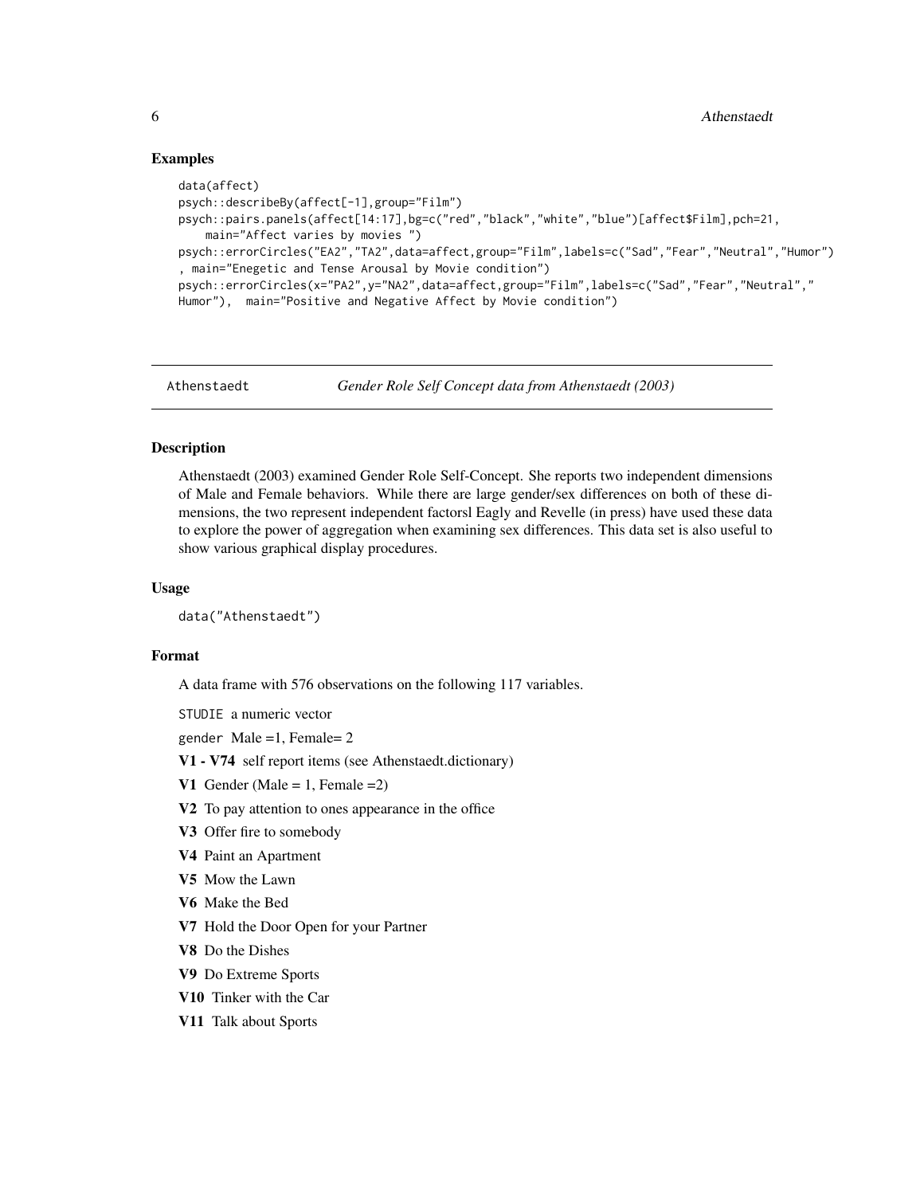### Examples

```
data(affect)
psych::describeBy(affect[-1],group="Film")
psych::pairs.panels(affect[14:17],bg=c("red","black","white","blue")[affect$Film],pch=21,
    main="Affect varies by movies ")
psych::errorCircles("EA2","TA2",data=affect,group="Film",labels=c("Sad","Fear","Neutral","Humor")
, main="Enegetic and Tense Arousal by Movie condition")
psych::errorCircles(x="PA2",y="NA2",data=affect,group="Film",labels=c("Sad","Fear","Neutral","
Humor"),  main="Positive and Negative Affect by Movie condition")
```

---

## Athenstaedt — *Gender Role Self Concept data from Athenstaedt (2003)*

### Description

Athenstaedt (2003) examined Gender Role Self-Concept. She reports two independent dimensions of Male and Female behaviors. While there are large gender/sex differences on both of these dimensions, the two represent independent factorsl Eagly and Revelle (in press) have used these data to explore the power of aggregation when examining sex differences. This data set is also useful to show various graphical display procedures.

### Usage

```
data("Athenstaedt")
```

### Format

A data frame with 576 observations on the following 117 variables.

`STUDIE` a numeric vector

`gender` Male =1, Female= 2

**V1 - V74** self report items (see Athenstaedt.dictionary)

**V1** Gender (Male = 1, Female =2)

**V2** To pay attention to ones appearance in the office

**V3** Offer fire to somebody

**V4** Paint an Apartment

**V5** Mow the Lawn

**V6** Make the Bed

**V7** Hold the Door Open for your Partner

**V8** Do the Dishes

**V9** Do Extreme Sports

**V10** Tinker with the Car

**V11** Talk about Sports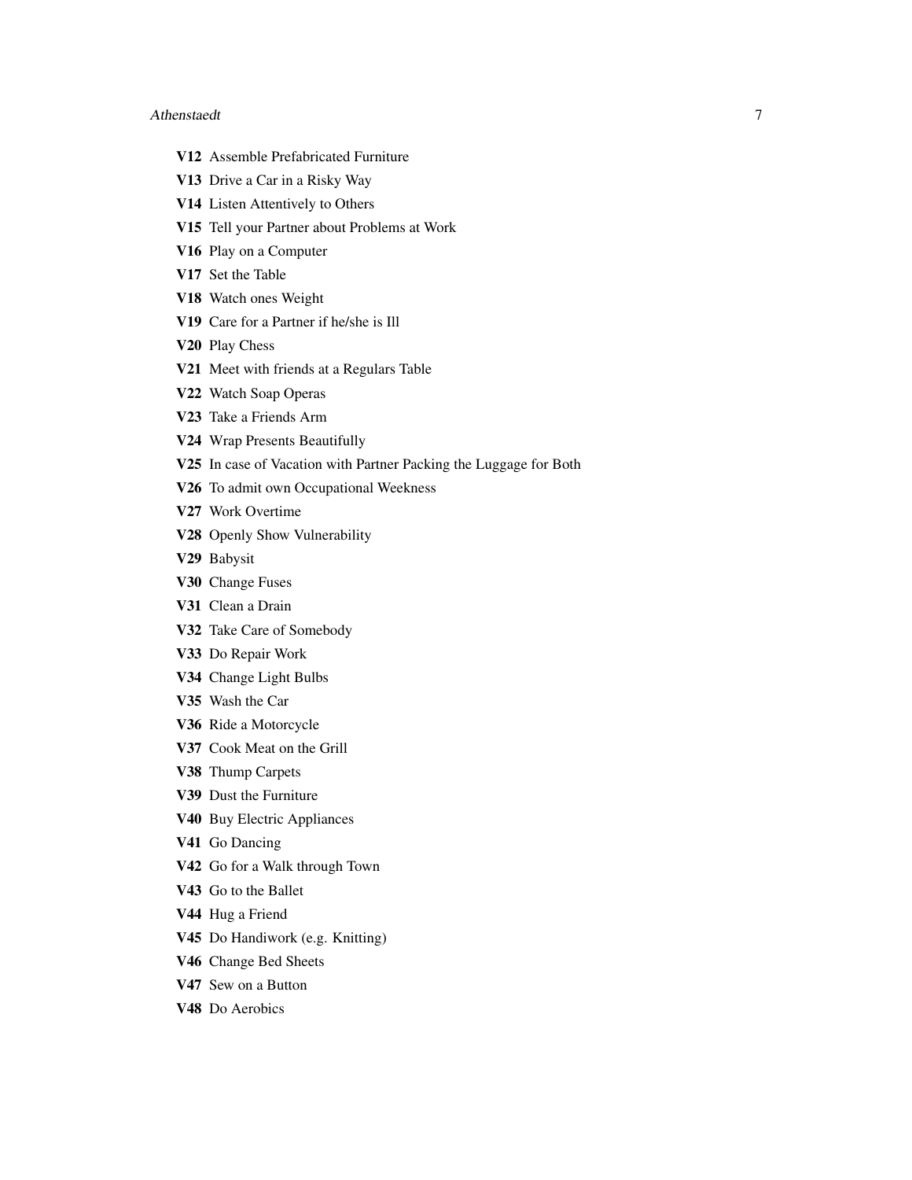**V12** Assemble Prefabricated Furniture

**V13** Drive a Car in a Risky Way

**V14** Listen Attentively to Others

**V15** Tell your Partner about Problems at Work

**V16** Play on a Computer

**V17** Set the Table

**V18** Watch ones Weight

**V19** Care for a Partner if he/she is Ill

**V20** Play Chess

**V21** Meet with friends at a Regulars Table

**V22** Watch Soap Operas

**V23** Take a Friends Arm

**V24** Wrap Presents Beautifully

**V25** In case of Vacation with Partner Packing the Luggage for Both

**V26** To admit own Occupational Weekness

**V27** Work Overtime

**V28** Openly Show Vulnerability

**V29** Babysit

**V30** Change Fuses

**V31** Clean a Drain

**V32** Take Care of Somebody

**V33** Do Repair Work

**V34** Change Light Bulbs

**V35** Wash the Car

**V36** Ride a Motorcycle

**V37** Cook Meat on the Grill

**V38** Thump Carpets

**V39** Dust the Furniture

**V40** Buy Electric Appliances

**V41** Go Dancing

**V42** Go for a Walk through Town

**V43** Go to the Ballet

**V44** Hug a Friend

**V45** Do Handiwork (e.g. Knitting)

**V46** Change Bed Sheets

**V47** Sew on a Button

**V48** Do Aerobics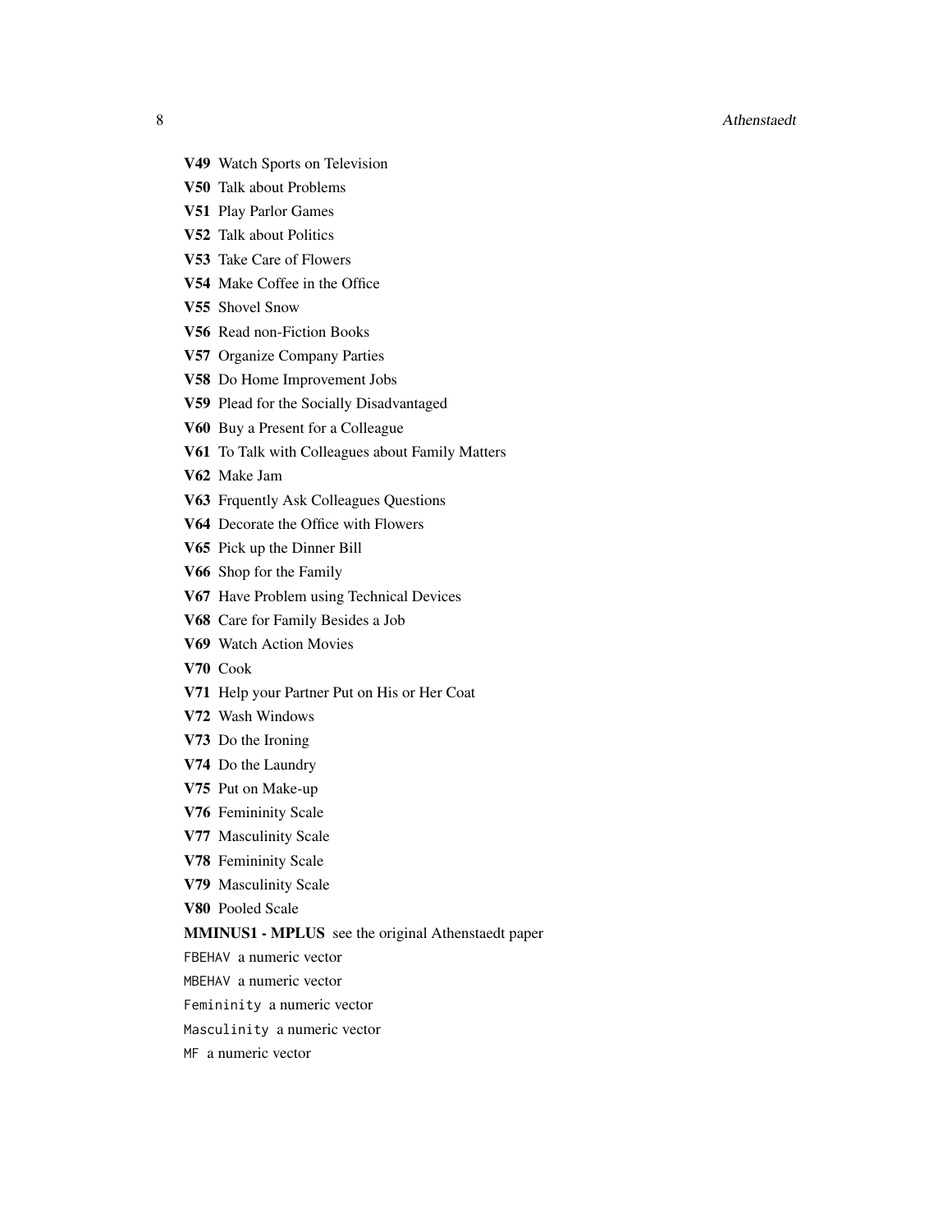**V49** Watch Sports on Television

**V50** Talk about Problems

**V51** Play Parlor Games

**V52** Talk about Politics

**V53** Take Care of Flowers

**V54** Make Coffee in the Office

**V55** Shovel Snow

**V56** Read non-Fiction Books

**V57** Organize Company Parties

**V58** Do Home Improvement Jobs

**V59** Plead for the Socially Disadvantaged

**V60** Buy a Present for a Colleague

**V61** To Talk with Colleagues about Family Matters

**V62** Make Jam

**V63** Frquently Ask Colleagues Questions

**V64** Decorate the Office with Flowers

**V65** Pick up the Dinner Bill

**V66** Shop for the Family

**V67** Have Problem using Technical Devices

**V68** Care for Family Besides a Job

**V69** Watch Action Movies

**V70** Cook

**V71** Help your Partner Put on His or Her Coat

**V72** Wash Windows

**V73** Do the Ironing

**V74** Do the Laundry

**V75** Put on Make-up

**V76** Femininity Scale

**V77** Masculinity Scale

**V78** Femininity Scale

**V79** Masculinity Scale

**V80** Pooled Scale

**MMINUS1 - MPLUS** see the original Athenstaedt paper

`FBEHAV` a numeric vector

`MBEHAV` a numeric vector

`Femininity` a numeric vector

`Masculinity` a numeric vector

`MF` a numeric vector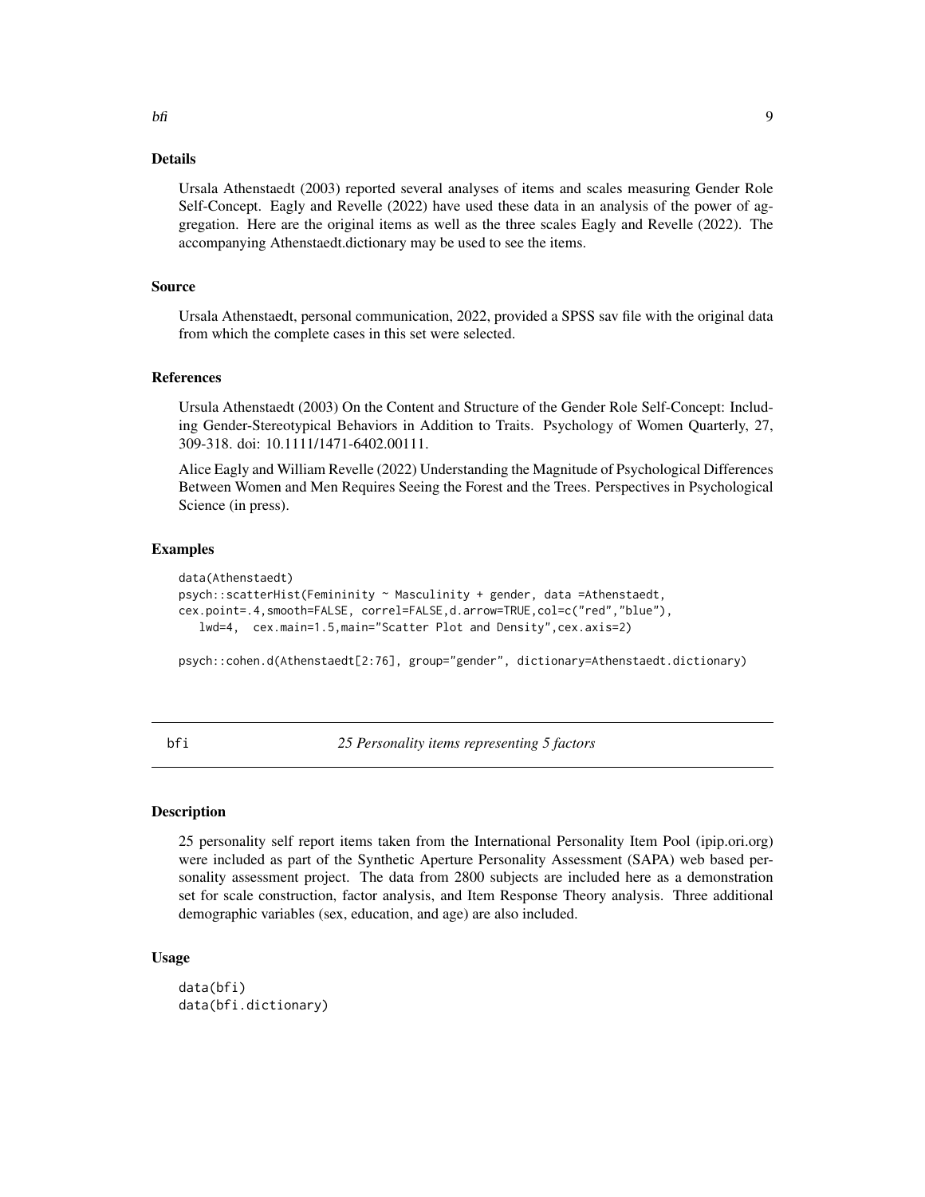### Details

Ursala Athenstaedt (2003) reported several analyses of items and scales measuring Gender Role Self-Concept. Eagly and Revelle (2022) have used these data in an analysis of the power of aggregation. Here are the original items as well as the three scales Eagly and Revelle (2022). The accompanying Athenstaedt.dictionary may be used to see the items.

### Source

Ursala Athenstaedt, personal communication, 2022, provided a SPSS sav file with the original data from which the complete cases in this set were selected.

### References

Ursula Athenstaedt (2003) On the Content and Structure of the Gender Role Self-Concept: Including Gender-Stereotypical Behaviors in Addition to Traits. Psychology of Women Quarterly, 27, 309-318. doi: 10.1111/1471-6402.00111.

Alice Eagly and William Revelle (2022) Understanding the Magnitude of Psychological Differences Between Women and Men Requires Seeing the Forest and the Trees. Perspectives in Psychological Science (in press).

### Examples

```
data(Athenstaedt)
psych::scatterHist(Femininity ~ Masculinity + gender, data =Athenstaedt,
cex.point=.4,smooth=FALSE, correl=FALSE,d.arrow=TRUE,col=c("red","blue"),
   lwd=4,  cex.main=1.5,main="Scatter Plot and Density",cex.axis=2)

psych::cohen.d(Athenstaedt[2:76], group="gender", dictionary=Athenstaedt.dictionary)
```

---

## bfi — *25 Personality items representing 5 factors*

### Description

25 personality self report items taken from the International Personality Item Pool (ipip.ori.org) were included as part of the Synthetic Aperture Personality Assessment (SAPA) web based personality assessment project. The data from 2800 subjects are included here as a demonstration set for scale construction, factor analysis, and Item Response Theory analysis. Three additional demographic variables (sex, education, and age) are also included.

### Usage

```
data(bfi)
data(bfi.dictionary)
```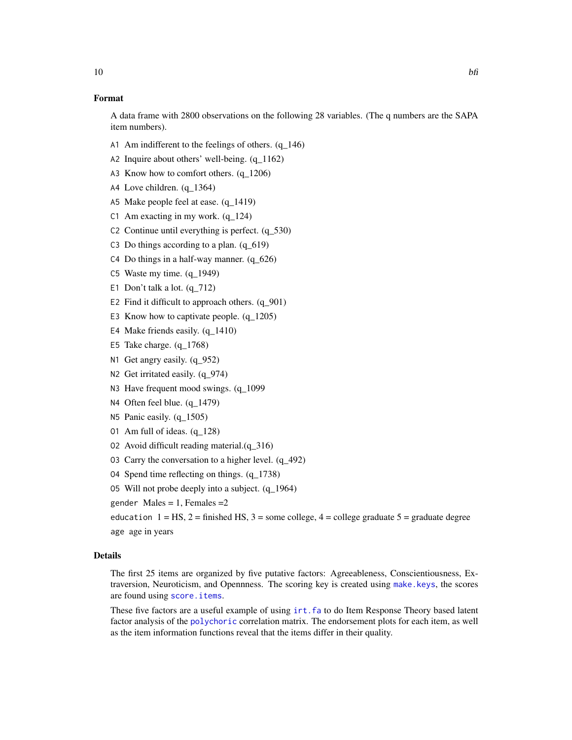### Format

A data frame with 2800 observations on the following 28 variables. (The q numbers are the SAPA item numbers).

- `A1` Am indifferent to the feelings of others. (q_146)
- `A2` Inquire about others' well-being. (q_1162)
- `A3` Know how to comfort others. (q_1206)
- `A4` Love children. (q_1364)
- `A5` Make people feel at ease. (q_1419)
- `C1` Am exacting in my work. (q_124)
- `C2` Continue until everything is perfect. (q_530)
- `C3` Do things according to a plan. (q_619)
- `C4` Do things in a half-way manner. (q_626)
- `C5` Waste my time. (q_1949)
- `E1` Don't talk a lot. (q_712)
- `E2` Find it difficult to approach others. (q_901)
- `E3` Know how to captivate people. (q_1205)
- `E4` Make friends easily. (q_1410)
- `E5` Take charge. (q_1768)
- `N1` Get angry easily. (q_952)
- `N2` Get irritated easily. (q_974)
- `N3` Have frequent mood swings. (q_1099
- `N4` Often feel blue. (q_1479)
- `N5` Panic easily. (q_1505)
- `O1` Am full of ideas. (q_128)
- `O2` Avoid difficult reading material.(q_316)
- `O3` Carry the conversation to a higher level. (q_492)
- `O4` Spend time reflecting on things. (q_1738)
- `O5` Will not probe deeply into a subject. (q_1964)
- `gender` Males = 1, Females =2
- `education` 1 = HS, 2 = finished HS, 3 = some college, 4 = college graduate 5 = graduate degree
- `age` age in years

### Details

The first 25 items are organized by five putative factors: Agreeableness, Conscientiousness, Extraversion, Neuroticism, and Opennness. The scoring key is created using `make.keys`, the scores are found using `score.items`.

These five factors are a useful example of using `irt.fa` to do Item Response Theory based latent factor analysis of the `polychoric` correlation matrix. The endorsement plots for each item, as well as the item information functions reveal that the items differ in their quality.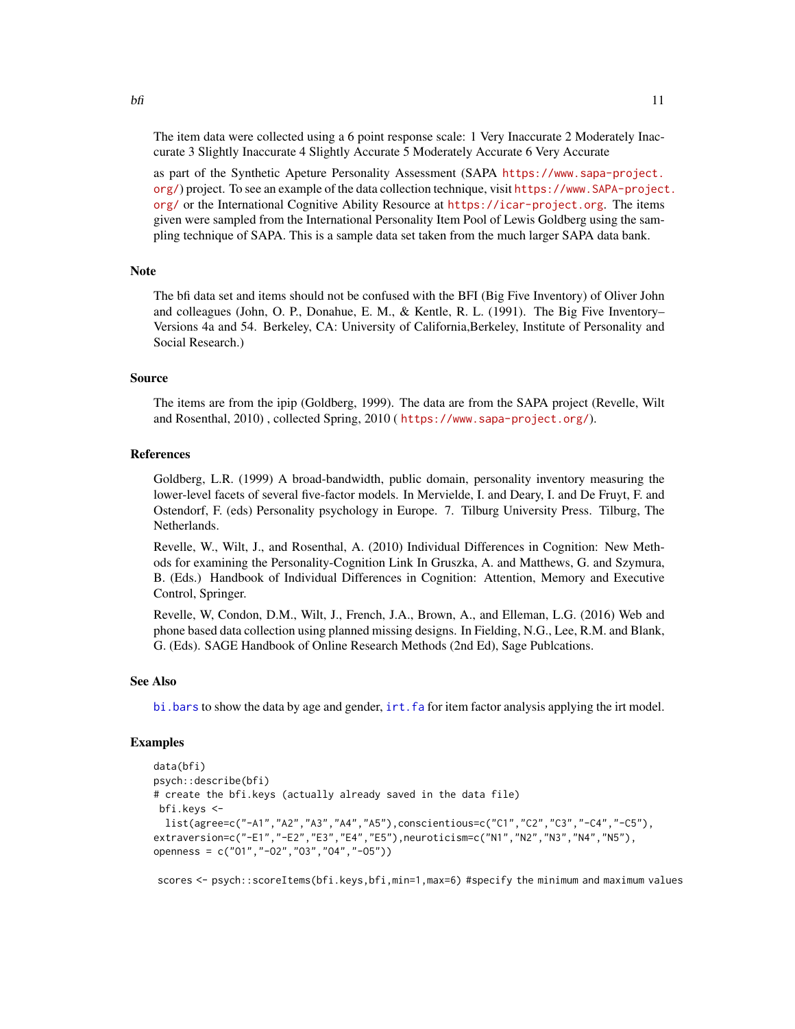The item data were collected using a 6 point response scale: 1 Very Inaccurate 2 Moderately Inaccurate 3 Slightly Inaccurate 4 Slightly Accurate 5 Moderately Accurate 6 Very Accurate

as part of the Synthetic Apeture Personality Assessment (SAPA https://www.sapa-project.org/) project. To see an example of the data collection technique, visit https://www.SAPA-project.org/ or the International Cognitive Ability Resource at https://icar-project.org. The items given were sampled from the International Personality Item Pool of Lewis Goldberg using the sampling technique of SAPA. This is a sample data set taken from the much larger SAPA data bank.

## Note

The bfi data set and items should not be confused with the BFI (Big Five Inventory) of Oliver John and colleagues (John, O. P., Donahue, E. M., & Kentle, R. L. (1991). The Big Five Inventory–Versions 4a and 54. Berkeley, CA: University of California,Berkeley, Institute of Personality and Social Research.)

## Source

The items are from the ipip (Goldberg, 1999). The data are from the SAPA project (Revelle, Wilt and Rosenthal, 2010) , collected Spring, 2010 ( https://www.sapa-project.org/).

## References

Goldberg, L.R. (1999) A broad-bandwidth, public domain, personality inventory measuring the lower-level facets of several five-factor models. In Mervielde, I. and Deary, I. and De Fruyt, F. and Ostendorf, F. (eds) Personality psychology in Europe. 7. Tilburg University Press. Tilburg, The Netherlands.

Revelle, W., Wilt, J., and Rosenthal, A. (2010) Individual Differences in Cognition: New Methods for examining the Personality-Cognition Link In Gruszka, A. and Matthews, G. and Szymura, B. (Eds.) Handbook of Individual Differences in Cognition: Attention, Memory and Executive Control, Springer.

Revelle, W, Condon, D.M., Wilt, J., French, J.A., Brown, A., and Elleman, L.G. (2016) Web and phone based data collection using planned missing designs. In Fielding, N.G., Lee, R.M. and Blank, G. (Eds). SAGE Handbook of Online Research Methods (2nd Ed), Sage Publcations.

## See Also

bi.bars to show the data by age and gender, irt.fa for item factor analysis applying the irt model.

## Examples

```
data(bfi)
psych::describe(bfi)
# create the bfi.keys (actually already saved in the data file)
 bfi.keys <-
  list(agree=c("-A1","A2","A3","A4","A5"),conscientious=c("C1","C2","C3","-C4","-C5"),
extraversion=c("-E1","-E2","E3","E4","E5"),neuroticism=c("N1","N2","N3","N4","N5"),
openness = c("O1","-O2","O3","O4","-O5"))

 scores <- psych::scoreItems(bfi.keys,bfi,min=1,max=6) #specify the minimum and maximum values
```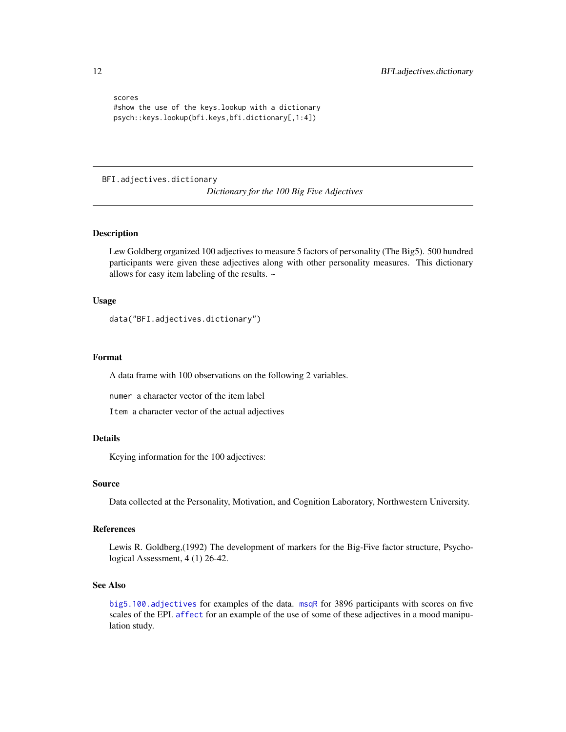```
scores
#show the use of the keys.lookup with a dictionary
psych::keys.lookup(bfi.keys,bfi.dictionary[,1:4])
```

---

BFI.adjectives.dictionary *Dictionary for the 100 Big Five Adjectives*

---

## Description

Lew Goldberg organized 100 adjectives to measure 5 factors of personality (The Big5). 500 hundred participants were given these adjectives along with other personality measures. This dictionary allows for easy item labeling of the results. ~

## Usage

```
data("BFI.adjectives.dictionary")
```

## Format

A data frame with 100 observations on the following 2 variables.

`numer` a character vector of the item label

`Item` a character vector of the actual adjectives

## Details

Keying information for the 100 adjectives:

## Source

Data collected at the Personality, Motivation, and Cognition Laboratory, Northwestern University.

## References

Lewis R. Goldberg,(1992) The development of markers for the Big-Five factor structure, Psychological Assessment, 4 (1) 26-42.

## See Also

`big5.100.adjectives` for examples of the data. `msqR` for 3896 participants with scores on five scales of the EPI. `affect` for an example of the use of some of these adjectives in a mood manipulation study.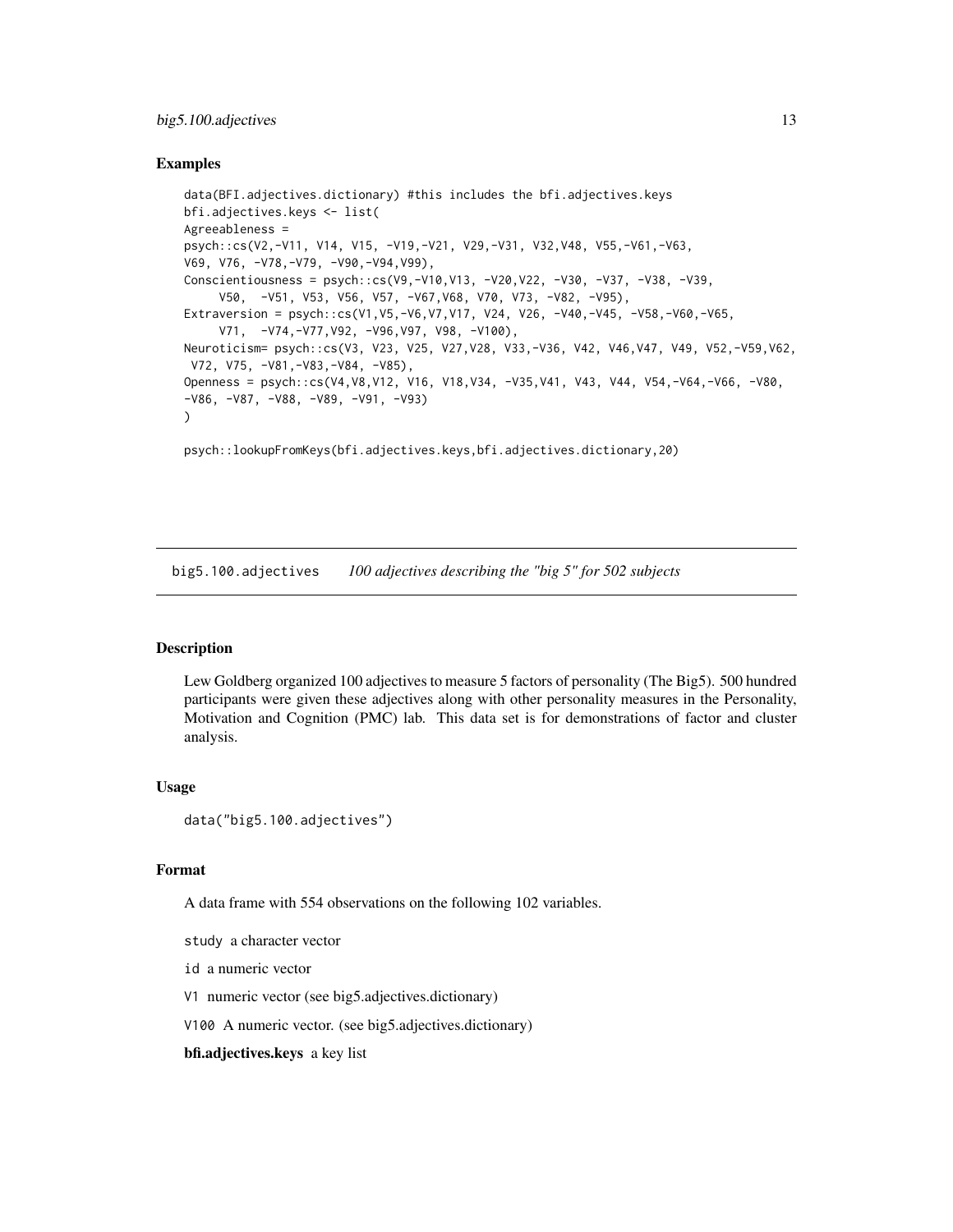## Examples

```
data(BFI.adjectives.dictionary) #this includes the bfi.adjectives.keys
bfi.adjectives.keys <- list(
Agreeableness =
psych::cs(V2,-V11, V14, V15, -V19,-V21, V29,-V31, V32,V48, V55,-V61,-V63,
V69, V76, -V78,-V79, -V90,-V94,V99),
Conscientiousness = psych::cs(V9,-V10,V13, -V20,V22, -V30, -V37, -V38, -V39,
     V50,  -V51, V53, V56, V57, -V67,V68, V70, V73, -V82, -V95),
Extraversion = psych::cs(V1,V5,-V6,V7,V17, V24, V26, -V40,-V45, -V58,-V60,-V65,
     V71,  -V74,-V77,V92, -V96,V97, V98, -V100),
Neuroticism= psych::cs(V3, V23, V25, V27,V28, V33,-V36, V42, V46,V47, V49, V52,-V59,V62,
 V72, V75, -V81,-V83,-V84, -V85),
Openness = psych::cs(V4,V8,V12, V16, V18,V34, -V35,V41, V43, V44, V54,-V64,-V66, -V80,
-V86, -V87, -V88, -V89, -V91, -V93)
)

psych::lookupFromKeys(bfi.adjectives.keys,bfi.adjectives.dictionary,20)
```

---

## big5.100.adjectives    *100 adjectives describing the "big 5" for 502 subjects*

---

### Description

Lew Goldberg organized 100 adjectives to measure 5 factors of personality (The Big5). 500 hundred participants were given these adjectives along with other personality measures in the Personality, Motivation and Cognition (PMC) lab. This data set is for demonstrations of factor and cluster analysis.

### Usage

```
data("big5.100.adjectives")
```

### Format

A data frame with 554 observations on the following 102 variables.

`study` a character vector

`id` a numeric vector

`V1` numeric vector (see big5.adjectives.dictionary)

`V100` A numeric vector. (see big5.adjectives.dictionary)

**bfi.adjectives.keys** a key list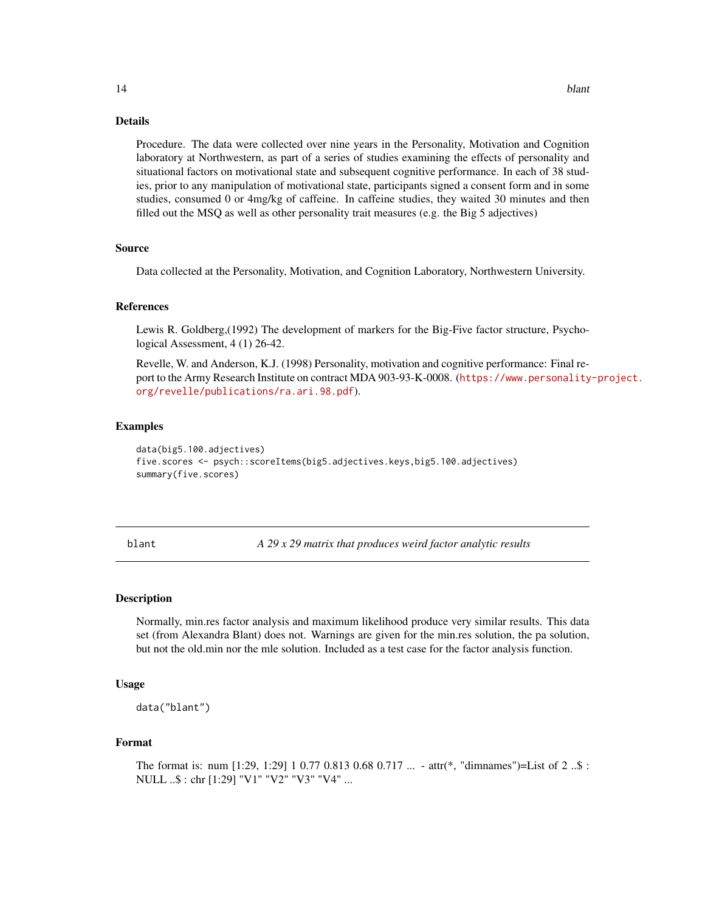## Details

Procedure. The data were collected over nine years in the Personality, Motivation and Cognition laboratory at Northwestern, as part of a series of studies examining the effects of personality and situational factors on motivational state and subsequent cognitive performance. In each of 38 studies, prior to any manipulation of motivational state, participants signed a consent form and in some studies, consumed 0 or 4mg/kg of caffeine. In caffeine studies, they waited 30 minutes and then filled out the MSQ as well as other personality trait measures (e.g. the Big 5 adjectives)

## Source

Data collected at the Personality, Motivation, and Cognition Laboratory, Northwestern University.

## References

Lewis R. Goldberg,(1992) The development of markers for the Big-Five factor structure, Psychological Assessment, 4 (1) 26-42.

Revelle, W. and Anderson, K.J. (1998) Personality, motivation and cognitive performance: Final report to the Army Research Institute on contract MDA 903-93-K-0008. (https://www.personality-project.org/revelle/publications/ra.ari.98.pdf).

## Examples

```
data(big5.100.adjectives)
five.scores <- psych::scoreItems(big5.adjectives.keys,big5.100.adjectives)
summary(five.scores)
```

---

# blant — *A 29 x 29 matrix that produces weird factor analytic results*

## Description

Normally, min.res factor analysis and maximum likelihood produce very similar results. This data set (from Alexandra Blant) does not. Warnings are given for the min.res solution, the pa solution, but not the old.min nor the mle solution. Included as a test case for the factor analysis function.

## Usage

```
data("blant")
```

## Format

The format is: num [1:29, 1:29] 1 0.77 0.813 0.68 0.717 ... - attr(*, "dimnames")=List of 2 ..$ : NULL ..$ : chr [1:29] "V1" "V2" "V3" "V4" ...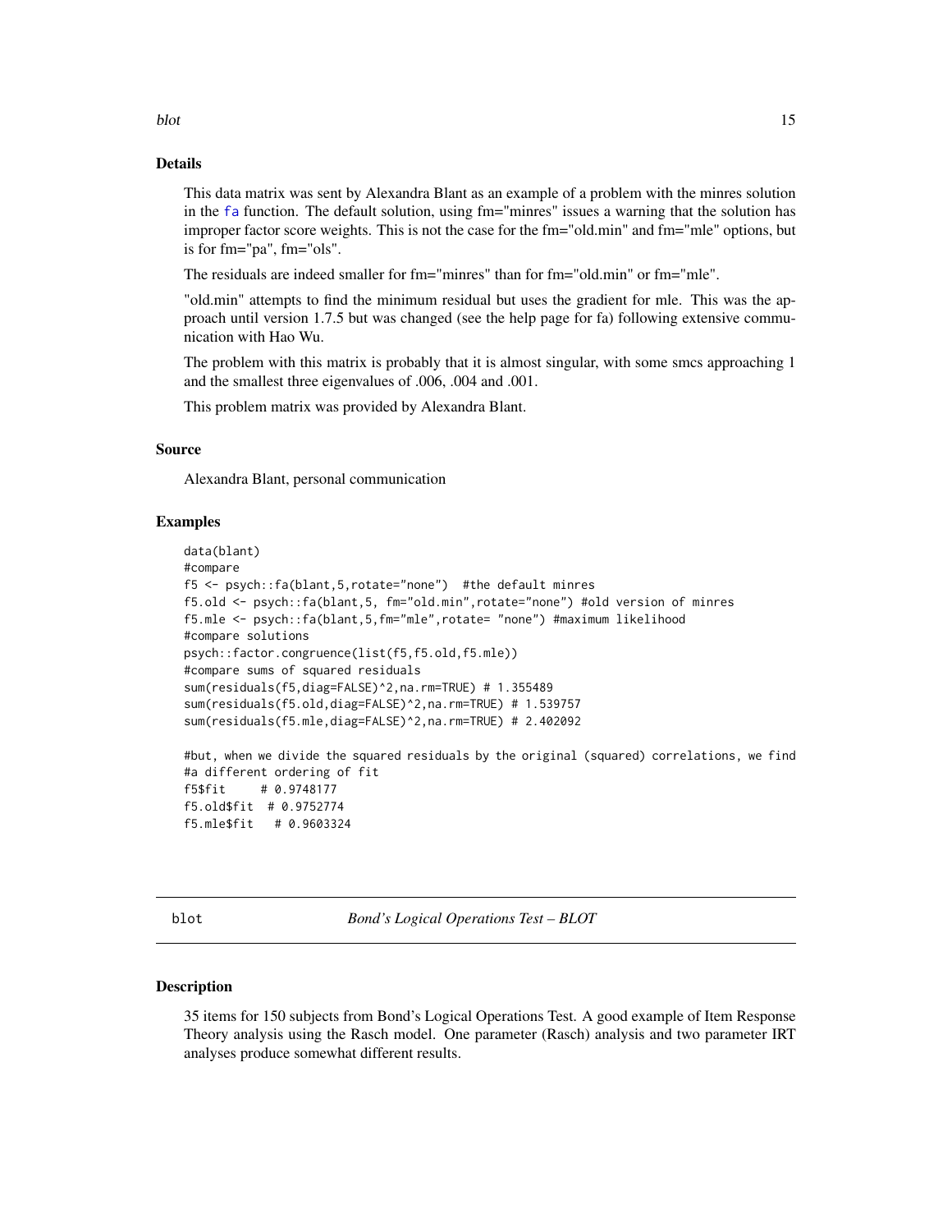### Details

This data matrix was sent by Alexandra Blant as an example of a problem with the minres solution in the fa function. The default solution, using fm="minres" issues a warning that the solution has improper factor score weights. This is not the case for the fm="old.min" and fm="mle" options, but is for fm="pa", fm="ols".

The residuals are indeed smaller for fm="minres" than for fm="old.min" or fm="mle".

"old.min" attempts to find the minimum residual but uses the gradient for mle. This was the approach until version 1.7.5 but was changed (see the help page for fa) following extensive communication with Hao Wu.

The problem with this matrix is probably that it is almost singular, with some smcs approaching 1 and the smallest three eigenvalues of .006, .004 and .001.

This problem matrix was provided by Alexandra Blant.

### Source

Alexandra Blant, personal communication

### Examples

```
data(blant)
#compare
f5 <- psych::fa(blant,5,rotate="none")  #the default minres
f5.old <- psych::fa(blant,5, fm="old.min",rotate="none") #old version of minres
f5.mle <- psych::fa(blant,5,fm="mle",rotate= "none") #maximum likelihood
#compare solutions
psych::factor.congruence(list(f5,f5.old,f5.mle))
#compare sums of squared residuals
sum(residuals(f5,diag=FALSE)^2,na.rm=TRUE) # 1.355489
sum(residuals(f5.old,diag=FALSE)^2,na.rm=TRUE) # 1.539757
sum(residuals(f5.mle,diag=FALSE)^2,na.rm=TRUE) # 2.402092

#but, when we divide the squared residuals by the original (squared) correlations, we find
#a different ordering of fit
f5$fit     # 0.9748177
f5.old$fit  # 0.9752774
f5.mle$fit   # 0.9603324
```

---

## blot    *Bond's Logical Operations Test – BLOT*

### Description

35 items for 150 subjects from Bond's Logical Operations Test. A good example of Item Response Theory analysis using the Rasch model. One parameter (Rasch) analysis and two parameter IRT analyses produce somewhat different results.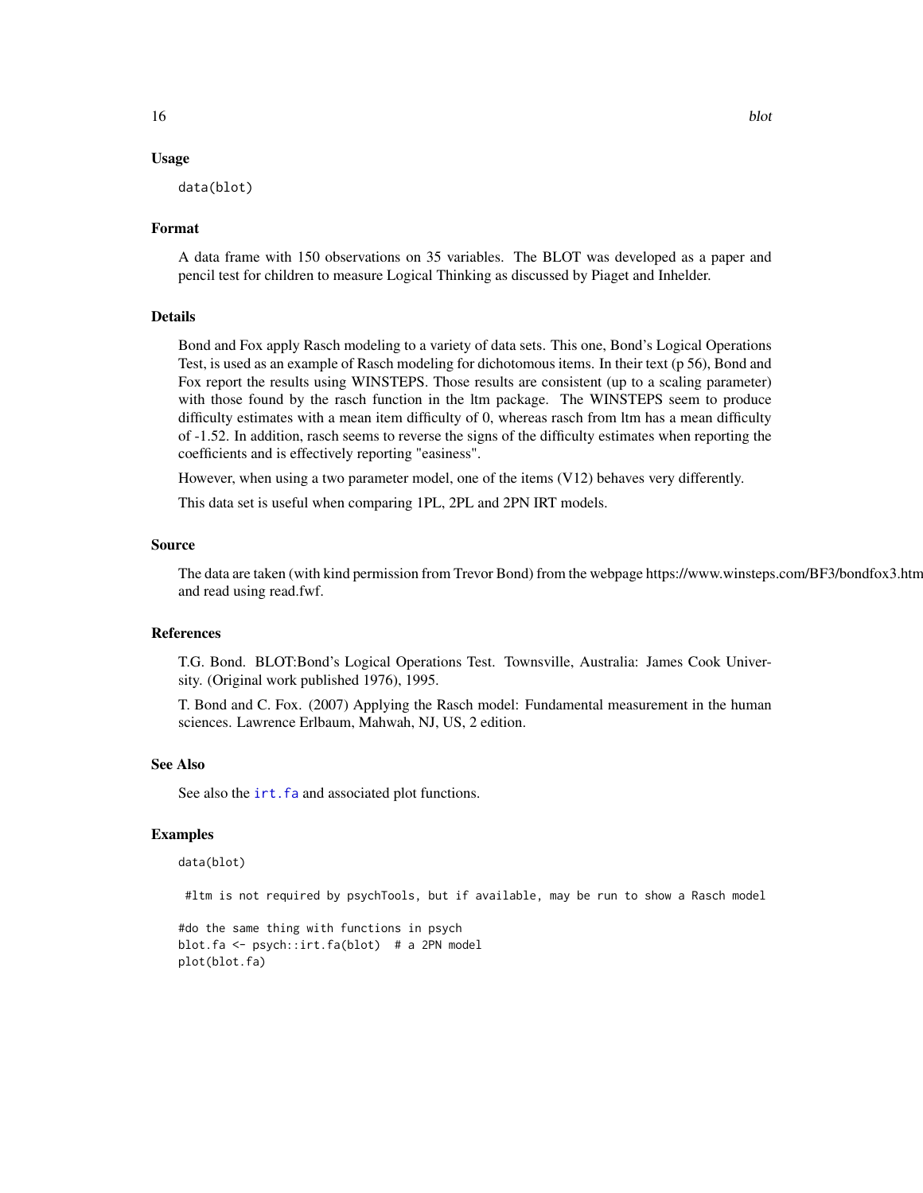## Usage

```
data(blot)
```

## Format

A data frame with 150 observations on 35 variables. The BLOT was developed as a paper and pencil test for children to measure Logical Thinking as discussed by Piaget and Inhelder.

## Details

Bond and Fox apply Rasch modeling to a variety of data sets. This one, Bond's Logical Operations Test, is used as an example of Rasch modeling for dichotomous items. In their text (p 56), Bond and Fox report the results using WINSTEPS. Those results are consistent (up to a scaling parameter) with those found by the rasch function in the ltm package. The WINSTEPS seem to produce difficulty estimates with a mean item difficulty of 0, whereas rasch from ltm has a mean difficulty of -1.52. In addition, rasch seems to reverse the signs of the difficulty estimates when reporting the coefficients and is effectively reporting "easiness".

However, when using a two parameter model, one of the items (V12) behaves very differently.

This data set is useful when comparing 1PL, 2PL and 2PN IRT models.

## Source

The data are taken (with kind permission from Trevor Bond) from the webpage https://www.winsteps.com/BF3/bondfox3.htm and read using read.fwf.

## References

T.G. Bond. BLOT:Bond's Logical Operations Test. Townsville, Australia: James Cook University. (Original work published 1976), 1995.

T. Bond and C. Fox. (2007) Applying the Rasch model: Fundamental measurement in the human sciences. Lawrence Erlbaum, Mahwah, NJ, US, 2 edition.

## See Also

See also the irt.fa and associated plot functions.

## Examples

```
data(blot)

 #ltm is not required by psychTools, but if available, may be run to show a Rasch model

#do the same thing with functions in psych
blot.fa <- psych::irt.fa(blot)  # a 2PN model
plot(blot.fa)
```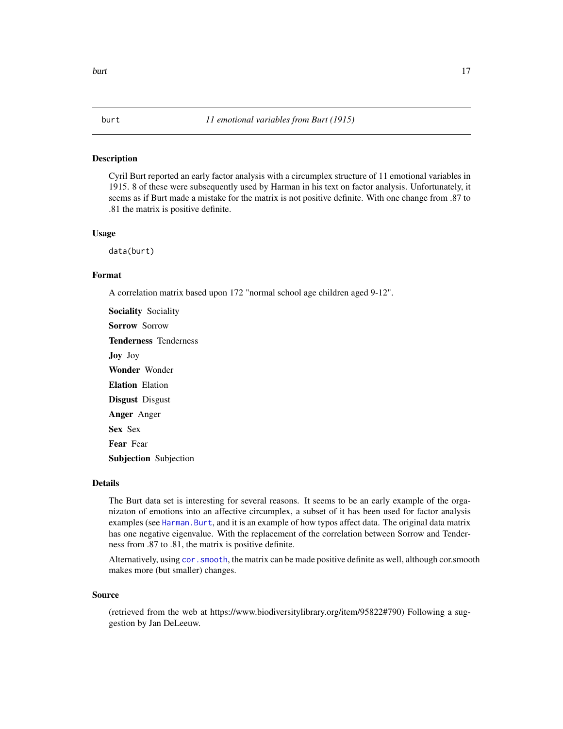burt *11 emotional variables from Burt (1915)*

## Description

Cyril Burt reported an early factor analysis with a circumplex structure of 11 emotional variables in 1915. 8 of these were subsequently used by Harman in his text on factor analysis. Unfortunately, it seems as if Burt made a mistake for the matrix is not positive definite. With one change from .87 to .81 the matrix is positive definite.

## Usage

```
data(burt)
```

## Format

A correlation matrix based upon 172 "normal school age children aged 9-12".

**Sociality** Sociality

**Sorrow** Sorrow

**Tenderness** Tenderness

**Joy** Joy

**Wonder** Wonder

**Elation** Elation

**Disgust** Disgust

**Anger** Anger

**Sex** Sex

**Fear** Fear

**Subjection** Subjection

## Details

The Burt data set is interesting for several reasons. It seems to be an early example of the organizaton of emotions into an affective circumplex, a subset of it has been used for factor analysis examples (see `Harman.Burt`, and it is an example of how typos affect data. The original data matrix has one negative eigenvalue. With the replacement of the correlation between Sorrow and Tenderness from .87 to .81, the matrix is positive definite.

Alternatively, using `cor.smooth`, the matrix can be made positive definite as well, although cor.smooth makes more (but smaller) changes.

## Source

(retrieved from the web at https://www.biodiversitylibrary.org/item/95822#790) Following a suggestion by Jan DeLeeuw.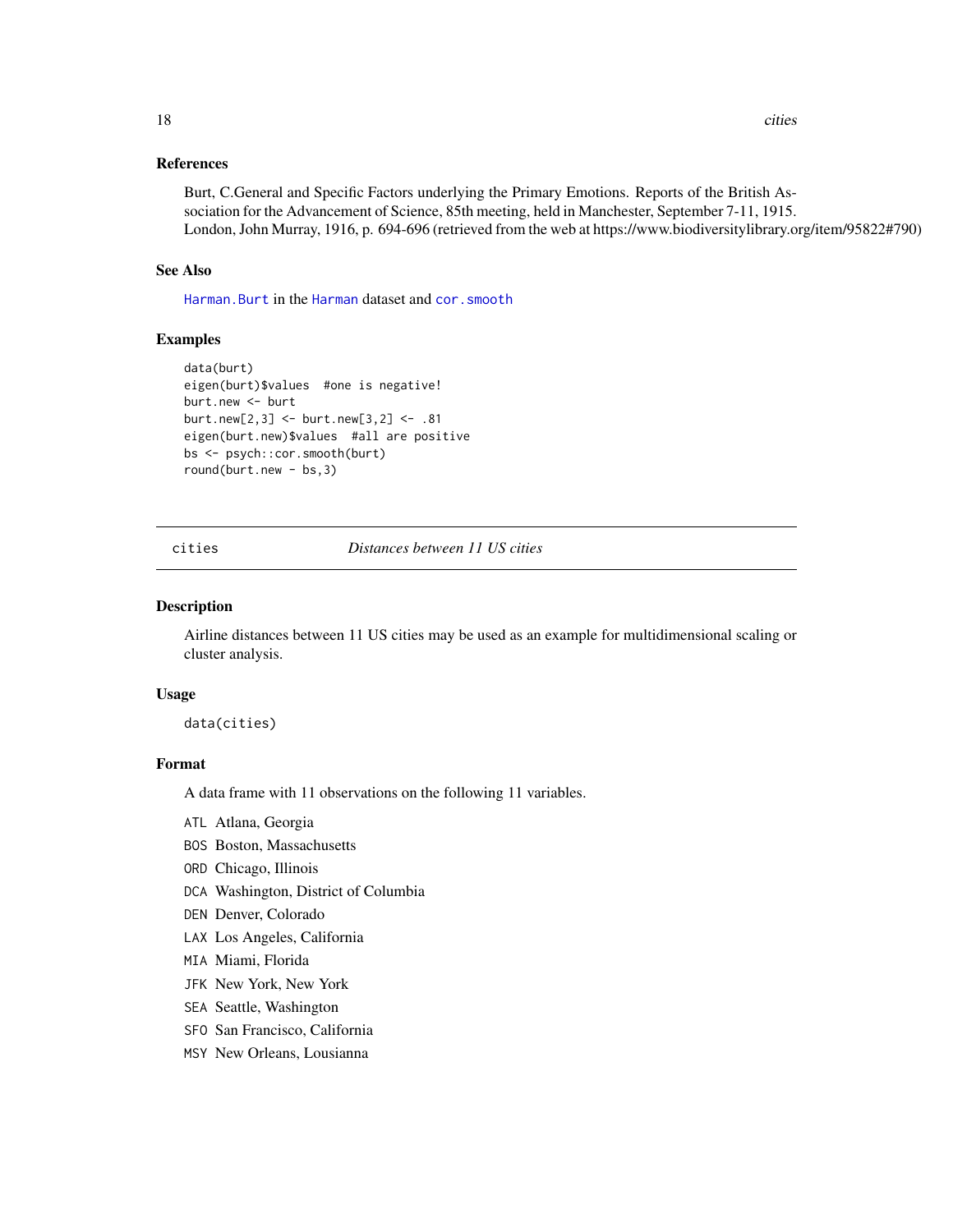### References

Burt, C.General and Specific Factors underlying the Primary Emotions. Reports of the British Association for the Advancement of Science, 85th meeting, held in Manchester, September 7-11, 1915. London, John Murray, 1916, p. 694-696 (retrieved from the web at https://www.biodiversitylibrary.org/item/95822#790)

### See Also

`Harman.Burt` in the `Harman` dataset and `cor.smooth`

### Examples

```
data(burt)
eigen(burt)$values  #one is negative!
burt.new <- burt
burt.new[2,3] <- burt.new[3,2] <- .81
eigen(burt.new)$values  #all are positive
bs <- psych::cor.smooth(burt)
round(burt.new - bs,3)
```

---

## cities *Distances between 11 US cities*

### Description

Airline distances between 11 US cities may be used as an example for multidimensional scaling or cluster analysis.

### Usage

```
data(cities)
```

### Format

A data frame with 11 observations on the following 11 variables.

- `ATL` Atlana, Georgia
- `BOS` Boston, Massachusetts
- `ORD` Chicago, Illinois
- `DCA` Washington, District of Columbia
- `DEN` Denver, Colorado
- `LAX` Los Angeles, California
- `MIA` Miami, Florida
- `JFK` New York, New York
- `SEA` Seattle, Washington
- `SFO` San Francisco, California
- `MSY` New Orleans, Lousianna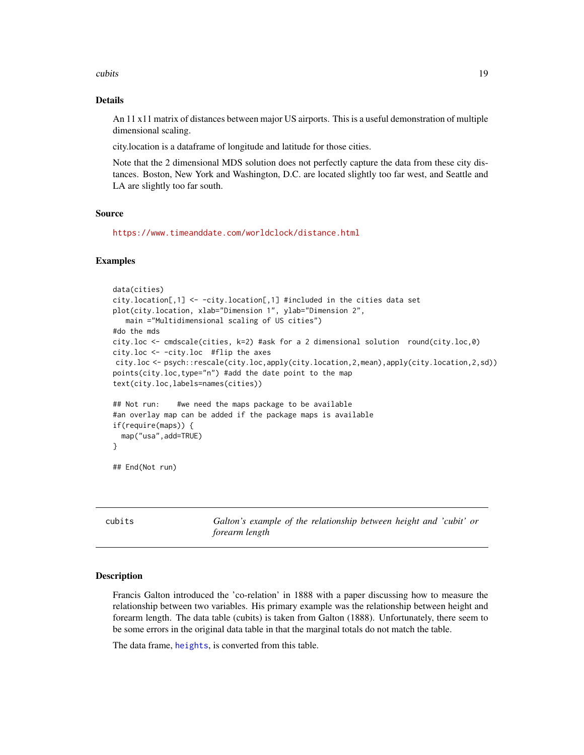## Details

An 11 x11 matrix of distances between major US airports. This is a useful demonstration of multiple dimensional scaling.

city.location is a dataframe of longitude and latitude for those cities.

Note that the 2 dimensional MDS solution does not perfectly capture the data from these city distances. Boston, New York and Washington, D.C. are located slightly too far west, and Seattle and LA are slightly too far south.

## Source

https://www.timeanddate.com/worldclock/distance.html

## Examples

```
data(cities)
city.location[,1] <- -city.location[,1] #included in the cities data set
plot(city.location, xlab="Dimension 1", ylab="Dimension 2",
   main ="Multidimensional scaling of US cities")
#do the mds
city.loc <- cmdscale(cities, k=2) #ask for a 2 dimensional solution  round(city.loc,0)
city.loc <- -city.loc  #flip the axes
 city.loc <- psych::rescale(city.loc,apply(city.location,2,mean),apply(city.location,2,sd))
points(city.loc,type="n") #add the date point to the map
text(city.loc,labels=names(cities))

## Not run:    #we need the maps package to be available
#an overlay map can be added if the package maps is available
if(require(maps)) {
  map("usa",add=TRUE)
}

## End(Not run)
```

---

# cubits    *Galton's example of the relationship between height and 'cubit' or forearm length*

## Description

Francis Galton introduced the 'co-relation' in 1888 with a paper discussing how to measure the relationship between two variables. His primary example was the relationship between height and forearm length. The data table (cubits) is taken from Galton (1888). Unfortunately, there seem to be some errors in the original data table in that the marginal totals do not match the table.

The data frame, heights, is converted from this table.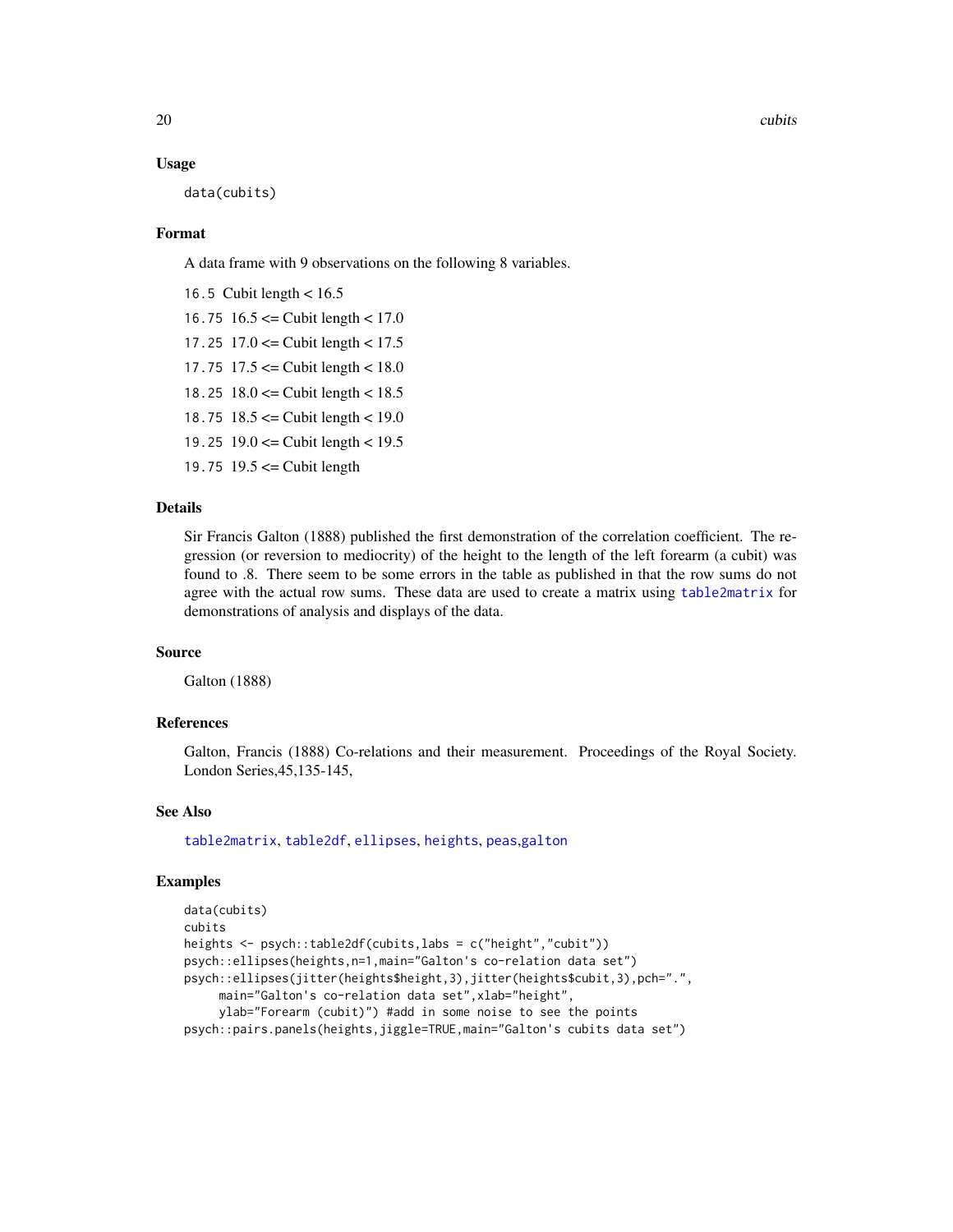## Usage

```
data(cubits)
```

## Format

A data frame with 9 observations on the following 8 variables.

- `16.5` Cubit length < 16.5
- `16.75` 16.5 <= Cubit length < 17.0
- `17.25` 17.0 <= Cubit length < 17.5
- `17.75` 17.5 <= Cubit length < 18.0
- `18.25` 18.0 <= Cubit length < 18.5
- `18.75` 18.5 <= Cubit length < 19.0
- `19.25` 19.0 <= Cubit length < 19.5
- `19.75` 19.5 <= Cubit length

## Details

Sir Francis Galton (1888) published the first demonstration of the correlation coefficient. The regression (or reversion to mediocrity) of the height to the length of the left forearm (a cubit) was found to .8. There seem to be some errors in the table as published in that the row sums do not agree with the actual row sums. These data are used to create a matrix using `table2matrix` for demonstrations of analysis and displays of the data.

## Source

Galton (1888)

## References

Galton, Francis (1888) Co-relations and their measurement. Proceedings of the Royal Society. London Series,45,135-145,

## See Also

`table2matrix`, `table2df`, `ellipses`, `heights`, `peas`,`galton`

## Examples

```
data(cubits)
cubits
heights <- psych::table2df(cubits,labs = c("height","cubit"))
psych::ellipses(heights,n=1,main="Galton's co-relation data set")
psych::ellipses(jitter(heights$height,3),jitter(heights$cubit,3),pch=".",
     main="Galton's co-relation data set",xlab="height",
     ylab="Forearm (cubit)") #add in some noise to see the points
psych::pairs.panels(heights,jiggle=TRUE,main="Galton's cubits data set")
```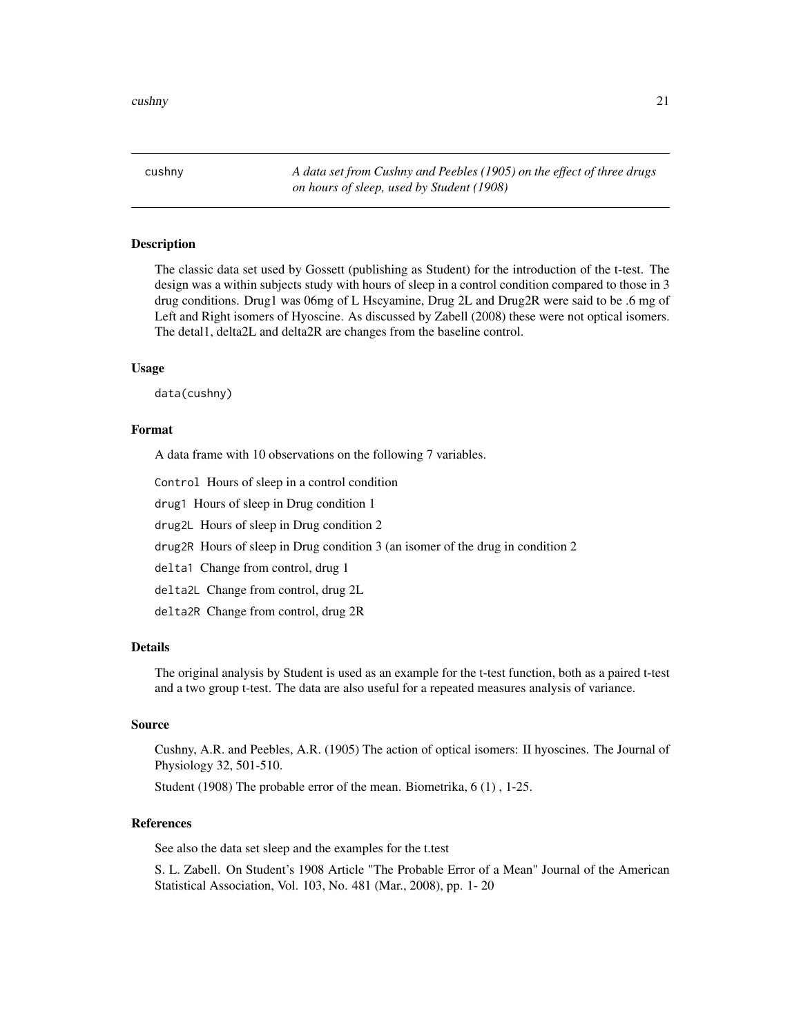# cushny

*A data set from Cushny and Peebles (1905) on the effect of three drugs on hours of sleep, used by Student (1908)*

## Description

The classic data set used by Gossett (publishing as Student) for the introduction of the t-test. The design was a within subjects study with hours of sleep in a control condition compared to those in 3 drug conditions. Drug1 was 06mg of L Hscyamine, Drug 2L and Drug2R were said to be .6 mg of Left and Right isomers of Hyoscine. As discussed by Zabell (2008) these were not optical isomers. The detal1, delta2L and delta2R are changes from the baseline control.

## Usage

```
data(cushny)
```

## Format

A data frame with 10 observations on the following 7 variables.

`Control` Hours of sleep in a control condition

`drug1` Hours of sleep in Drug condition 1

`drug2L` Hours of sleep in Drug condition 2

`drug2R` Hours of sleep in Drug condition 3 (an isomer of the drug in condition 2

`delta1` Change from control, drug 1

`delta2L` Change from control, drug 2L

`delta2R` Change from control, drug 2R

## Details

The original analysis by Student is used as an example for the t-test function, both as a paired t-test and a two group t-test. The data are also useful for a repeated measures analysis of variance.

## Source

Cushny, A.R. and Peebles, A.R. (1905) The action of optical isomers: II hyoscines. The Journal of Physiology 32, 501-510.

Student (1908) The probable error of the mean. Biometrika, 6 (1) , 1-25.

## References

See also the data set sleep and the examples for the t.test

S. L. Zabell. On Student's 1908 Article "The Probable Error of a Mean" Journal of the American Statistical Association, Vol. 103, No. 481 (Mar., 2008), pp. 1- 20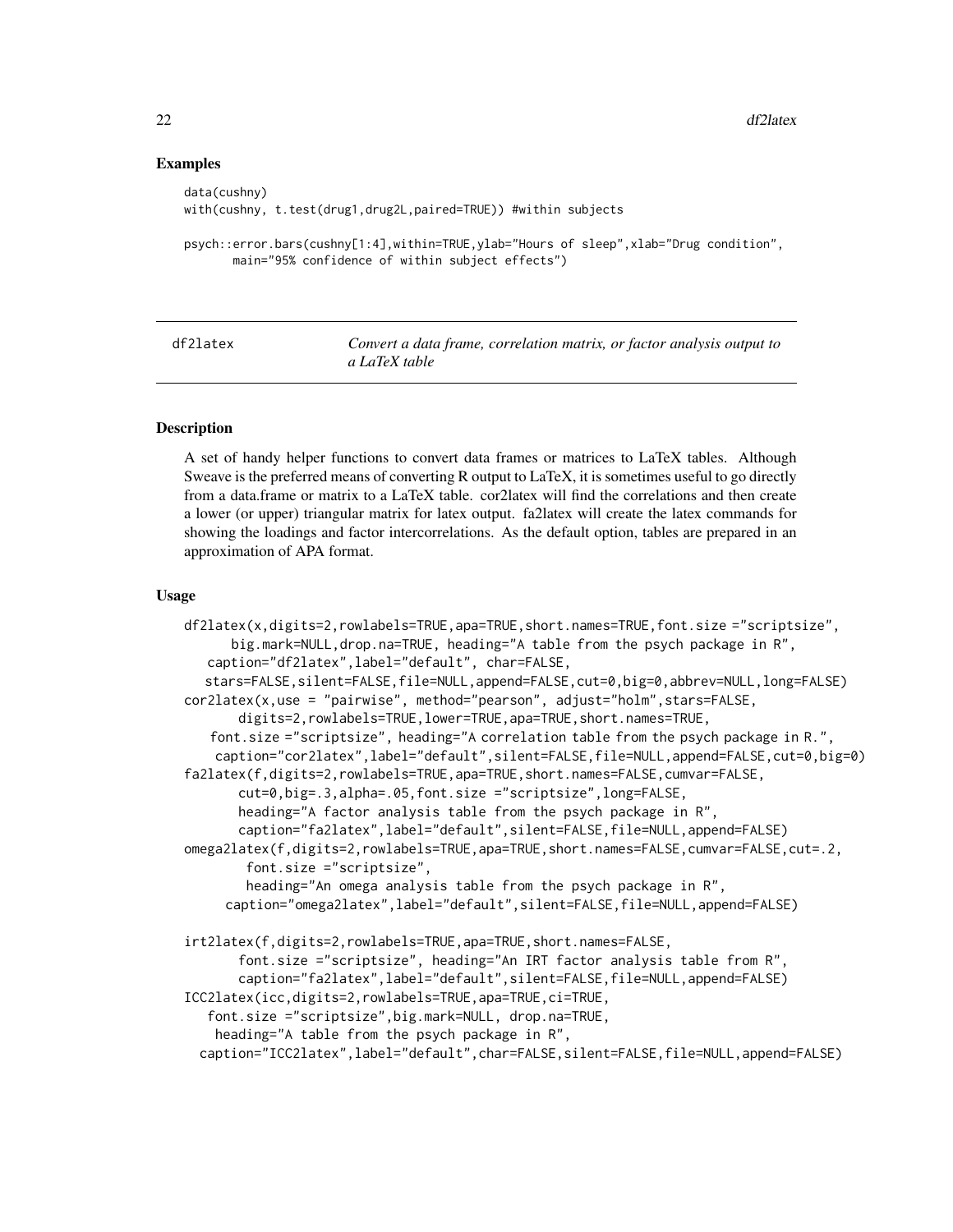### Examples

```
data(cushny)
with(cushny, t.test(drug1,drug2L,paired=TRUE)) #within subjects

psych::error.bars(cushny[1:4],within=TRUE,ylab="Hours of sleep",xlab="Drug condition",
       main="95% confidence of within subject effects")
```

---

## df2latex — *Convert a data frame, correlation matrix, or factor analysis output to a LaTeX table*

---

### Description

A set of handy helper functions to convert data frames or matrices to LaTeX tables. Although Sweave is the preferred means of converting R output to LaTeX, it is sometimes useful to go directly from a data.frame or matrix to a LaTeX table. cor2latex will find the correlations and then create a lower (or upper) triangular matrix for latex output. fa2latex will create the latex commands for showing the loadings and factor intercorrelations. As the default option, tables are prepared in an approximation of APA format.

### Usage

```
df2latex(x,digits=2,rowlabels=TRUE,apa=TRUE,short.names=TRUE,font.size ="scriptsize",
      big.mark=NULL,drop.na=TRUE, heading="A table from the psych package in R",
   caption="df2latex",label="default", char=FALSE,
   stars=FALSE,silent=FALSE,file=NULL,append=FALSE,cut=0,big=0,abbrev=NULL,long=FALSE)
cor2latex(x,use = "pairwise", method="pearson", adjust="holm",stars=FALSE,
       digits=2,rowlabels=TRUE,lower=TRUE,apa=TRUE,short.names=TRUE,
    font.size ="scriptsize", heading="A correlation table from the psych package in R.",
     caption="cor2latex",label="default",silent=FALSE,file=NULL,append=FALSE,cut=0,big=0)
fa2latex(f,digits=2,rowlabels=TRUE,apa=TRUE,short.names=FALSE,cumvar=FALSE,
       cut=0,big=.3,alpha=.05,font.size ="scriptsize",long=FALSE,
       heading="A factor analysis table from the psych package in R",
       caption="fa2latex",label="default",silent=FALSE,file=NULL,append=FALSE)
omega2latex(f,digits=2,rowlabels=TRUE,apa=TRUE,short.names=FALSE,cumvar=FALSE,cut=.2,
        font.size ="scriptsize",
        heading="An omega analysis table from the psych package in R",
      caption="omega2latex",label="default",silent=FALSE,file=NULL,append=FALSE)

irt2latex(f,digits=2,rowlabels=TRUE,apa=TRUE,short.names=FALSE,
       font.size ="scriptsize", heading="An IRT factor analysis table from R",
       caption="fa2latex",label="default",silent=FALSE,file=NULL,append=FALSE)
ICC2latex(icc,digits=2,rowlabels=TRUE,apa=TRUE,ci=TRUE,
   font.size ="scriptsize",big.mark=NULL, drop.na=TRUE,
    heading="A table from the psych package in R",
  caption="ICC2latex",label="default",char=FALSE,silent=FALSE,file=NULL,append=FALSE)
```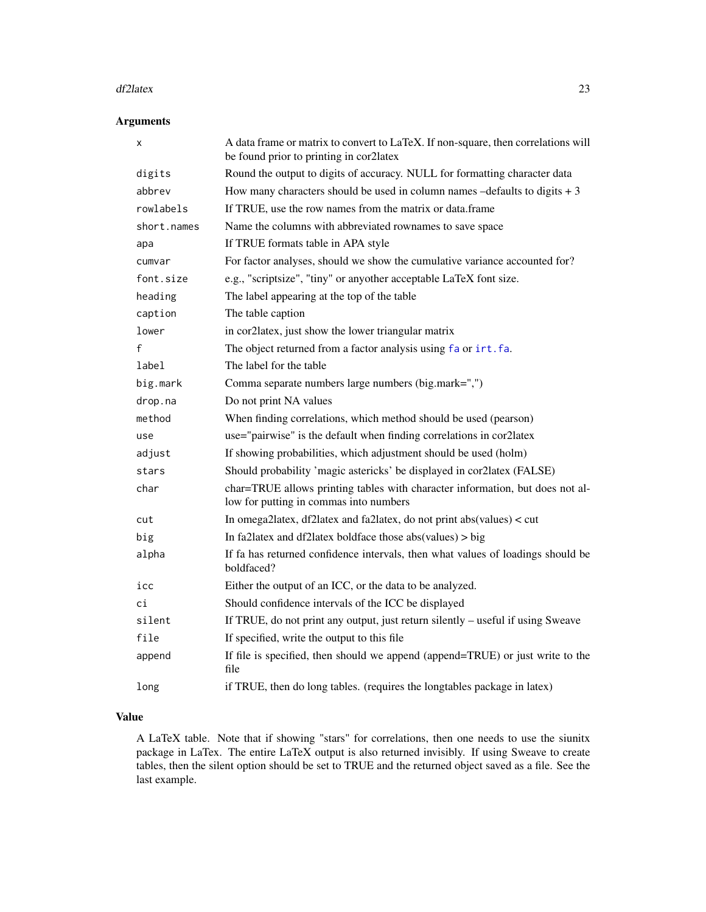## Arguments

| | |
|---|---|
| x | A data frame or matrix to convert to LaTeX. If non-square, then correlations will be found prior to printing in cor2latex |
| digits | Round the output to digits of accuracy. NULL for formatting character data |
| abbrev | How many characters should be used in column names –defaults to digits + 3 |
| rowlabels | If TRUE, use the row names from the matrix or data.frame |
| short.names | Name the columns with abbreviated rownames to save space |
| apa | If TRUE formats table in APA style |
| cumvar | For factor analyses, should we show the cumulative variance accounted for? |
| font.size | e.g., "scriptsize", "tiny" or anyother acceptable LaTeX font size. |
| heading | The label appearing at the top of the table |
| caption | The table caption |
| lower | in cor2latex, just show the lower triangular matrix |
| f | The object returned from a factor analysis using fa or irt.fa. |
| label | The label for the table |
| big.mark | Comma separate numbers large numbers (big.mark=",") |
| drop.na | Do not print NA values |
| method | When finding correlations, which method should be used (pearson) |
| use | use="pairwise" is the default when finding correlations in cor2latex |
| adjust | If showing probabilities, which adjustment should be used (holm) |
| stars | Should probability 'magic astericks' be displayed in cor2latex (FALSE) |
| char | char=TRUE allows printing tables with character information, but does not allow for putting in commas into numbers |
| cut | In omega2latex, df2latex and fa2latex, do not print abs(values) < cut |
| big | In fa2latex and df2latex boldface those abs(values) > big |
| alpha | If fa has returned confidence intervals, then what values of loadings should be boldfaced? |
| icc | Either the output of an ICC, or the data to be analyzed. |
| ci | Should confidence intervals of the ICC be displayed |
| silent | If TRUE, do not print any output, just return silently – useful if using Sweave |
| file | If specified, write the output to this file |
| append | If file is specified, then should we append (append=TRUE) or just write to the file |
| long | if TRUE, then do long tables. (requires the longtables package in latex) |

## Value

A LaTeX table. Note that if showing "stars" for correlations, then one needs to use the siunitx package in LaTex. The entire LaTeX output is also returned invisibly. If using Sweave to create tables, then the silent option should be set to TRUE and the returned object saved as a file. See the last example.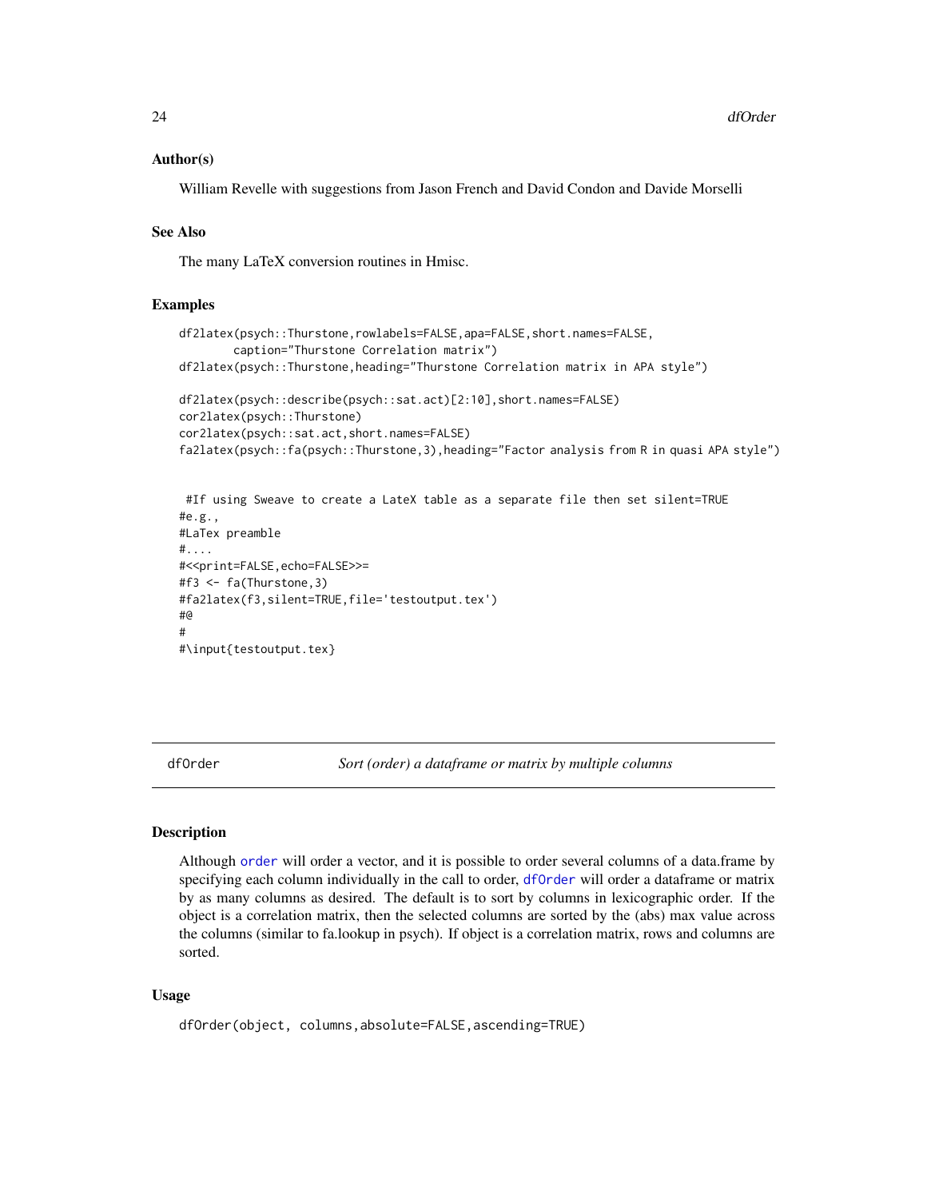### Author(s)

William Revelle with suggestions from Jason French and David Condon and Davide Morselli

### See Also

The many LaTeX conversion routines in Hmisc.

### Examples

```
df2latex(psych::Thurstone,rowlabels=FALSE,apa=FALSE,short.names=FALSE,
        caption="Thurstone Correlation matrix")
df2latex(psych::Thurstone,heading="Thurstone Correlation matrix in APA style")

df2latex(psych::describe(psych::sat.act)[2:10],short.names=FALSE)
cor2latex(psych::Thurstone)
cor2latex(psych::sat.act,short.names=FALSE)
fa2latex(psych::fa(psych::Thurstone,3),heading="Factor analysis from R in quasi APA style")


 #If using Sweave to create a LateX table as a separate file then set silent=TRUE
#e.g.,
#LaTex preamble
#....
#<<print=FALSE,echo=FALSE>>=
#f3 <- fa(Thurstone,3)
#fa2latex(f3,silent=TRUE,file='testoutput.tex')
#@
#
#\input{testoutput.tex}
```

---

## dfOrder — *Sort (order) a dataframe or matrix by multiple columns*

### Description

Although order will order a vector, and it is possible to order several columns of a data.frame by specifying each column individually in the call to order, dfOrder will order a dataframe or matrix by as many columns as desired. The default is to sort by columns in lexicographic order. If the object is a correlation matrix, then the selected columns are sorted by the (abs) max value across the columns (similar to fa.lookup in psych). If object is a correlation matrix, rows and columns are sorted.

### Usage

```
dfOrder(object, columns,absolute=FALSE,ascending=TRUE)
```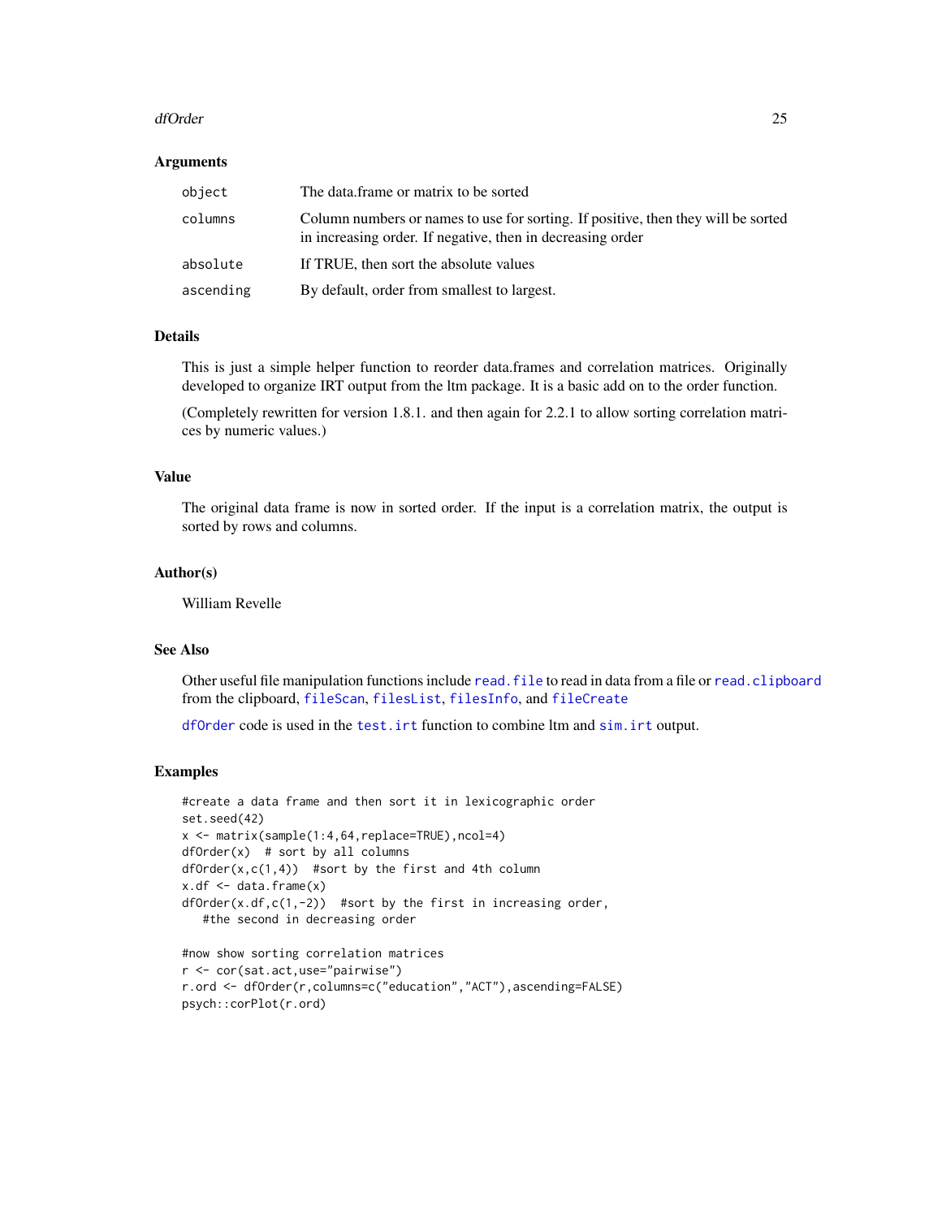## Arguments

| | |
|---|---|
| object | The data.frame or matrix to be sorted |
| columns | Column numbers or names to use for sorting. If positive, then they will be sorted in increasing order. If negative, then in decreasing order |
| absolute | If TRUE, then sort the absolute values |
| ascending | By default, order from smallest to largest. |

## Details

This is just a simple helper function to reorder data.frames and correlation matrices. Originally developed to organize IRT output from the ltm package. It is a basic add on to the order function.

(Completely rewritten for version 1.8.1. and then again for 2.2.1 to allow sorting correlation matrices by numeric values.)

## Value

The original data frame is now in sorted order. If the input is a correlation matrix, the output is sorted by rows and columns.

## Author(s)

William Revelle

## See Also

Other useful file manipulation functions include `read.file` to read in data from a file or `read.clipboard` from the clipboard, `fileScan`, `filesList`, `filesInfo`, and `fileCreate`

`dfOrder` code is used in the `test.irt` function to combine ltm and `sim.irt` output.

## Examples

```
#create a data frame and then sort it in lexicographic order
set.seed(42)
x <- matrix(sample(1:4,64,replace=TRUE),ncol=4)
dfOrder(x)  # sort by all columns
dfOrder(x,c(1,4))  #sort by the first and 4th column
x.df <- data.frame(x)
dfOrder(x.df,c(1,-2))  #sort by the first in increasing order,
   #the second in decreasing order

#now show sorting correlation matrices
r <- cor(sat.act,use="pairwise")
r.ord <- dfOrder(r,columns=c("education","ACT"),ascending=FALSE)
psych::corPlot(r.ord)
```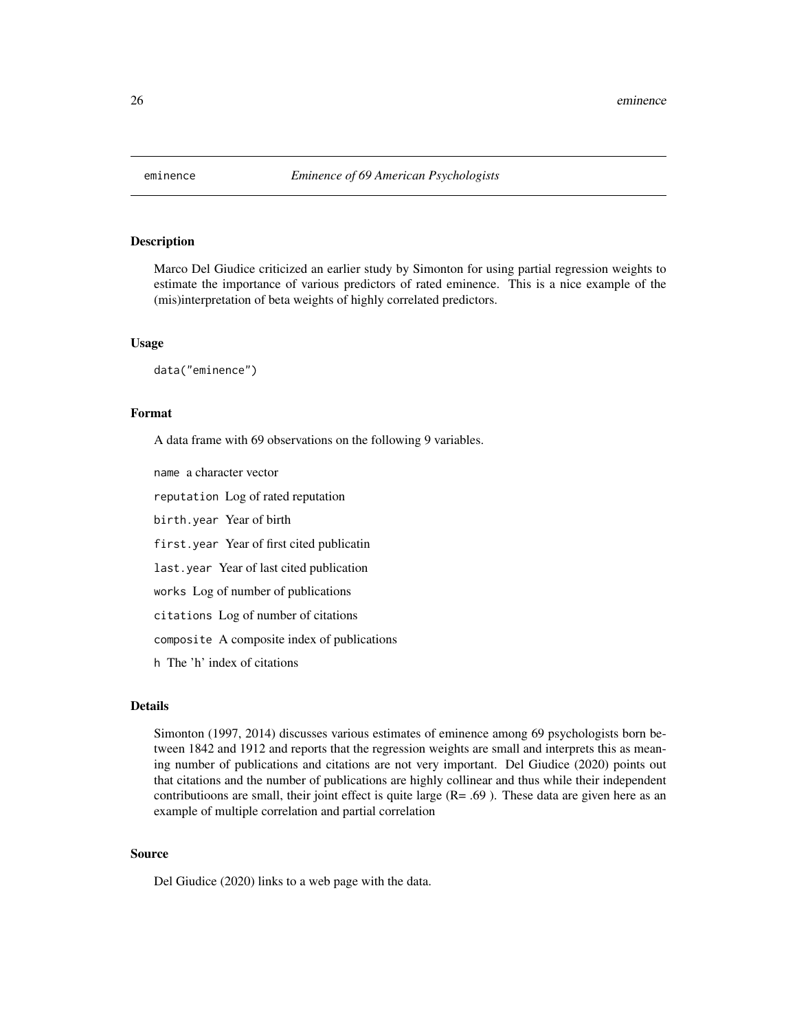eminence *Eminence of 69 American Psychologists*

## Description

Marco Del Giudice criticized an earlier study by Simonton for using partial regression weights to estimate the importance of various predictors of rated eminence. This is a nice example of the (mis)interpretation of beta weights of highly correlated predictors.

## Usage

```
data("eminence")
```

## Format

A data frame with 69 observations on the following 9 variables.

`name` a character vector

`reputation` Log of rated reputation

`birth.year` Year of birth

`first.year` Year of first cited publicatin

`last.year` Year of last cited publication

`works` Log of number of publications

`citations` Log of number of citations

`composite` A composite index of publications

`h` The 'h' index of citations

## Details

Simonton (1997, 2014) discusses various estimates of eminence among 69 psychologists born between 1842 and 1912 and reports that the regression weights are small and interprets this as meaning number of publications and citations are not very important. Del Giudice (2020) points out that citations and the number of publications are highly collinear and thus while their independent contributioons are small, their joint effect is quite large (R= .69 ). These data are given here as an example of multiple correlation and partial correlation

## Source

Del Giudice (2020) links to a web page with the data.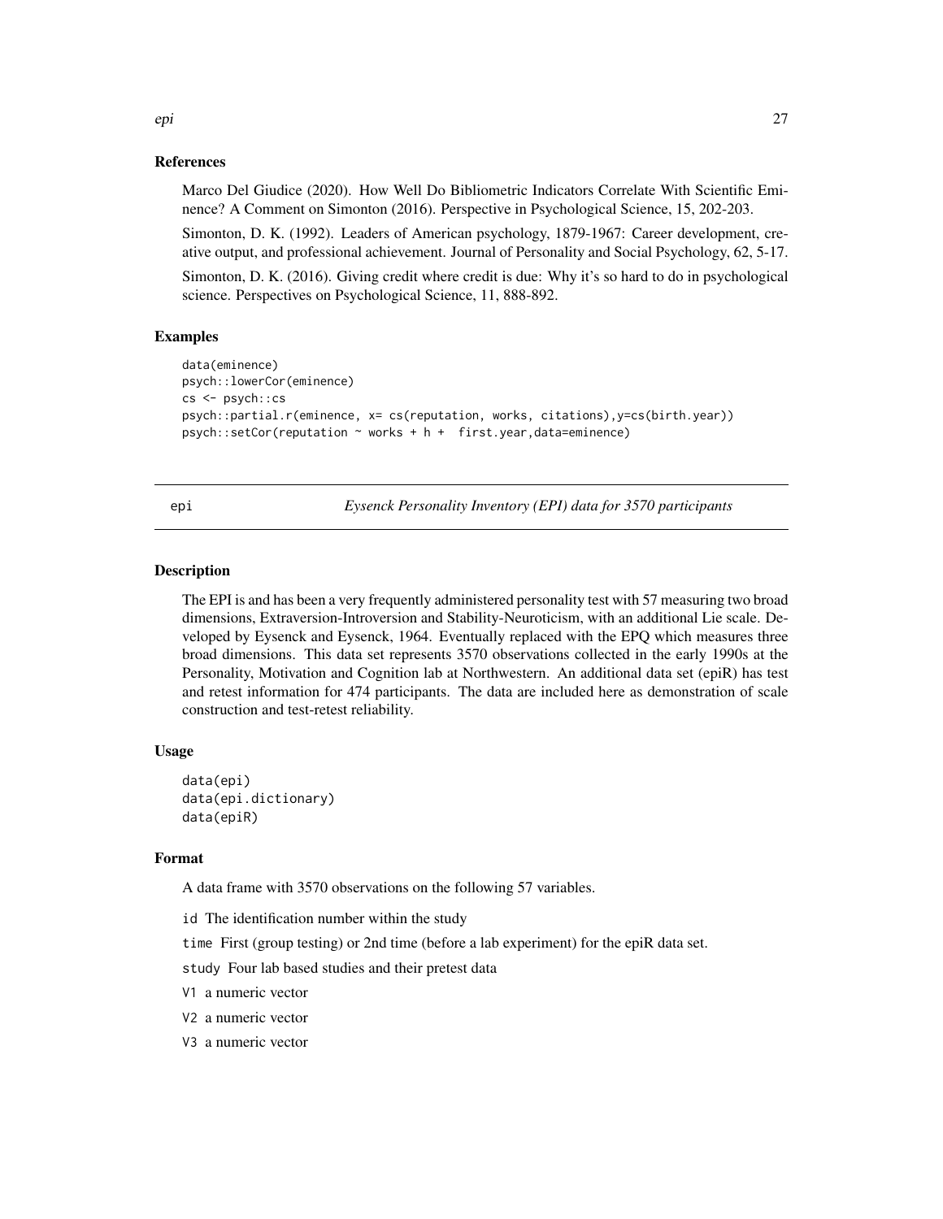### References

Marco Del Giudice (2020). How Well Do Bibliometric Indicators Correlate With Scientific Eminence? A Comment on Simonton (2016). Perspective in Psychological Science, 15, 202-203.

Simonton, D. K. (1992). Leaders of American psychology, 1879-1967: Career development, creative output, and professional achievement. Journal of Personality and Social Psychology, 62, 5-17.

Simonton, D. K. (2016). Giving credit where credit is due: Why it's so hard to do in psychological science. Perspectives on Psychological Science, 11, 888-892.

### Examples

```
data(eminence)
psych::lowerCor(eminence)
cs <- psych::cs
psych::partial.r(eminence, x= cs(reputation, works, citations),y=cs(birth.year))
psych::setCor(reputation ~ works + h +  first.year,data=eminence)
```

---

## epi — *Eysenck Personality Inventory (EPI) data for 3570 participants*

### Description

The EPI is and has been a very frequently administered personality test with 57 measuring two broad dimensions, Extraversion-Introversion and Stability-Neuroticism, with an additional Lie scale. Developed by Eysenck and Eysenck, 1964. Eventually replaced with the EPQ which measures three broad dimensions. This data set represents 3570 observations collected in the early 1990s at the Personality, Motivation and Cognition lab at Northwestern. An additional data set (epiR) has test and retest information for 474 participants. The data are included here as demonstration of scale construction and test-retest reliability.

### Usage

```
data(epi)
data(epi.dictionary)
data(epiR)
```

### Format

A data frame with 3570 observations on the following 57 variables.

`id` The identification number within the study

`time` First (group testing) or 2nd time (before a lab experiment) for the epiR data set.

`study` Four lab based studies and their pretest data

`V1` a numeric vector

`V2` a numeric vector

`V3` a numeric vector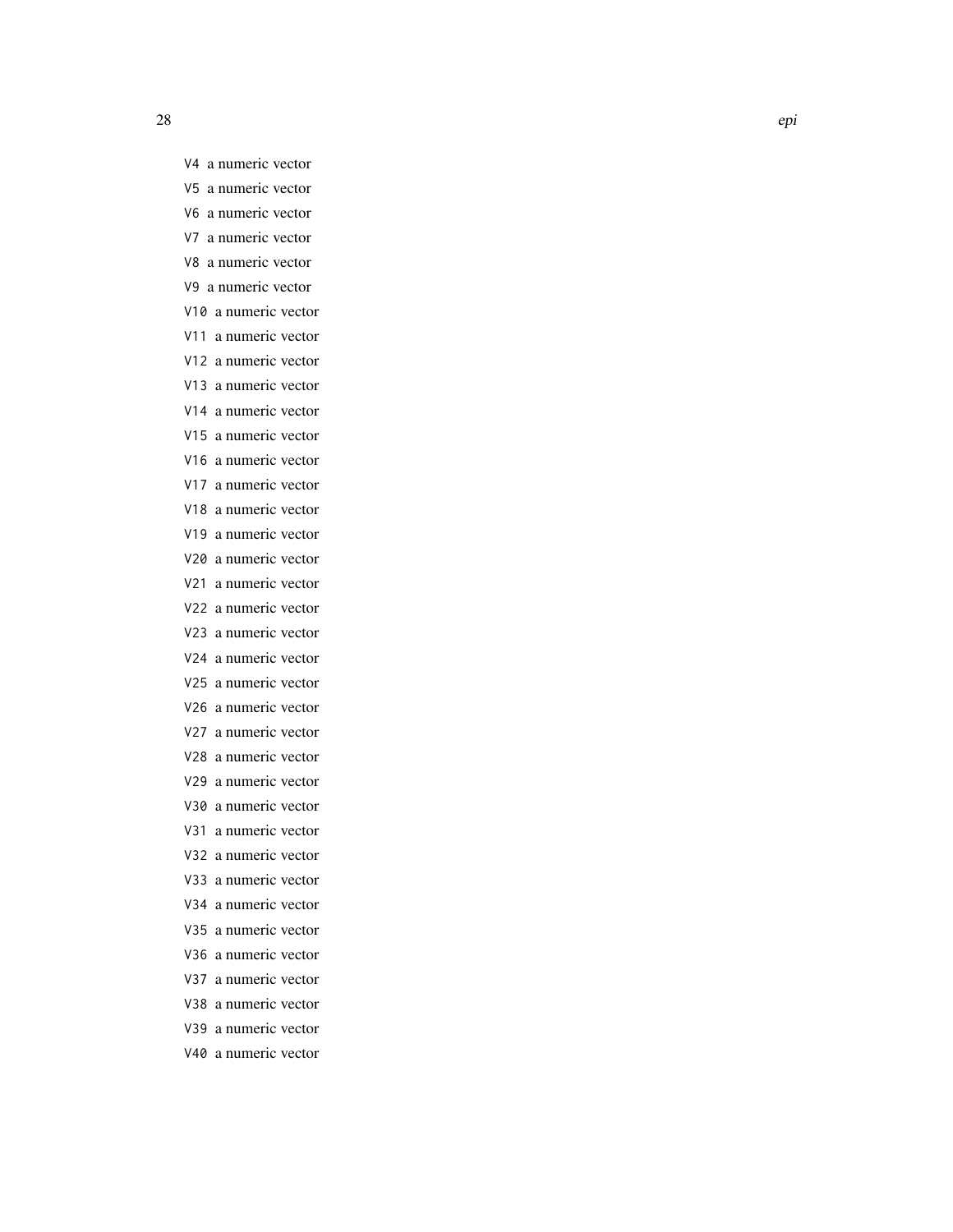V4 a numeric vector

V5 a numeric vector

V6 a numeric vector

V7 a numeric vector

V8 a numeric vector

V9 a numeric vector

V10 a numeric vector

V11 a numeric vector

V12 a numeric vector

V13 a numeric vector

V14 a numeric vector

V15 a numeric vector

V16 a numeric vector

V17 a numeric vector

V18 a numeric vector

V19 a numeric vector

V20 a numeric vector

V21 a numeric vector

V22 a numeric vector

V23 a numeric vector

V24 a numeric vector

V25 a numeric vector

V26 a numeric vector

V27 a numeric vector

V28 a numeric vector

V29 a numeric vector

V30 a numeric vector

V31 a numeric vector

V32 a numeric vector

V33 a numeric vector

V34 a numeric vector

V35 a numeric vector

V36 a numeric vector

V37 a numeric vector

V38 a numeric vector

V39 a numeric vector

V40 a numeric vector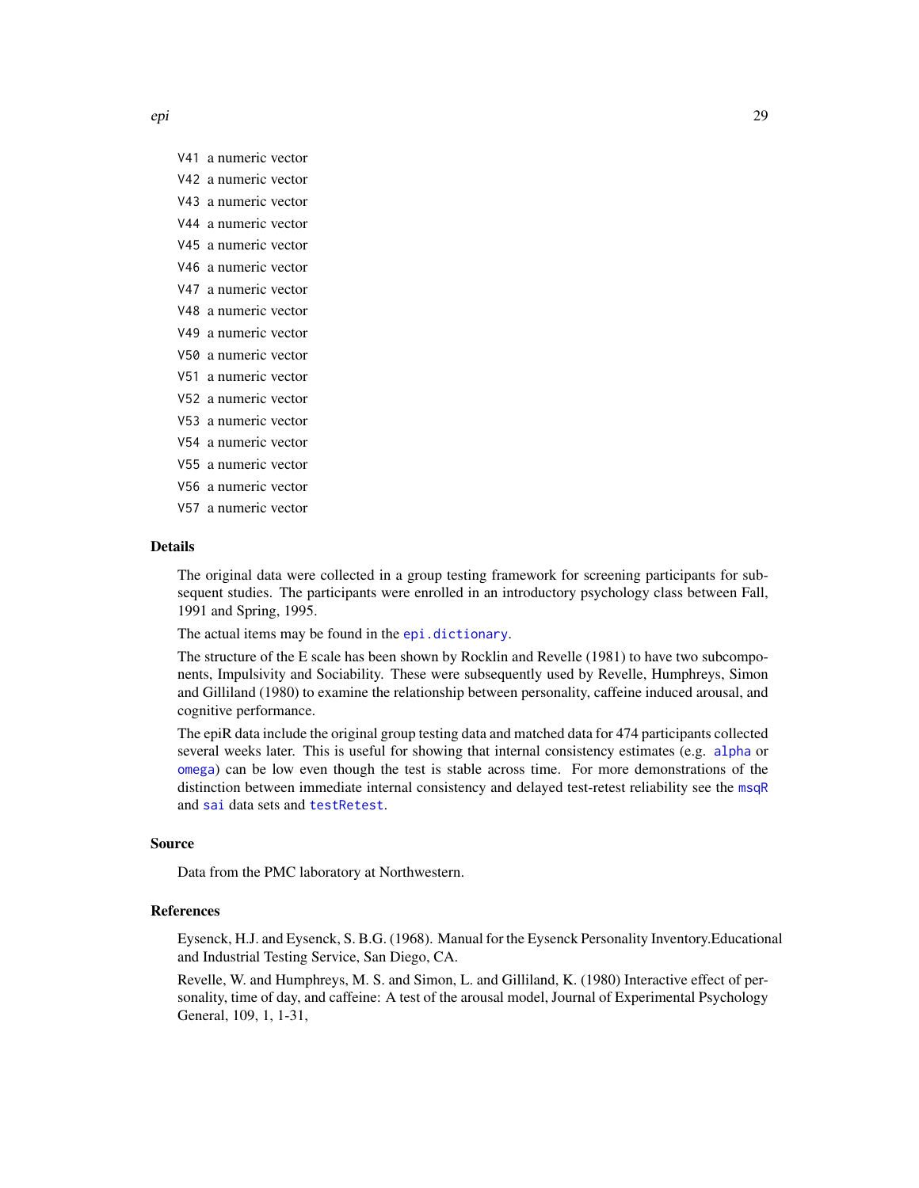V41 a numeric vector

V42 a numeric vector

V43 a numeric vector

V44 a numeric vector

V45 a numeric vector

V46 a numeric vector

V47 a numeric vector

V48 a numeric vector

V49 a numeric vector

V50 a numeric vector

V51 a numeric vector

V52 a numeric vector

V53 a numeric vector

V54 a numeric vector

V55 a numeric vector

V56 a numeric vector

V57 a numeric vector

## Details

The original data were collected in a group testing framework for screening participants for subsequent studies. The participants were enrolled in an introductory psychology class between Fall, 1991 and Spring, 1995.

The actual items may be found in the `epi.dictionary`.

The structure of the E scale has been shown by Rocklin and Revelle (1981) to have two subcomponents, Impulsivity and Sociability. These were subsequently used by Revelle, Humphreys, Simon and Gilliland (1980) to examine the relationship between personality, caffeine induced arousal, and cognitive performance.

The epiR data include the original group testing data and matched data for 474 participants collected several weeks later. This is useful for showing that internal consistency estimates (e.g. `alpha` or `omega`) can be low even though the test is stable across time. For more demonstrations of the distinction between immediate internal consistency and delayed test-retest reliability see the `msqR` and `sai` data sets and `testRetest`.

## Source

Data from the PMC laboratory at Northwestern.

## References

Eysenck, H.J. and Eysenck, S. B.G. (1968). Manual for the Eysenck Personality Inventory.Educational and Industrial Testing Service, San Diego, CA.

Revelle, W. and Humphreys, M. S. and Simon, L. and Gilliland, K. (1980) Interactive effect of personality, time of day, and caffeine: A test of the arousal model, Journal of Experimental Psychology General, 109, 1, 1-31,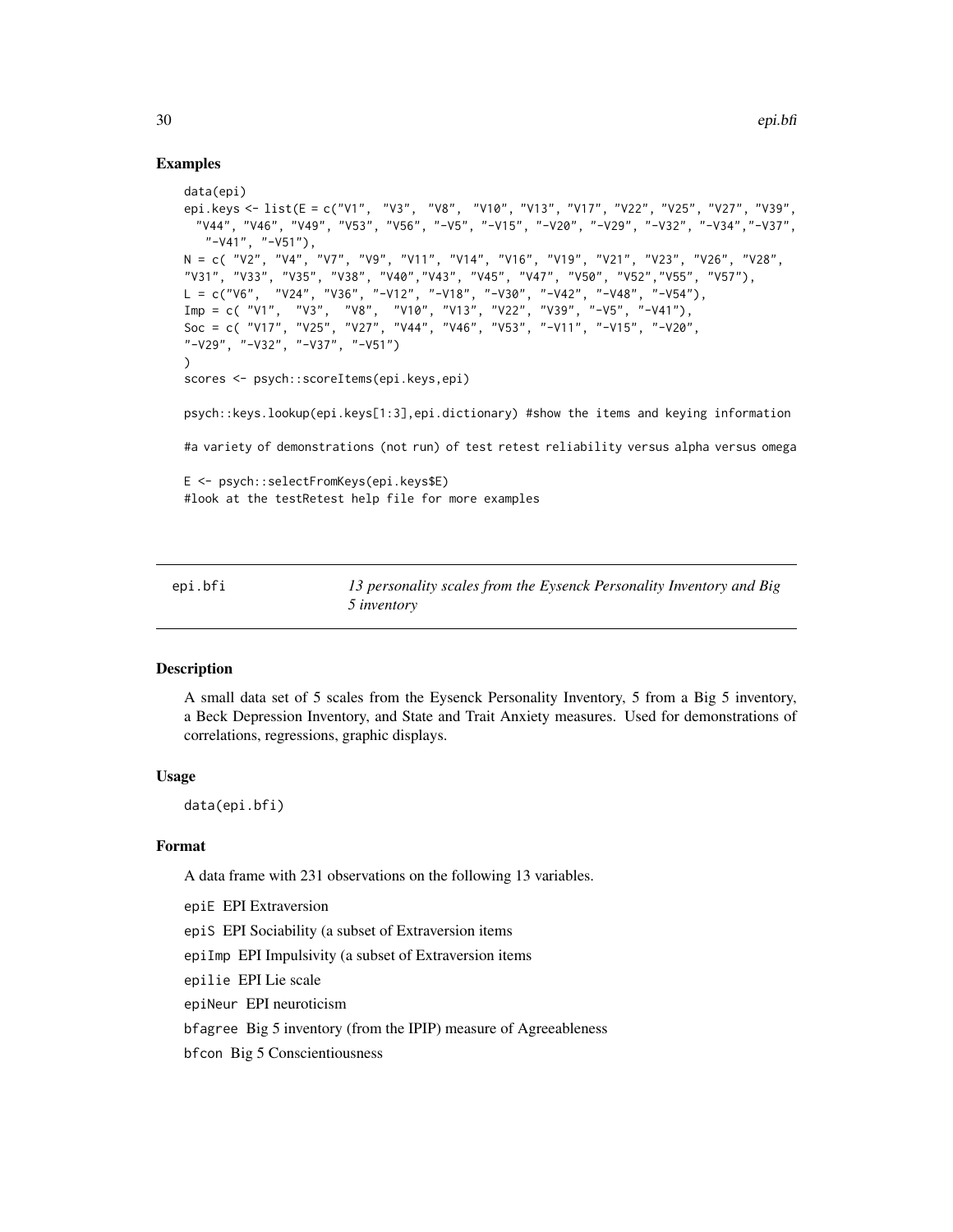## Examples

```
data(epi)
epi.keys <- list(E = c("V1",  "V3",  "V8",  "V10", "V13", "V17", "V22", "V25", "V27", "V39",
  "V44", "V46", "V49", "V53", "V56", "-V5", "-V15", "-V20", "-V29", "-V32", "-V34","-V37",
   "-V41", "-V51"),
N = c( "V2", "V4", "V7", "V9", "V11", "V14", "V16", "V19", "V21", "V23", "V26", "V28",
"V31", "V33", "V35", "V38", "V40","V43", "V45", "V47", "V50", "V52","V55", "V57"),
L = c("V6",  "V24", "V36", "-V12", "-V18", "-V30", "-V42", "-V48", "-V54"),
Imp = c( "V1",  "V3",  "V8",  "V10", "V13", "V22", "V39", "-V5", "-V41"),
Soc = c( "V17", "V25", "V27", "V44", "V46", "V53", "-V11", "-V15", "-V20",
"-V29", "-V32", "-V37", "-V51")
)
scores <- psych::scoreItems(epi.keys,epi)

psych::keys.lookup(epi.keys[1:3],epi.dictionary) #show the items and keying information

#a variety of demonstrations (not run) of test retest reliability versus alpha versus omega

E <- psych::selectFromKeys(epi.keys$E)
#look at the testRetest help file for more examples
```

---

# epi.bfi — *13 personality scales from the Eysenck Personality Inventory and Big 5 inventory*

## Description

A small data set of 5 scales from the Eysenck Personality Inventory, 5 from a Big 5 inventory, a Beck Depression Inventory, and State and Trait Anxiety measures. Used for demonstrations of correlations, regressions, graphic displays.

## Usage

```
data(epi.bfi)
```

## Format

A data frame with 231 observations on the following 13 variables.

`epiE` EPI Extraversion

`epiS` EPI Sociability (a subset of Extraversion items

`epiImp` EPI Impulsivity (a subset of Extraversion items

`epilie` EPI Lie scale

`epiNeur` EPI neuroticism

`bfagree` Big 5 inventory (from the IPIP) measure of Agreeableness

`bfcon` Big 5 Conscientiousness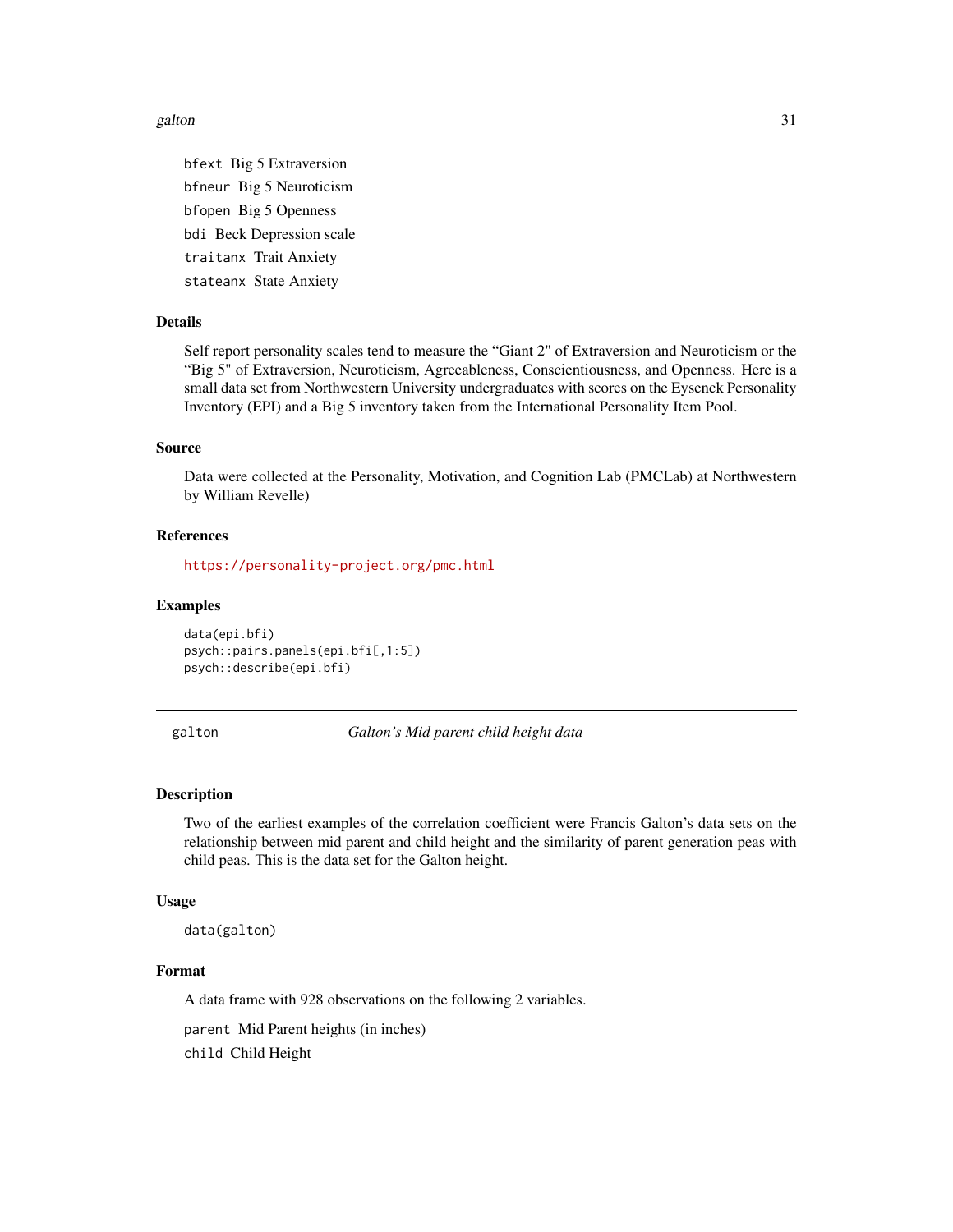`bfext` Big 5 Extraversion

`bfneur` Big 5 Neuroticism

`bfopen` Big 5 Openness

`bdi` Beck Depression scale

`traitanx` Trait Anxiety

`stateanx` State Anxiety

### Details

Self report personality scales tend to measure the "Giant 2" of Extraversion and Neuroticism or the "Big 5" of Extraversion, Neuroticism, Agreeableness, Conscientiousness, and Openness. Here is a small data set from Northwestern University undergraduates with scores on the Eysenck Personality Inventory (EPI) and a Big 5 inventory taken from the International Personality Item Pool.

### Source

Data were collected at the Personality, Motivation, and Cognition Lab (PMCLab) at Northwestern by William Revelle)

### References

https://personality-project.org/pmc.html

### Examples

```
data(epi.bfi)
psych::pairs.panels(epi.bfi[,1:5])
psych::describe(epi.bfi)
```

---

## galton — *Galton's Mid parent child height data*

---

### Description

Two of the earliest examples of the correlation coefficient were Francis Galton's data sets on the relationship between mid parent and child height and the similarity of parent generation peas with child peas. This is the data set for the Galton height.

### Usage

```
data(galton)
```

### Format

A data frame with 928 observations on the following 2 variables.

`parent` Mid Parent heights (in inches)

`child` Child Height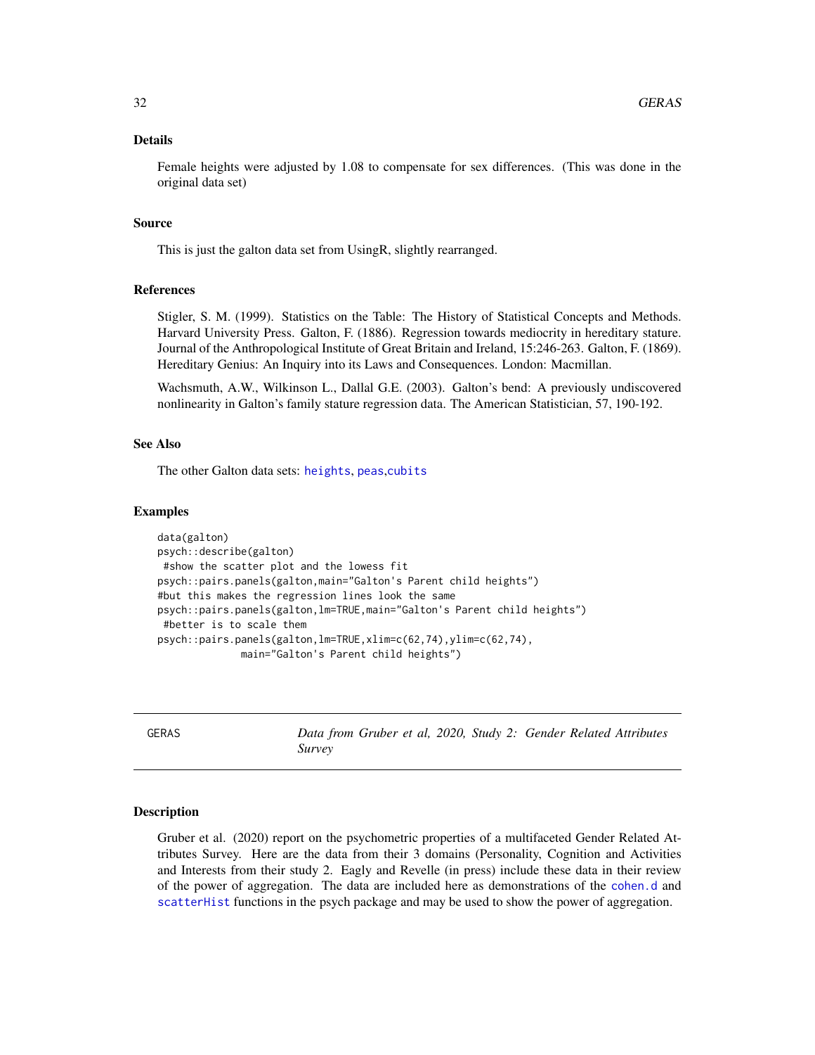### Details

Female heights were adjusted by 1.08 to compensate for sex differences. (This was done in the original data set)

### Source

This is just the galton data set from UsingR, slightly rearranged.

### References

Stigler, S. M. (1999). Statistics on the Table: The History of Statistical Concepts and Methods. Harvard University Press. Galton, F. (1886). Regression towards mediocrity in hereditary stature. Journal of the Anthropological Institute of Great Britain and Ireland, 15:246-263. Galton, F. (1869). Hereditary Genius: An Inquiry into its Laws and Consequences. London: Macmillan.

Wachsmuth, A.W., Wilkinson L., Dallal G.E. (2003). Galton's bend: A previously undiscovered nonlinearity in Galton's family stature regression data. The American Statistician, 57, 190-192.

### See Also

The other Galton data sets: heights, peas,cubits

### Examples

```
data(galton)
psych::describe(galton)
 #show the scatter plot and the lowess fit
psych::pairs.panels(galton,main="Galton's Parent child heights")
#but this makes the regression lines look the same
psych::pairs.panels(galton,lm=TRUE,main="Galton's Parent child heights")
 #better is to scale them
psych::pairs.panels(galton,lm=TRUE,xlim=c(62,74),ylim=c(62,74),
             main="Galton's Parent child heights")
```

---

## GERAS — *Data from Gruber et al, 2020, Study 2: Gender Related Attributes Survey*

### Description

Gruber et al. (2020) report on the psychometric properties of a multifaceted Gender Related Attributes Survey. Here are the data from their 3 domains (Personality, Cognition and Activities and Interests from their study 2. Eagly and Revelle (in press) include these data in their review of the power of aggregation. The data are included here as demonstrations of the cohen.d and scatterHist functions in the psych package and may be used to show the power of aggregation.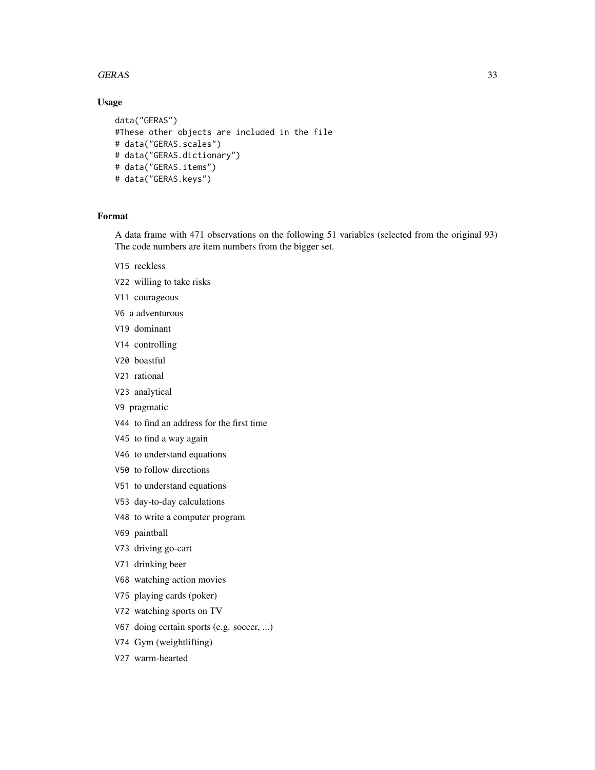## Usage

```
data("GERAS")
#These other objects are included in the file
# data("GERAS.scales")
# data("GERAS.dictionary")
# data("GERAS.items")
# data("GERAS.keys")
```

## Format

A data frame with 471 observations on the following 51 variables (selected from the original 93) The code numbers are item numbers from the bigger set.

- `V15` reckless
- `V22` willing to take risks
- `V11` courageous
- `V6` a adventurous
- `V19` dominant
- `V14` controlling
- `V20` boastful
- `V21` rational
- `V23` analytical
- `V9` pragmatic
- `V44` to find an address for the first time
- `V45` to find a way again
- `V46` to understand equations
- `V50` to follow directions
- `V51` to understand equations
- `V53` day-to-day calculations
- `V48` to write a computer program
- `V69` paintball
- `V73` driving go-cart
- `V71` drinking beer
- `V68` watching action movies
- `V75` playing cards (poker)
- `V72` watching sports on TV
- `V67` doing certain sports (e.g. soccer, ...)
- `V74` Gym (weightlifting)
- `V27` warm-hearted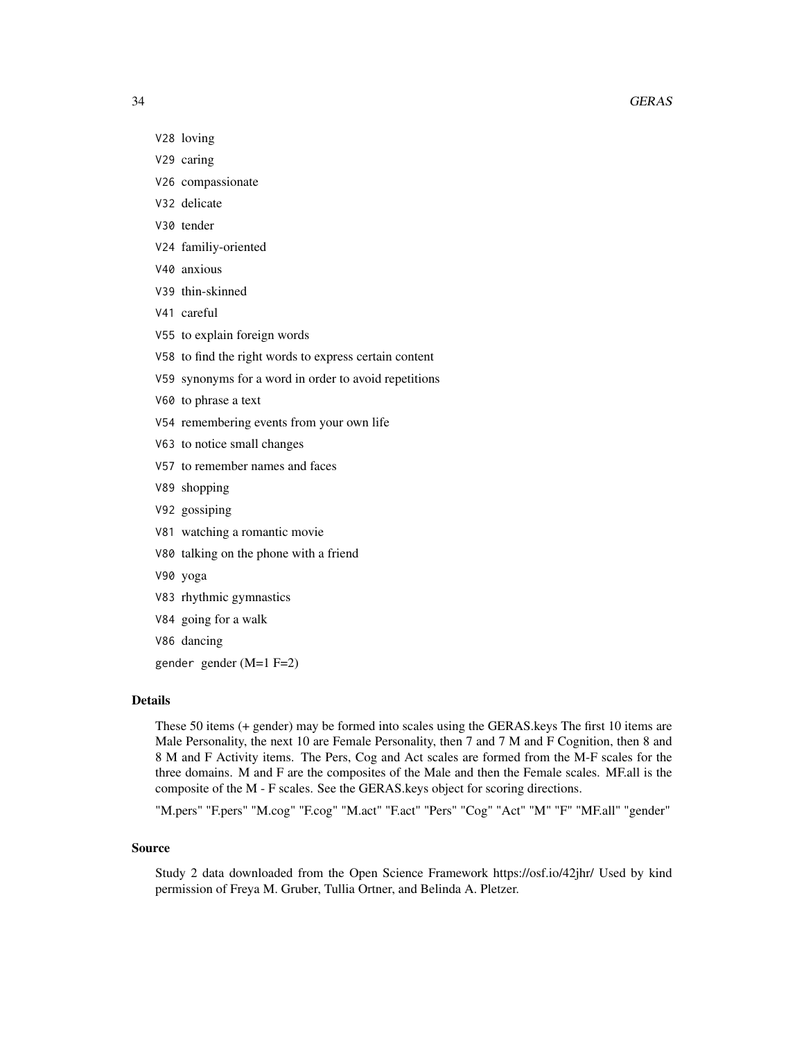V28 loving

V29 caring

V26 compassionate

V32 delicate

V30 tender

V24 familiy-oriented

V40 anxious

V39 thin-skinned

V41 careful

V55 to explain foreign words

V58 to find the right words to express certain content

V59 synonyms for a word in order to avoid repetitions

V60 to phrase a text

V54 remembering events from your own life

V63 to notice small changes

V57 to remember names and faces

V89 shopping

V92 gossiping

V81 watching a romantic movie

V80 talking on the phone with a friend

V90 yoga

V83 rhythmic gymnastics

V84 going for a walk

V86 dancing

gender gender (M=1 F=2)

### Details

These 50 items (+ gender) may be formed into scales using the GERAS.keys The first 10 items are Male Personality, the next 10 are Female Personality, then 7 and 7 M and F Cognition, then 8 and 8 M and F Activity items. The Pers, Cog and Act scales are formed from the M-F scales for the three domains. M and F are the composites of the Male and then the Female scales. MF.all is the composite of the M - F scales. See the GERAS.keys object for scoring directions.

"M.pers" "F.pers" "M.cog" "F.cog" "M.act" "F.act" "Pers" "Cog" "Act" "M" "F" "MF.all" "gender"

### Source

Study 2 data downloaded from the Open Science Framework https://osf.io/42jhr/ Used by kind permission of Freya M. Gruber, Tullia Ortner, and Belinda A. Pletzer.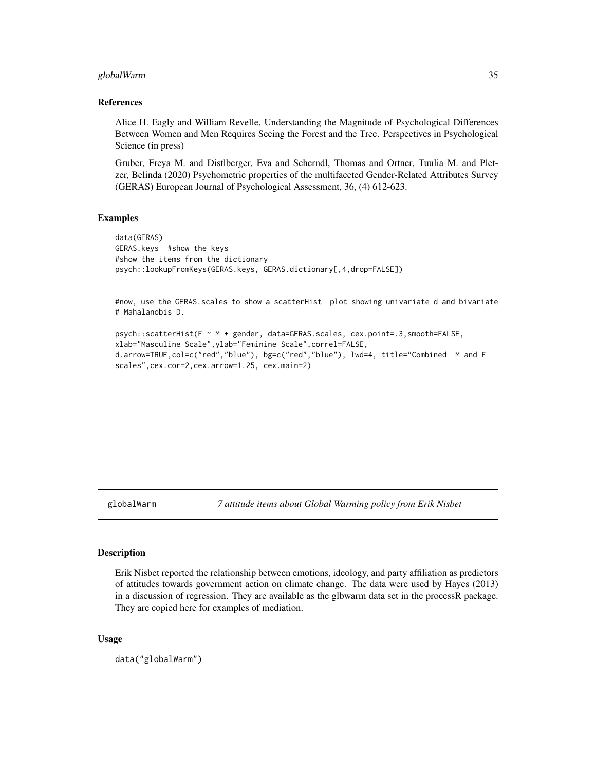### References

Alice H. Eagly and William Revelle, Understanding the Magnitude of Psychological Differences Between Women and Men Requires Seeing the Forest and the Tree. Perspectives in Psychological Science (in press)

Gruber, Freya M. and Distlberger, Eva and Scherndl, Thomas and Ortner, Tuulia M. and Pletzer, Belinda (2020) Psychometric properties of the multifaceted Gender-Related Attributes Survey (GERAS) European Journal of Psychological Assessment, 36, (4) 612-623.

### Examples

```
data(GERAS)
GERAS.keys  #show the keys
#show the items from the dictionary
psych::lookupFromKeys(GERAS.keys, GERAS.dictionary[,4,drop=FALSE])


#now, use the GERAS.scales to show a scatterHist  plot showing univariate d and bivariate
# Mahalanobis D.

psych::scatterHist(F ~ M + gender, data=GERAS.scales, cex.point=.3,smooth=FALSE,
xlab="Masculine Scale",ylab="Feminine Scale",correl=FALSE,
d.arrow=TRUE,col=c("red","blue"), bg=c("red","blue"), lwd=4, title="Combined  M and F
scales",cex.cor=2,cex.arrow=1.25, cex.main=2)
```

---

## globalWarm — *7 attitude items about Global Warming policy from Erik Nisbet*

### Description

Erik Nisbet reported the relationship between emotions, ideology, and party affiliation as predictors of attitudes towards government action on climate change. The data were used by Hayes (2013) in a discussion of regression. They are available as the glbwarm data set in the processR package. They are copied here for examples of mediation.

### Usage

```
data("globalWarm")
```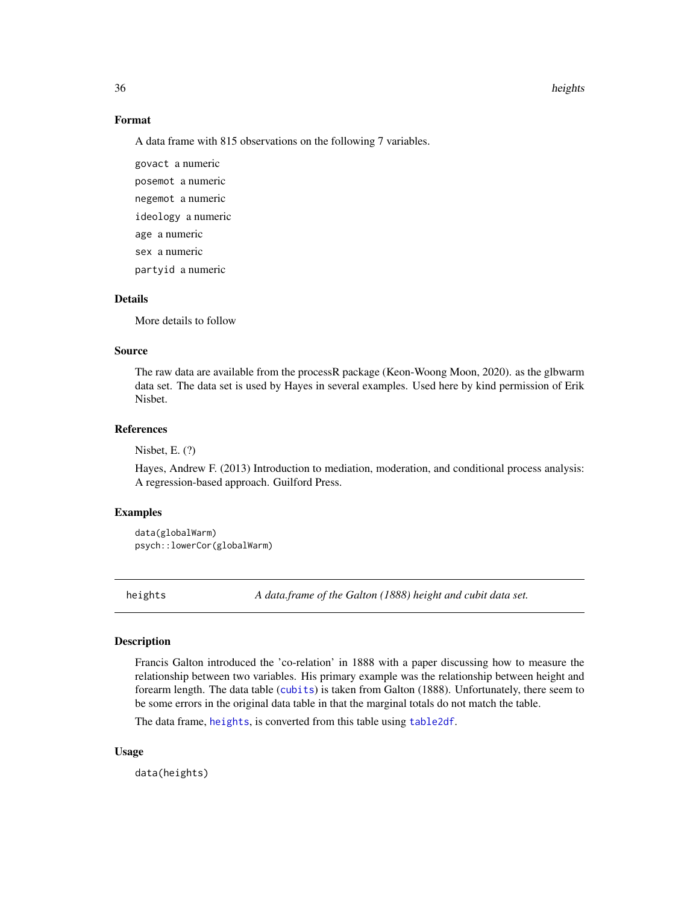### Format

A data frame with 815 observations on the following 7 variables.

`govact` a numeric

`posemot` a numeric

`negemot` a numeric

`ideology` a numeric

`age` a numeric

`sex` a numeric

`partyid` a numeric

### Details

More details to follow

### Source

The raw data are available from the processR package (Keon-Woong Moon, 2020). as the glbwarm data set. The data set is used by Hayes in several examples. Used here by kind permission of Erik Nisbet.

### References

Nisbet, E. (?)

Hayes, Andrew F. (2013) Introduction to mediation, moderation, and conditional process analysis: A regression-based approach. Guilford Press.

### Examples

```
data(globalWarm)
psych::lowerCor(globalWarm)
```

---

## heights — *A data.frame of the Galton (1888) height and cubit data set.*

---

### Description

Francis Galton introduced the 'co-relation' in 1888 with a paper discussing how to measure the relationship between two variables. His primary example was the relationship between height and forearm length. The data table (`cubits`) is taken from Galton (1888). Unfortunately, there seem to be some errors in the original data table in that the marginal totals do not match the table.

The data frame, `heights`, is converted from this table using `table2df`.

### Usage

```
data(heights)
```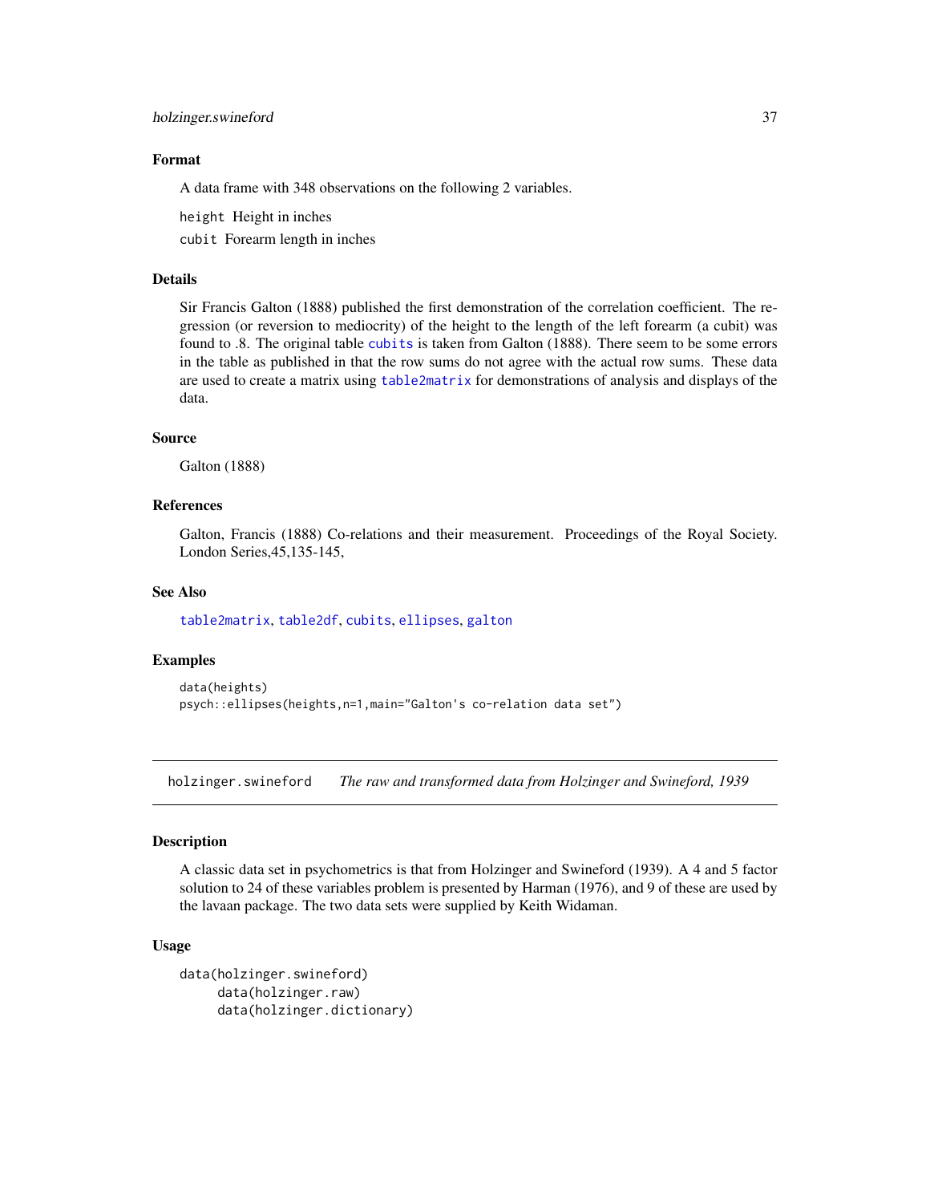### Format

A data frame with 348 observations on the following 2 variables.

`height` Height in inches

`cubit` Forearm length in inches

### Details

Sir Francis Galton (1888) published the first demonstration of the correlation coefficient. The regression (or reversion to mediocrity) of the height to the length of the left forearm (a cubit) was found to .8. The original table `cubits` is taken from Galton (1888). There seem to be some errors in the table as published in that the row sums do not agree with the actual row sums. These data are used to create a matrix using `table2matrix` for demonstrations of analysis and displays of the data.

### Source

Galton (1888)

### References

Galton, Francis (1888) Co-relations and their measurement. Proceedings of the Royal Society. London Series,45,135-145,

### See Also

`table2matrix`, `table2df`, `cubits`, `ellipses`, `galton`

### Examples

```
data(heights)
psych::ellipses(heights,n=1,main="Galton's co-relation data set")
```

---

## holzinger.swineford *The raw and transformed data from Holzinger and Swineford, 1939*

### Description

A classic data set in psychometrics is that from Holzinger and Swineford (1939). A 4 and 5 factor solution to 24 of these variables problem is presented by Harman (1976), and 9 of these are used by the lavaan package. The two data sets were supplied by Keith Widaman.

### Usage

```
data(holzinger.swineford)
     data(holzinger.raw)
     data(holzinger.dictionary)
```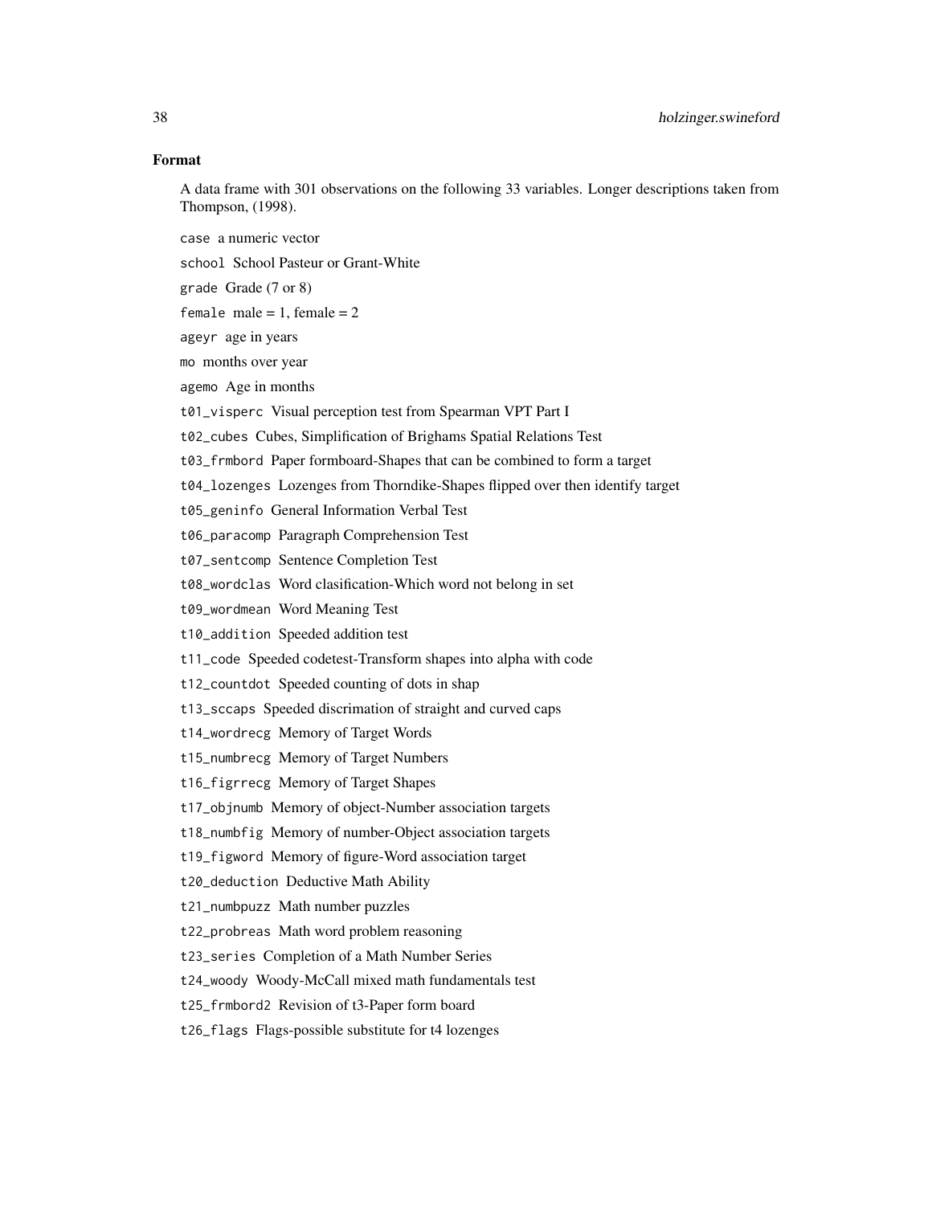## Format

A data frame with 301 observations on the following 33 variables. Longer descriptions taken from Thompson, (1998).

`case` a numeric vector

`school` School Pasteur or Grant-White

`grade` Grade (7 or 8)

`female` male = 1, female = 2

`ageyr` age in years

`mo` months over year

`agemo` Age in months

`t01_visperc` Visual perception test from Spearman VPT Part I

`t02_cubes` Cubes, Simplification of Brighams Spatial Relations Test

`t03_frmbord` Paper formboard-Shapes that can be combined to form a target

`t04_lozenges` Lozenges from Thorndike-Shapes flipped over then identify target

`t05_geninfo` General Information Verbal Test

`t06_paracomp` Paragraph Comprehension Test

`t07_sentcomp` Sentence Completion Test

`t08_wordclas` Word clasification-Which word not belong in set

`t09_wordmean` Word Meaning Test

`t10_addition` Speeded addition test

`t11_code` Speeded codetest-Transform shapes into alpha with code

`t12_countdot` Speeded counting of dots in shap

`t13_sccaps` Speeded discrimation of straight and curved caps

`t14_wordrecg` Memory of Target Words

`t15_numbrecg` Memory of Target Numbers

`t16_figrrecg` Memory of Target Shapes

`t17_objnumb` Memory of object-Number association targets

`t18_numbfig` Memory of number-Object association targets

`t19_figword` Memory of figure-Word association target

`t20_deduction` Deductive Math Ability

`t21_numbpuzz` Math number puzzles

`t22_probreas` Math word problem reasoning

`t23_series` Completion of a Math Number Series

`t24_woody` Woody-McCall mixed math fundamentals test

`t25_frmbord2` Revision of t3-Paper form board

`t26_flags` Flags-possible substitute for t4 lozenges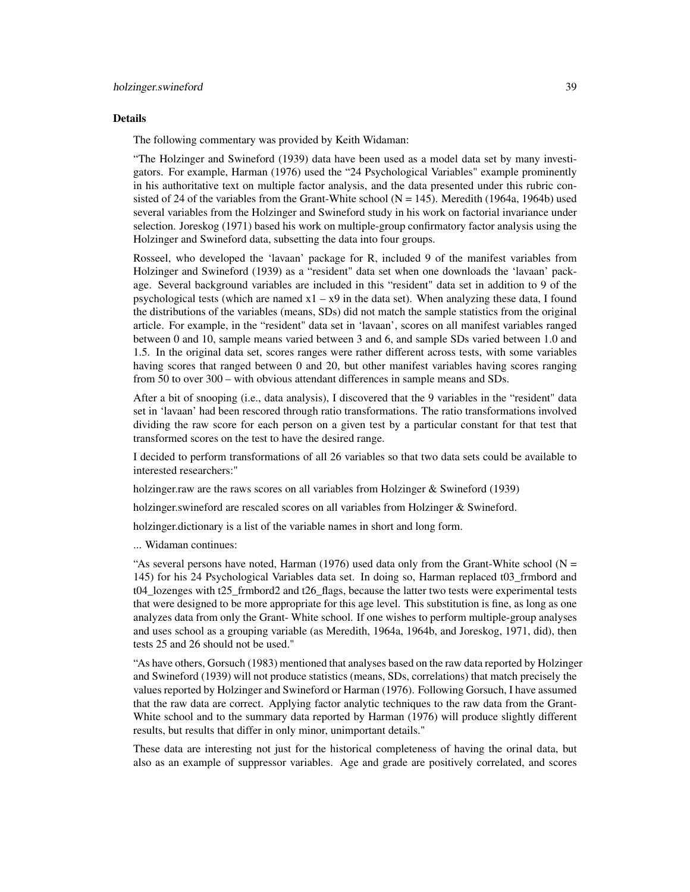### Details

The following commentary was provided by Keith Widaman:

“The Holzinger and Swineford (1939) data have been used as a model data set by many investigators. For example, Harman (1976) used the “24 Psychological Variables" example prominently in his authoritative text on multiple factor analysis, and the data presented under this rubric consisted of 24 of the variables from the Grant-White school (N = 145). Meredith (1964a, 1964b) used several variables from the Holzinger and Swineford study in his work on factorial invariance under selection. Joreskog (1971) based his work on multiple-group confirmatory factor analysis using the Holzinger and Swineford data, subsetting the data into four groups.

Rosseel, who developed the ‘lavaan’ package for R, included 9 of the manifest variables from Holzinger and Swineford (1939) as a “resident" data set when one downloads the ‘lavaan’ package. Several background variables are included in this “resident" data set in addition to 9 of the psychological tests (which are named x1 – x9 in the data set). When analyzing these data, I found the distributions of the variables (means, SDs) did not match the sample statistics from the original article. For example, in the “resident" data set in ‘lavaan’, scores on all manifest variables ranged between 0 and 10, sample means varied between 3 and 6, and sample SDs varied between 1.0 and 1.5. In the original data set, scores ranges were rather different across tests, with some variables having scores that ranged between 0 and 20, but other manifest variables having scores ranging from 50 to over 300 – with obvious attendant differences in sample means and SDs.

After a bit of snooping (i.e., data analysis), I discovered that the 9 variables in the “resident" data set in ‘lavaan’ had been rescored through ratio transformations. The ratio transformations involved dividing the raw score for each person on a given test by a particular constant for that test that transformed scores on the test to have the desired range.

I decided to perform transformations of all 26 variables so that two data sets could be available to interested researchers:"

holzinger.raw are the raws scores on all variables from Holzinger & Swineford (1939)

holzinger.swineford are rescaled scores on all variables from Holzinger & Swineford.

holzinger.dictionary is a list of the variable names in short and long form.

... Widaman continues:

“As several persons have noted, Harman (1976) used data only from the Grant-White school (N = 145) for his 24 Psychological Variables data set. In doing so, Harman replaced t03_frmbord and t04_lozenges with t25_frmbord2 and t26_flags, because the latter two tests were experimental tests that were designed to be more appropriate for this age level. This substitution is fine, as long as one analyzes data from only the Grant- White school. If one wishes to perform multiple-group analyses and uses school as a grouping variable (as Meredith, 1964a, 1964b, and Joreskog, 1971, did), then tests 25 and 26 should not be used."

“As have others, Gorsuch (1983) mentioned that analyses based on the raw data reported by Holzinger and Swineford (1939) will not produce statistics (means, SDs, correlations) that match precisely the values reported by Holzinger and Swineford or Harman (1976). Following Gorsuch, I have assumed that the raw data are correct. Applying factor analytic techniques to the raw data from the Grant-White school and to the summary data reported by Harman (1976) will produce slightly different results, but results that differ in only minor, unimportant details."

These data are interesting not just for the historical completeness of having the orinal data, but also as an example of suppressor variables. Age and grade are positively correlated, and scores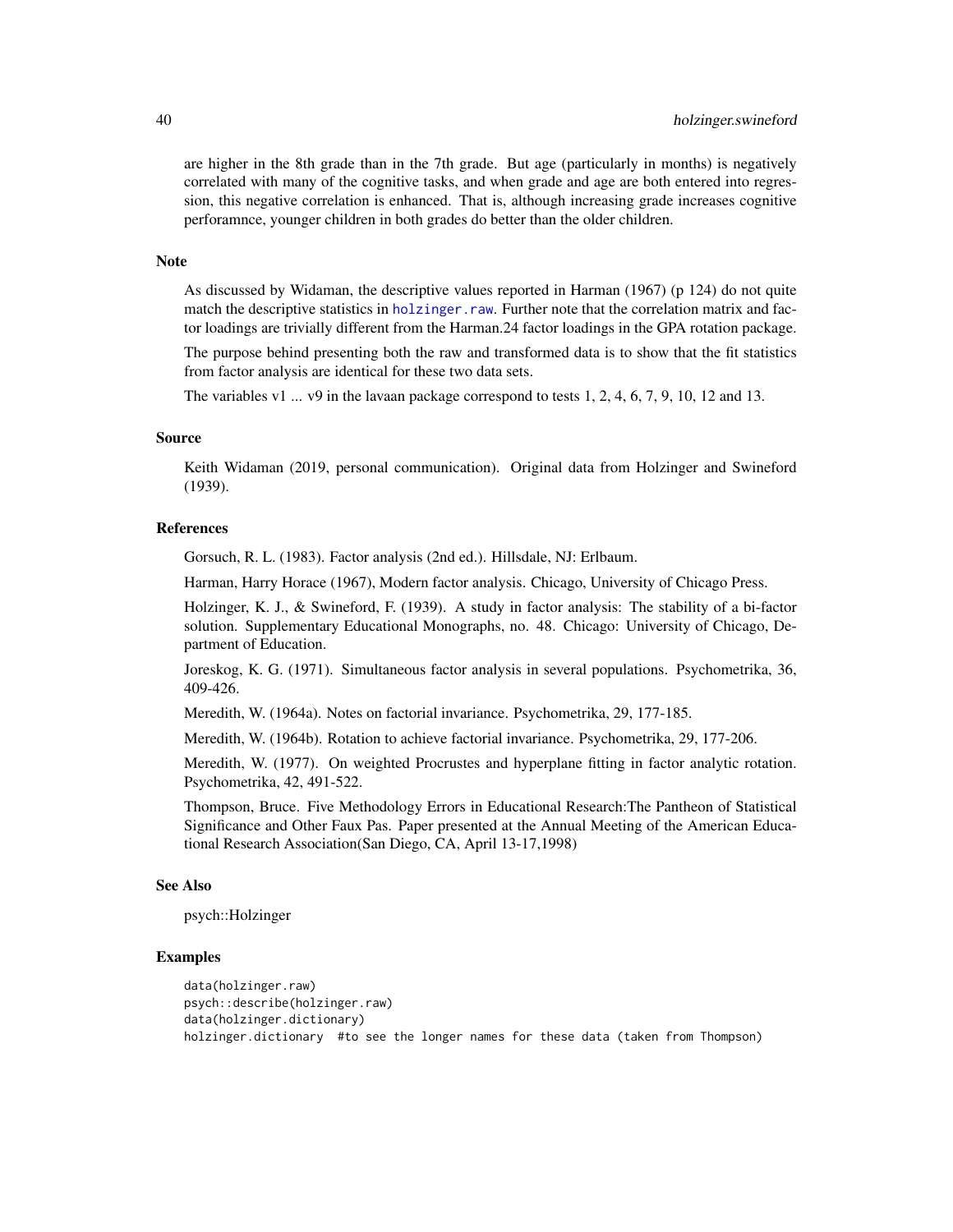are higher in the 8th grade than in the 7th grade. But age (particularly in months) is negatively correlated with many of the cognitive tasks, and when grade and age are both entered into regression, this negative correlation is enhanced. That is, although increasing grade increases cognitive perforamnce, younger children in both grades do better than the older children.

### Note

As discussed by Widaman, the descriptive values reported in Harman (1967) (p 124) do not quite match the descriptive statistics in holzinger.raw. Further note that the correlation matrix and factor loadings are trivially different from the Harman.24 factor loadings in the GPA rotation package.

The purpose behind presenting both the raw and transformed data is to show that the fit statistics from factor analysis are identical for these two data sets.

The variables v1 ... v9 in the lavaan package correspond to tests 1, 2, 4, 6, 7, 9, 10, 12 and 13.

### Source

Keith Widaman (2019, personal communication). Original data from Holzinger and Swineford (1939).

### References

Gorsuch, R. L. (1983). Factor analysis (2nd ed.). Hillsdale, NJ: Erlbaum.

Harman, Harry Horace (1967), Modern factor analysis. Chicago, University of Chicago Press.

Holzinger, K. J., & Swineford, F. (1939). A study in factor analysis: The stability of a bi-factor solution. Supplementary Educational Monographs, no. 48. Chicago: University of Chicago, Department of Education.

Joreskog, K. G. (1971). Simultaneous factor analysis in several populations. Psychometrika, 36, 409-426.

Meredith, W. (1964a). Notes on factorial invariance. Psychometrika, 29, 177-185.

Meredith, W. (1964b). Rotation to achieve factorial invariance. Psychometrika, 29, 177-206.

Meredith, W. (1977). On weighted Procrustes and hyperplane fitting in factor analytic rotation. Psychometrika, 42, 491-522.

Thompson, Bruce. Five Methodology Errors in Educational Research:The Pantheon of Statistical Significance and Other Faux Pas. Paper presented at the Annual Meeting of the American Educational Research Association(San Diego, CA, April 13-17,1998)

### See Also

psych::Holzinger

### Examples

```
data(holzinger.raw)
psych::describe(holzinger.raw)
data(holzinger.dictionary)
holzinger.dictionary  #to see the longer names for these data (taken from Thompson)
```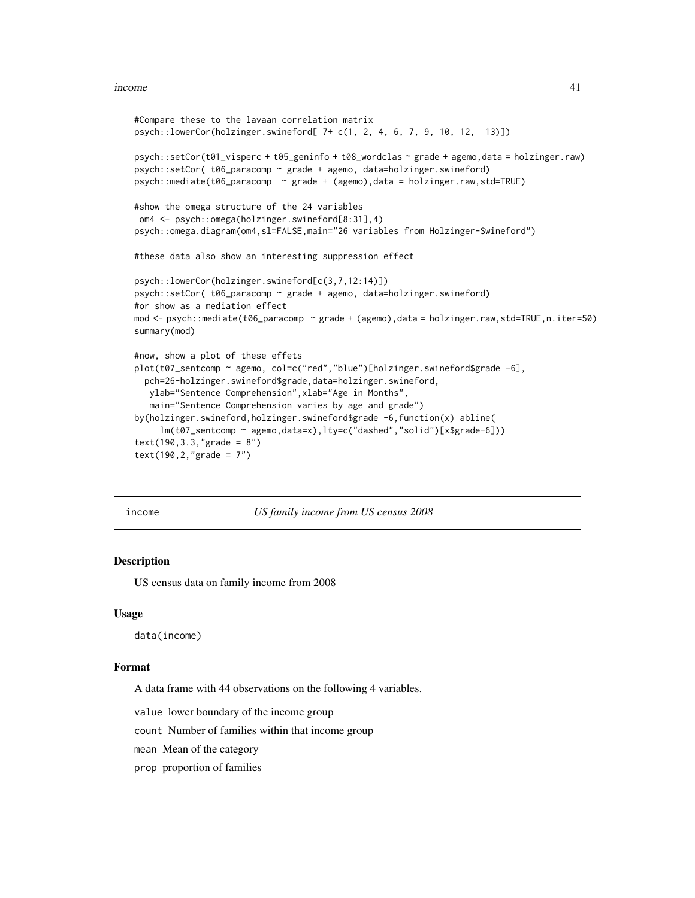```
#Compare these to the lavaan correlation matrix
psych::lowerCor(holzinger.swineford[ 7+ c(1, 2, 4, 6, 7, 9, 10, 12,  13)])

psych::setCor(t01_visperc + t05_geninfo + t08_wordclas ~ grade + agemo,data = holzinger.raw)
psych::setCor( t06_paracomp ~ grade + agemo, data=holzinger.swineford)
psych::mediate(t06_paracomp  ~ grade + (agemo),data = holzinger.raw,std=TRUE)

#show the omega structure of the 24 variables
 om4 <- psych::omega(holzinger.swineford[8:31],4)
psych::omega.diagram(om4,sl=FALSE,main="26 variables from Holzinger-Swineford")

#these data also show an interesting suppression effect

psych::lowerCor(holzinger.swineford[c(3,7,12:14)])
psych::setCor( t06_paracomp ~ grade + agemo, data=holzinger.swineford)
#or show as a mediation effect
mod <- psych::mediate(t06_paracomp  ~ grade + (agemo),data = holzinger.raw,std=TRUE,n.iter=50)
summary(mod)

#now, show a plot of these effets
plot(t07_sentcomp ~ agemo, col=c("red","blue")[holzinger.swineford$grade -6],
  pch=26-holzinger.swineford$grade,data=holzinger.swineford,
   ylab="Sentence Comprehension",xlab="Age in Months",
   main="Sentence Comprehension varies by age and grade")
by(holzinger.swineford,holzinger.swineford$grade -6,function(x) abline(
     lm(t07_sentcomp ~ agemo,data=x),lty=c("dashed","solid")[x$grade-6]))
text(190,3.3,"grade = 8")
text(190,2,"grade = 7")
```

---

## income &emsp; *US family income from US census 2008*

### Description

US census data on family income from 2008

### Usage

```
data(income)
```

### Format

A data frame with 44 observations on the following 4 variables.

`value` lower boundary of the income group

`count` Number of families within that income group

`mean` Mean of the category

`prop` proportion of families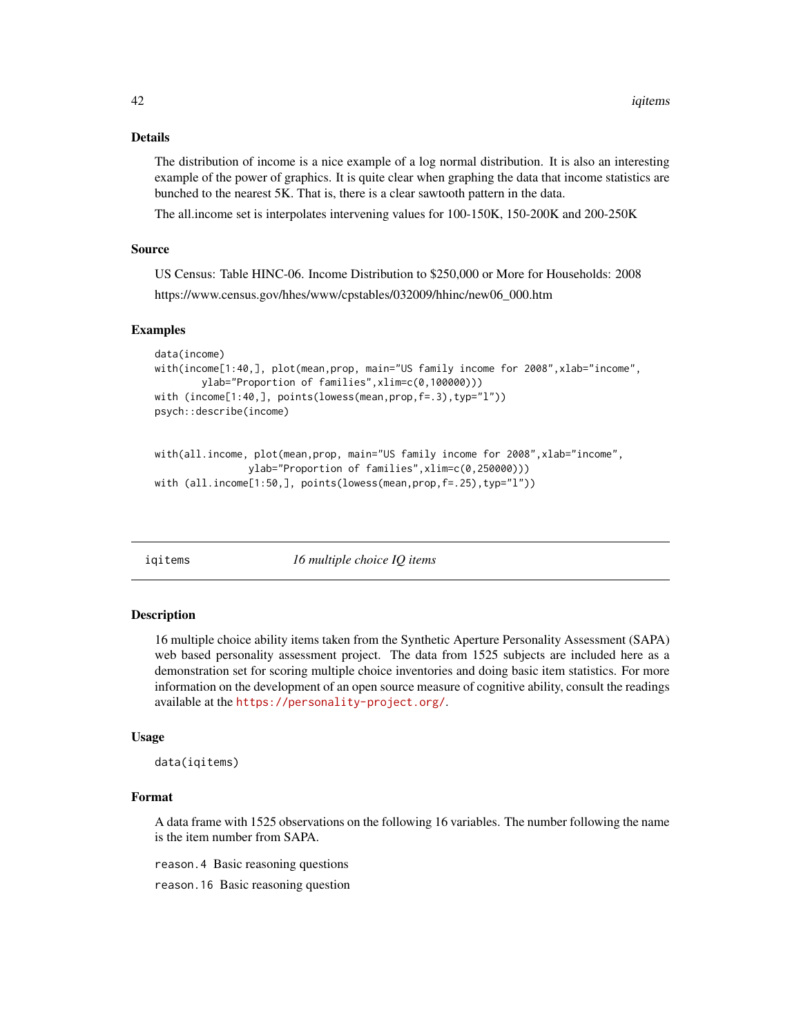### Details

The distribution of income is a nice example of a log normal distribution. It is also an interesting example of the power of graphics. It is quite clear when graphing the data that income statistics are bunched to the nearest 5K. That is, there is a clear sawtooth pattern in the data.

The all.income set is interpolates intervening values for 100-150K, 150-200K and 200-250K

### Source

US Census: Table HINC-06. Income Distribution to $250,000 or More for Households: 2008

https://www.census.gov/hhes/www/cpstables/032009/hhinc/new06_000.htm

### Examples

```
data(income)
with(income[1:40,], plot(mean,prop, main="US family income for 2008",xlab="income",
        ylab="Proportion of families",xlim=c(0,100000)))
with (income[1:40,], points(lowess(mean,prop,f=.3),typ="l"))
psych::describe(income)


with(all.income, plot(mean,prop, main="US family income for 2008",xlab="income",
                ylab="Proportion of families",xlim=c(0,250000)))
with (all.income[1:50,], points(lowess(mean,prop,f=.25),typ="l"))
```

---

## iqitems — *16 multiple choice IQ items*

### Description

16 multiple choice ability items taken from the Synthetic Aperture Personality Assessment (SAPA) web based personality assessment project. The data from 1525 subjects are included here as a demonstration set for scoring multiple choice inventories and doing basic item statistics. For more information on the development of an open source measure of cognitive ability, consult the readings available at the https://personality-project.org/.

### Usage

```
data(iqitems)
```

### Format

A data frame with 1525 observations on the following 16 variables. The number following the name is the item number from SAPA.

`reason.4` Basic reasoning questions

`reason.16` Basic reasoning question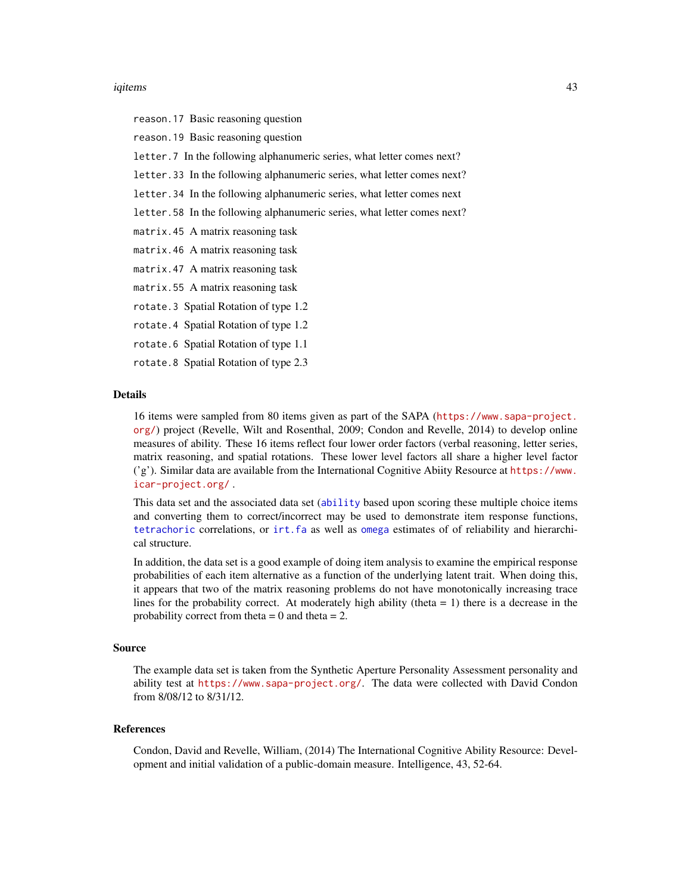reason.17 Basic reasoning question

reason.19 Basic reasoning question

letter.7 In the following alphanumeric series, what letter comes next?

letter.33 In the following alphanumeric series, what letter comes next?

letter.34 In the following alphanumeric series, what letter comes next

letter.58 In the following alphanumeric series, what letter comes next?

matrix.45 A matrix reasoning task

matrix.46 A matrix reasoning task

matrix.47 A matrix reasoning task

matrix.55 A matrix reasoning task

rotate.3 Spatial Rotation of type 1.2

rotate.4 Spatial Rotation of type 1.2

rotate.6 Spatial Rotation of type 1.1

rotate.8 Spatial Rotation of type 2.3

## Details

16 items were sampled from 80 items given as part of the SAPA (https://www.sapa-project.org/) project (Revelle, Wilt and Rosenthal, 2009; Condon and Revelle, 2014) to develop online measures of ability. These 16 items reflect four lower order factors (verbal reasoning, letter series, matrix reasoning, and spatial rotations. These lower level factors all share a higher level factor ('g'). Similar data are available from the International Cognitive Abiity Resource at https://www.icar-project.org/ .

This data set and the associated data set (ability based upon scoring these multiple choice items and converting them to correct/incorrect may be used to demonstrate item response functions, tetrachoric correlations, or irt.fa as well as omega estimates of of reliability and hierarchical structure.

In addition, the data set is a good example of doing item analysis to examine the empirical response probabilities of each item alternative as a function of the underlying latent trait. When doing this, it appears that two of the matrix reasoning problems do not have monotonically increasing trace lines for the probability correct. At moderately high ability (theta = 1) there is a decrease in the probability correct from theta = 0 and theta = 2.

## Source

The example data set is taken from the Synthetic Aperture Personality Assessment personality and ability test at https://www.sapa-project.org/. The data were collected with David Condon from 8/08/12 to 8/31/12.

## References

Condon, David and Revelle, William, (2014) The International Cognitive Ability Resource: Development and initial validation of a public-domain measure. Intelligence, 43, 52-64.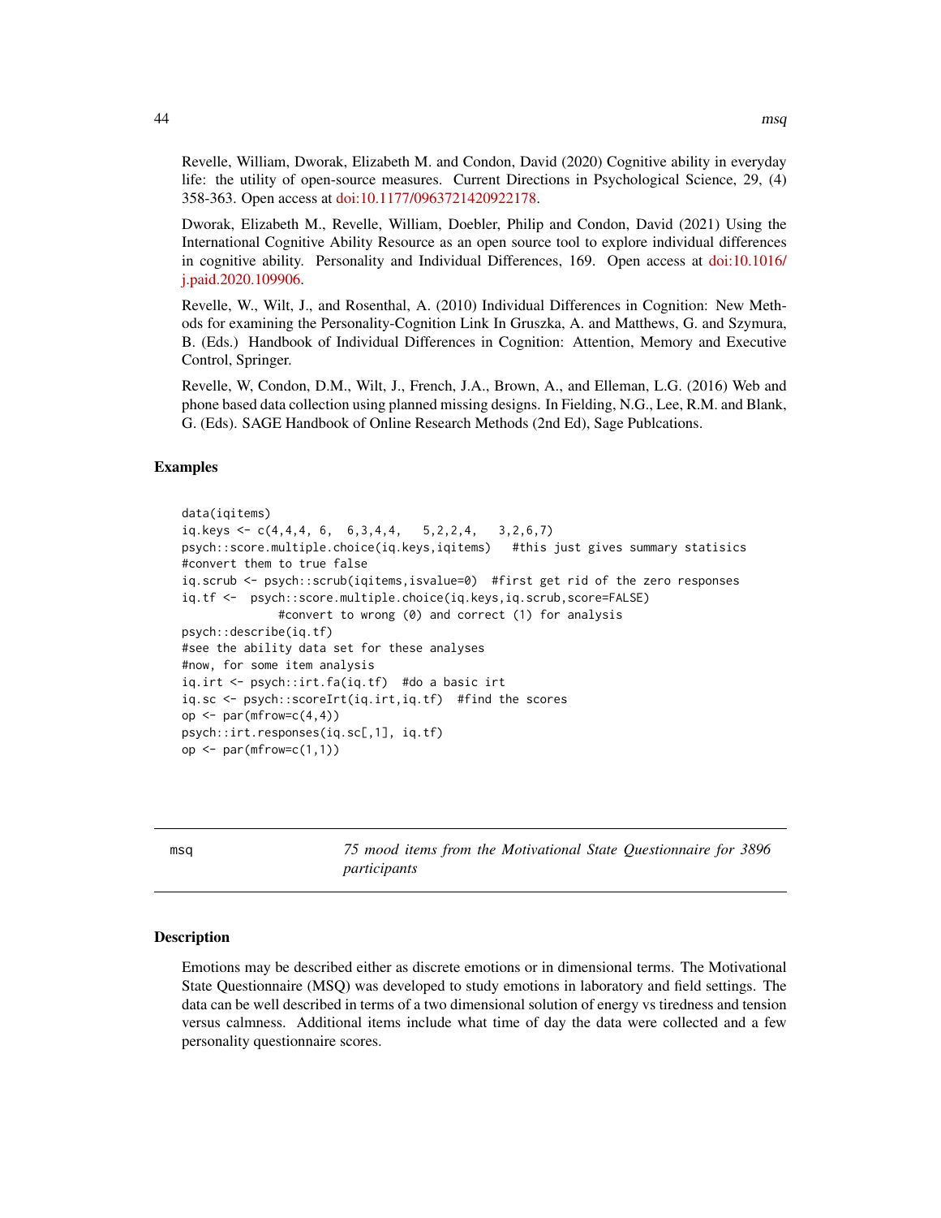Revelle, William, Dworak, Elizabeth M. and Condon, David (2020) Cognitive ability in everyday life: the utility of open-source measures. Current Directions in Psychological Science, 29, (4) 358-363. Open access at doi:10.1177/0963721420922178.

Dworak, Elizabeth M., Revelle, William, Doebler, Philip and Condon, David (2021) Using the International Cognitive Ability Resource as an open source tool to explore individual differences in cognitive ability. Personality and Individual Differences, 169. Open access at doi:10.1016/j.paid.2020.109906.

Revelle, W., Wilt, J., and Rosenthal, A. (2010) Individual Differences in Cognition: New Methods for examining the Personality-Cognition Link In Gruszka, A. and Matthews, G. and Szymura, B. (Eds.) Handbook of Individual Differences in Cognition: Attention, Memory and Executive Control, Springer.

Revelle, W, Condon, D.M., Wilt, J., French, J.A., Brown, A., and Elleman, L.G. (2016) Web and phone based data collection using planned missing designs. In Fielding, N.G., Lee, R.M. and Blank, G. (Eds). SAGE Handbook of Online Research Methods (2nd Ed), Sage Publcations.

### Examples

```
data(iqitems)
iq.keys <- c(4,4,4, 6,  6,3,4,4,   5,2,2,4,   3,2,6,7)
psych::score.multiple.choice(iq.keys,iqitems)   #this just gives summary statisics
#convert them to true false
iq.scrub <- psych::scrub(iqitems,isvalue=0)  #first get rid of the zero responses
iq.tf <-  psych::score.multiple.choice(iq.keys,iq.scrub,score=FALSE)
            #convert to wrong (0) and correct (1) for analysis
psych::describe(iq.tf)
#see the ability data set for these analyses
#now, for some item analysis
iq.irt <- psych::irt.fa(iq.tf)  #do a basic irt
iq.sc <- psych::scoreIrt(iq.irt,iq.tf)  #find the scores
op <- par(mfrow=c(4,4))
psych::irt.responses(iq.sc[,1], iq.tf)
op <- par(mfrow=c(1,1))
```

---

## msq — *75 mood items from the Motivational State Questionnaire for 3896 participants*

### Description

Emotions may be described either as discrete emotions or in dimensional terms. The Motivational State Questionnaire (MSQ) was developed to study emotions in laboratory and field settings. The data can be well described in terms of a two dimensional solution of energy vs tiredness and tension versus calmness. Additional items include what time of day the data were collected and a few personality questionnaire scores.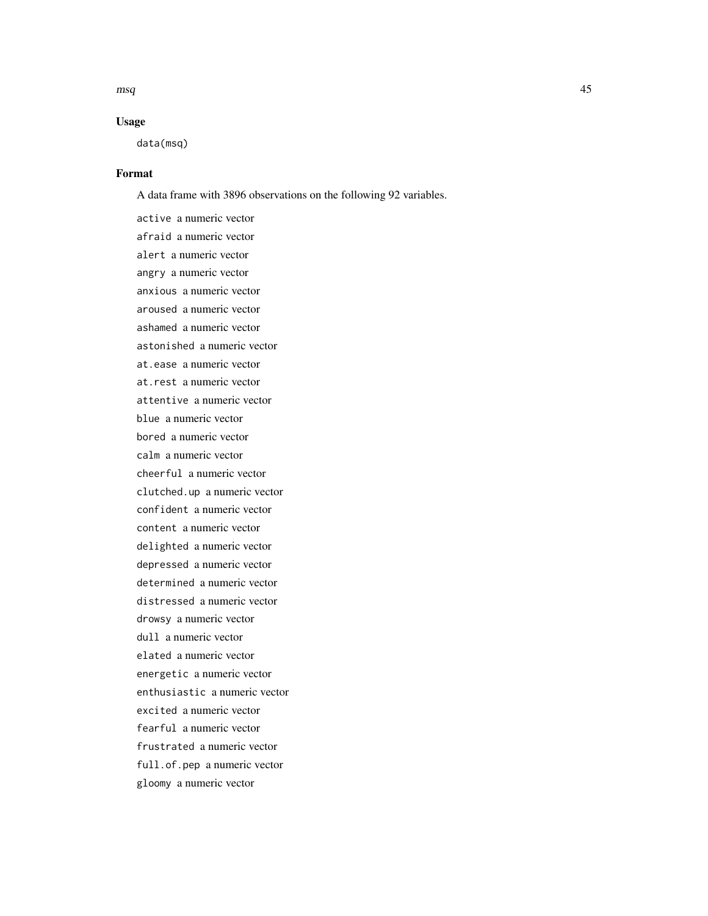## Usage

```
data(msq)
```

## Format

A data frame with 3896 observations on the following 92 variables.

`active` a numeric vector

`afraid` a numeric vector

`alert` a numeric vector

`angry` a numeric vector

`anxious` a numeric vector

`aroused` a numeric vector

`ashamed` a numeric vector

`astonished` a numeric vector

`at.ease` a numeric vector

`at.rest` a numeric vector

`attentive` a numeric vector

`blue` a numeric vector

`bored` a numeric vector

`calm` a numeric vector

`cheerful` a numeric vector

`clutched.up` a numeric vector

`confident` a numeric vector

`content` a numeric vector

`delighted` a numeric vector

`depressed` a numeric vector

`determined` a numeric vector

`distressed` a numeric vector

`drowsy` a numeric vector

`dull` a numeric vector

`elated` a numeric vector

`energetic` a numeric vector

`enthusiastic` a numeric vector

`excited` a numeric vector

`fearful` a numeric vector

`frustrated` a numeric vector

`full.of.pep` a numeric vector

`gloomy` a numeric vector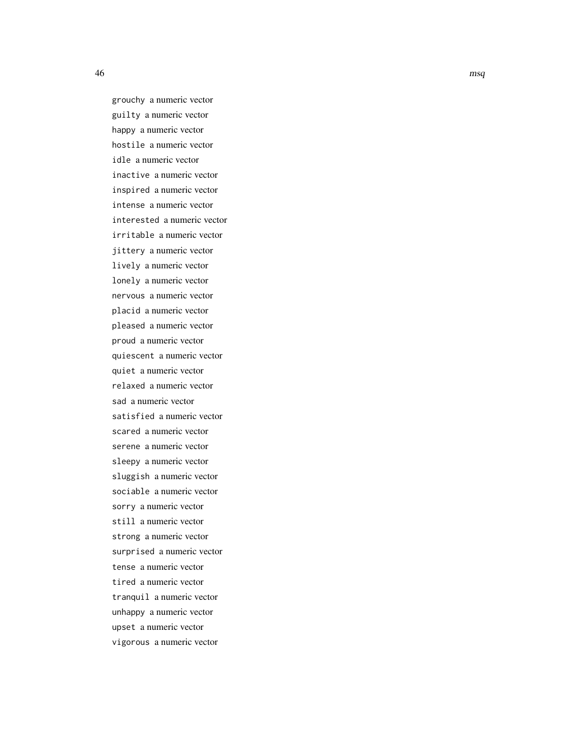`grouchy` a numeric vector

`guilty` a numeric vector

`happy` a numeric vector

`hostile` a numeric vector

`idle` a numeric vector

`inactive` a numeric vector

`inspired` a numeric vector

`intense` a numeric vector

`interested` a numeric vector

`irritable` a numeric vector

`jittery` a numeric vector

`lively` a numeric vector

`lonely` a numeric vector

`nervous` a numeric vector

`placid` a numeric vector

`pleased` a numeric vector

`proud` a numeric vector

`quiescent` a numeric vector

`quiet` a numeric vector

`relaxed` a numeric vector

`sad` a numeric vector

`satisfied` a numeric vector

`scared` a numeric vector

`serene` a numeric vector

`sleepy` a numeric vector

`sluggish` a numeric vector

`sociable` a numeric vector

`sorry` a numeric vector

`still` a numeric vector

`strong` a numeric vector

`surprised` a numeric vector

`tense` a numeric vector

`tired` a numeric vector

`tranquil` a numeric vector

`unhappy` a numeric vector

`upset` a numeric vector

`vigorous` a numeric vector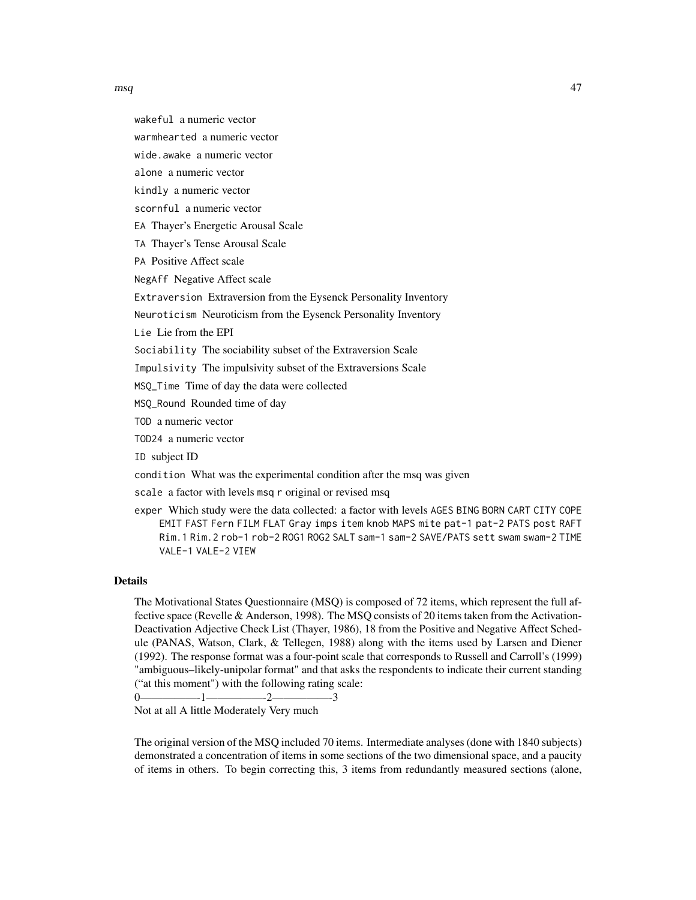wakeful a numeric vector

warmhearted a numeric vector

wide.awake a numeric vector

alone a numeric vector

kindly a numeric vector

scornful a numeric vector

EA Thayer's Energetic Arousal Scale

TA Thayer's Tense Arousal Scale

PA Positive Affect scale

NegAff Negative Affect scale

Extraversion Extraversion from the Eysenck Personality Inventory

Neuroticism Neuroticism from the Eysenck Personality Inventory

Lie Lie from the EPI

Sociability The sociability subset of the Extraversion Scale

Impulsivity The impulsivity subset of the Extraversions Scale

MSQ_Time Time of day the data were collected

MSQ_Round Rounded time of day

TOD a numeric vector

TOD24 a numeric vector

ID subject ID

condition What was the experimental condition after the msq was given

scale a factor with levels msq r original or revised msq

exper Which study were the data collected: a factor with levels AGES BING BORN CART CITY COPE EMIT FAST Fern FILM FLAT Gray imps item knob MAPS mite pat-1 pat-2 PATS post RAFT Rim.1 Rim.2 rob-1 rob-2 ROG1 ROG2 SALT sam-1 sam-2 SAVE/PATS sett swam swam-2 TIME VALE-1 VALE-2 VIEW

## Details

The Motivational States Questionnaire (MSQ) is composed of 72 items, which represent the full affective space (Revelle & Anderson, 1998). The MSQ consists of 20 items taken from the Activation-Deactivation Adjective Check List (Thayer, 1986), 18 from the Positive and Negative Affect Schedule (PANAS, Watson, Clark, & Tellegen, 1988) along with the items used by Larsen and Diener (1992). The response format was a four-point scale that corresponds to Russell and Carroll's (1999) "ambiguous–likely-unipolar format" and that asks the respondents to indicate their current standing ("at this moment") with the following rating scale:
0——————-1——————-2——————-3
Not at all A little Moderately Very much

The original version of the MSQ included 70 items. Intermediate analyses (done with 1840 subjects) demonstrated a concentration of items in some sections of the two dimensional space, and a paucity of items in others. To begin correcting this, 3 items from redundantly measured sections (alone,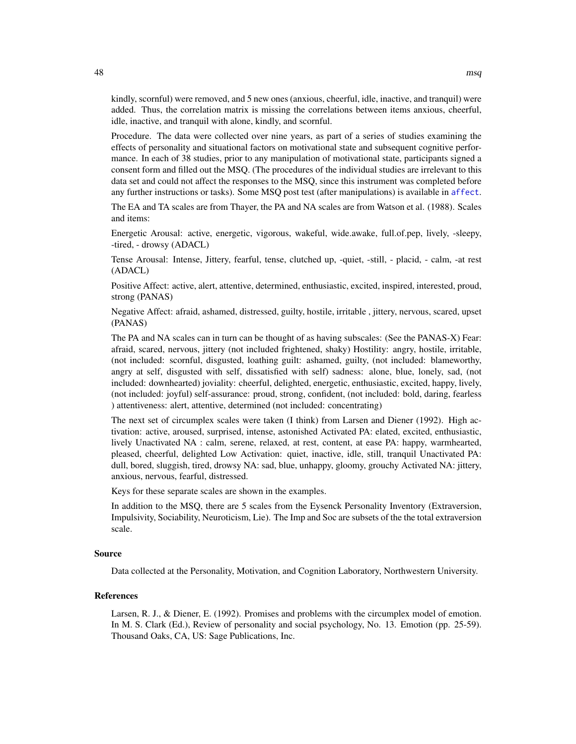kindly, scornful) were removed, and 5 new ones (anxious, cheerful, idle, inactive, and tranquil) were added. Thus, the correlation matrix is missing the correlations between items anxious, cheerful, idle, inactive, and tranquil with alone, kindly, and scornful.

Procedure. The data were collected over nine years, as part of a series of studies examining the effects of personality and situational factors on motivational state and subsequent cognitive performance. In each of 38 studies, prior to any manipulation of motivational state, participants signed a consent form and filled out the MSQ. (The procedures of the individual studies are irrelevant to this data set and could not affect the responses to the MSQ, since this instrument was completed before any further instructions or tasks). Some MSQ post test (after manipulations) is available in affect.

The EA and TA scales are from Thayer, the PA and NA scales are from Watson et al. (1988). Scales and items:

Energetic Arousal: active, energetic, vigorous, wakeful, wide.awake, full.of.pep, lively, -sleepy, -tired, - drowsy (ADACL)

Tense Arousal: Intense, Jittery, fearful, tense, clutched up, -quiet, -still, - placid, - calm, -at rest (ADACL)

Positive Affect: active, alert, attentive, determined, enthusiastic, excited, inspired, interested, proud, strong (PANAS)

Negative Affect: afraid, ashamed, distressed, guilty, hostile, irritable , jittery, nervous, scared, upset (PANAS)

The PA and NA scales can in turn can be thought of as having subscales: (See the PANAS-X) Fear: afraid, scared, nervous, jittery (not included frightened, shaky) Hostility: angry, hostile, irritable, (not included: scornful, disgusted, loathing guilt: ashamed, guilty, (not included: blameworthy, angry at self, disgusted with self, dissatisfied with self) sadness: alone, blue, lonely, sad, (not included: downhearted) joviality: cheerful, delighted, energetic, enthusiastic, excited, happy, lively, (not included: joyful) self-assurance: proud, strong, confident, (not included: bold, daring, fearless ) attentiveness: alert, attentive, determined (not included: concentrating)

The next set of circumplex scales were taken (I think) from Larsen and Diener (1992). High activation: active, aroused, surprised, intense, astonished Activated PA: elated, excited, enthusiastic, lively Unactivated NA : calm, serene, relaxed, at rest, content, at ease PA: happy, warmhearted, pleased, cheerful, delighted Low Activation: quiet, inactive, idle, still, tranquil Unactivated PA: dull, bored, sluggish, tired, drowsy NA: sad, blue, unhappy, gloomy, grouchy Activated NA: jittery, anxious, nervous, fearful, distressed.

Keys for these separate scales are shown in the examples.

In addition to the MSQ, there are 5 scales from the Eysenck Personality Inventory (Extraversion, Impulsivity, Sociability, Neuroticism, Lie). The Imp and Soc are subsets of the the total extraversion scale.

### Source

Data collected at the Personality, Motivation, and Cognition Laboratory, Northwestern University.

### References

Larsen, R. J., & Diener, E. (1992). Promises and problems with the circumplex model of emotion. In M. S. Clark (Ed.), Review of personality and social psychology, No. 13. Emotion (pp. 25-59). Thousand Oaks, CA, US: Sage Publications, Inc.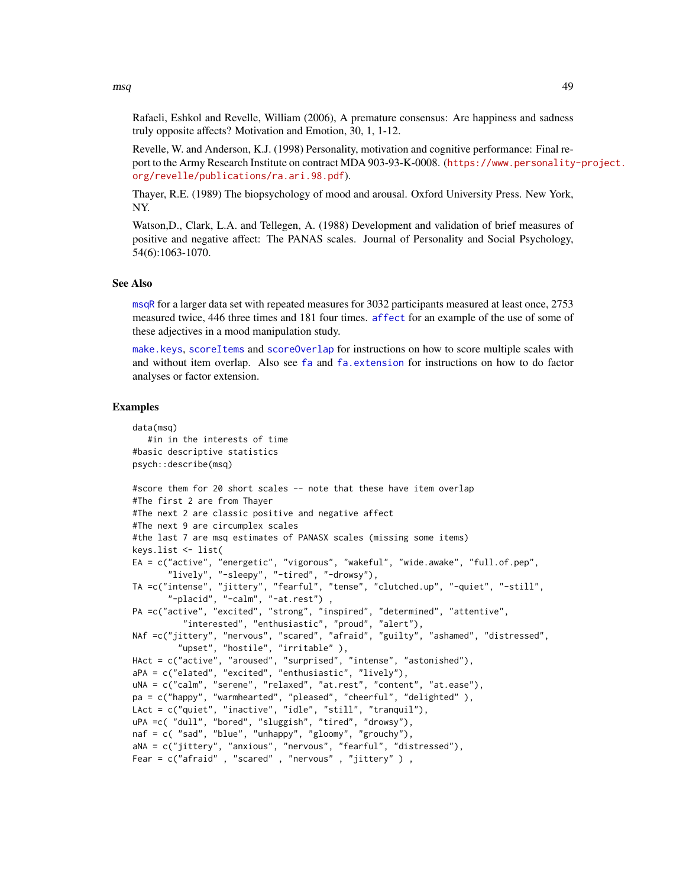Rafaeli, Eshkol and Revelle, William (2006), A premature consensus: Are happiness and sadness truly opposite affects? Motivation and Emotion, 30, 1, 1-12.

Revelle, W. and Anderson, K.J. (1998) Personality, motivation and cognitive performance: Final report to the Army Research Institute on contract MDA 903-93-K-0008. (https://www.personality-project.org/revelle/publications/ra.ari.98.pdf).

Thayer, R.E. (1989) The biopsychology of mood and arousal. Oxford University Press. New York, NY.

Watson,D., Clark, L.A. and Tellegen, A. (1988) Development and validation of brief measures of positive and negative affect: The PANAS scales. Journal of Personality and Social Psychology, 54(6):1063-1070.

## See Also

msqR for a larger data set with repeated measures for 3032 participants measured at least once, 2753 measured twice, 446 three times and 181 four times. affect for an example of the use of some of these adjectives in a mood manipulation study.

make.keys, scoreItems and scoreOverlap for instructions on how to score multiple scales with and without item overlap. Also see fa and fa.extension for instructions on how to do factor analyses or factor extension.

## Examples

```
data(msq)
   #in in the interests of time
#basic descriptive statistics
psych::describe(msq)

#score them for 20 short scales -- note that these have item overlap
#The first 2 are from Thayer
#The next 2 are classic positive and negative affect
#The next 9 are circumplex scales
#the last 7 are msq estimates of PANASX scales (missing some items)
keys.list <- list(
EA = c("active", "energetic", "vigorous", "wakeful", "wide.awake", "full.of.pep",
       "lively", "-sleepy", "-tired", "-drowsy"),
TA =c("intense", "jittery", "fearful", "tense", "clutched.up", "-quiet", "-still",
       "-placid", "-calm", "-at.rest") ,
PA =c("active", "excited", "strong", "inspired", "determined", "attentive",
          "interested", "enthusiastic", "proud", "alert"),
NAf =c("jittery", "nervous", "scared", "afraid", "guilty", "ashamed", "distressed",
         "upset", "hostile", "irritable" ),
HAct = c("active", "aroused", "surprised", "intense", "astonished"),
aPA = c("elated", "excited", "enthusiastic", "lively"),
uNA = c("calm", "serene", "relaxed", "at.rest", "content", "at.ease"),
pa = c("happy", "warmhearted", "pleased", "cheerful", "delighted" ),
LAct = c("quiet", "inactive", "idle", "still", "tranquil"),
uPA =c( "dull", "bored", "sluggish", "tired", "drowsy"),
naf = c( "sad", "blue", "unhappy", "gloomy", "grouchy"),
aNA = c("jittery", "anxious", "nervous", "fearful", "distressed"),
Fear = c("afraid" , "scared" , "nervous" , "jittery" ) ,
```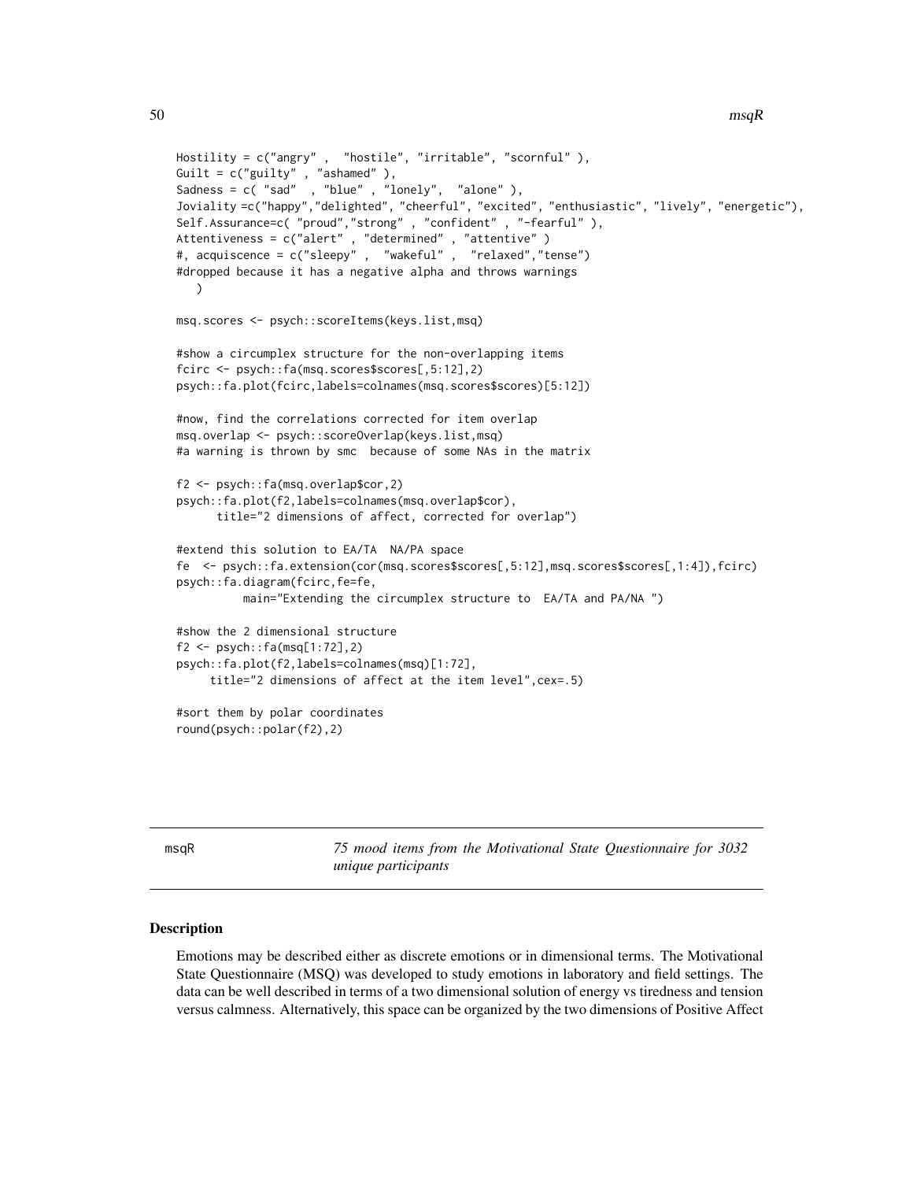```
Hostility = c("angry" ,  "hostile", "irritable", "scornful" ),
Guilt = c("guilty" , "ashamed" ),
Sadness = c( "sad"  , "blue" , "lonely",  "alone" ),
Joviality =c("happy","delighted", "cheerful", "excited", "enthusiastic", "lively", "energetic"),
Self.Assurance=c( "proud","strong" , "confident" , "-fearful" ),
Attentiveness = c("alert" , "determined" , "attentive" )
#, acquiscence = c("sleepy" ,  "wakeful" ,  "relaxed","tense")
#dropped because it has a negative alpha and throws warnings
   )

msq.scores <- psych::scoreItems(keys.list,msq)

#show a circumplex structure for the non-overlapping items
fcirc <- psych::fa(msq.scores$scores[,5:12],2)
psych::fa.plot(fcirc,labels=colnames(msq.scores$scores)[5:12])

#now, find the correlations corrected for item overlap
msq.overlap <- psych::scoreOverlap(keys.list,msq)
#a warning is thrown by smc  because of some NAs in the matrix

f2 <- psych::fa(msq.overlap$cor,2)
psych::fa.plot(f2,labels=colnames(msq.overlap$cor),
      title="2 dimensions of affect, corrected for overlap")

#extend this solution to EA/TA  NA/PA space
fe  <- psych::fa.extension(cor(msq.scores$scores[,5:12],msq.scores$scores[,1:4]),fcirc)
psych::fa.diagram(fcirc,fe=fe,
          main="Extending the circumplex structure to  EA/TA and PA/NA ")

#show the 2 dimensional structure
f2 <- psych::fa(msq[1:72],2)
psych::fa.plot(f2,labels=colnames(msq)[1:72],
     title="2 dimensions of affect at the item level",cex=.5)

#sort them by polar coordinates
round(psych::polar(f2),2)
```

---

## msqR — *75 mood items from the Motivational State Questionnaire for 3032 unique participants*

---

### Description

Emotions may be described either as discrete emotions or in dimensional terms. The Motivational State Questionnaire (MSQ) was developed to study emotions in laboratory and field settings. The data can be well described in terms of a two dimensional solution of energy vs tiredness and tension versus calmness. Alternatively, this space can be organized by the two dimensions of Positive Affect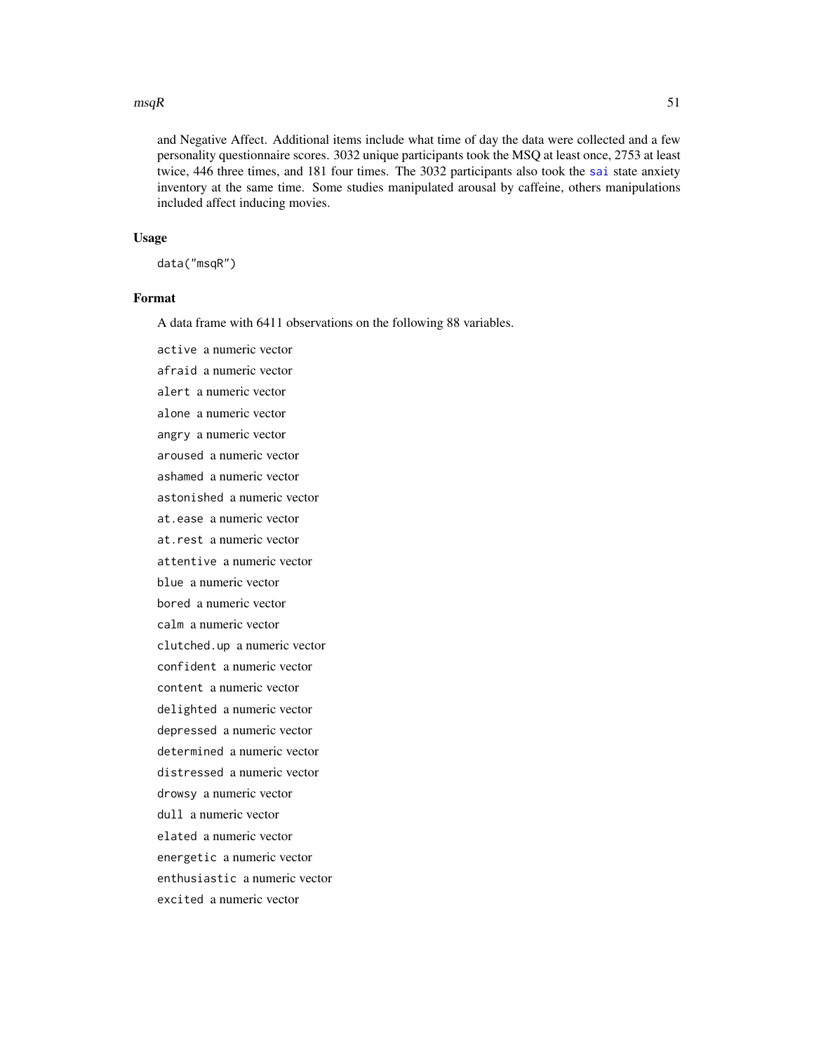and Negative Affect. Additional items include what time of day the data were collected and a few personality questionnaire scores. 3032 unique participants took the MSQ at least once, 2753 at least twice, 446 three times, and 181 four times. The 3032 participants also took the sai state anxiety inventory at the same time. Some studies manipulated arousal by caffeine, others manipulations included affect inducing movies.

## Usage

```
data("msqR")
```

## Format

A data frame with 6411 observations on the following 88 variables.

`active` a numeric vector

`afraid` a numeric vector

`alert` a numeric vector

`alone` a numeric vector

`angry` a numeric vector

`aroused` a numeric vector

`ashamed` a numeric vector

`astonished` a numeric vector

`at.ease` a numeric vector

`at.rest` a numeric vector

`attentive` a numeric vector

`blue` a numeric vector

`bored` a numeric vector

`calm` a numeric vector

`clutched.up` a numeric vector

`confident` a numeric vector

`content` a numeric vector

`delighted` a numeric vector

`depressed` a numeric vector

`determined` a numeric vector

`distressed` a numeric vector

`drowsy` a numeric vector

`dull` a numeric vector

`elated` a numeric vector

`energetic` a numeric vector

`enthusiastic` a numeric vector

`excited` a numeric vector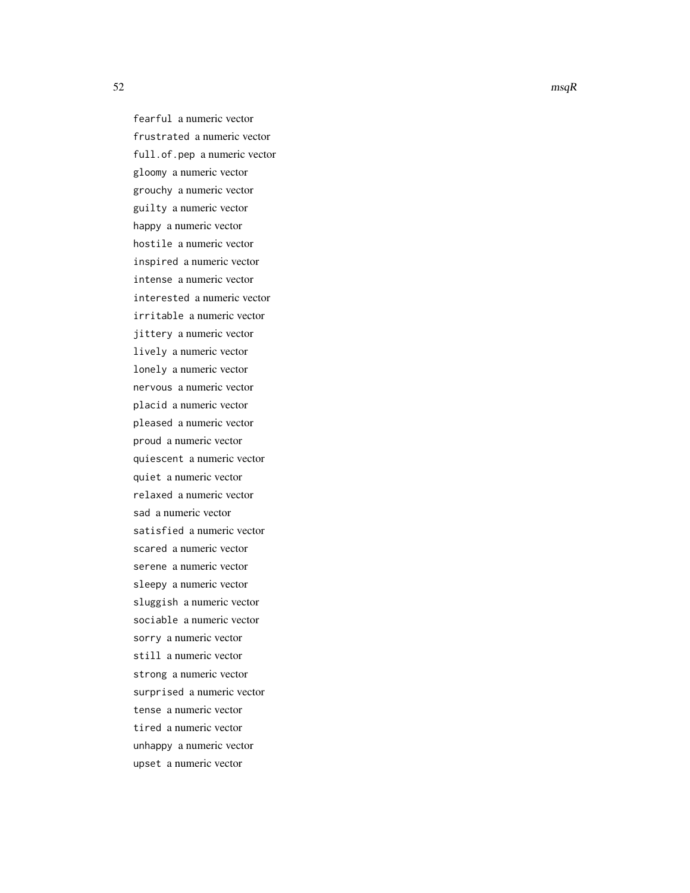`fearful` a numeric vector

`frustrated` a numeric vector

`full.of.pep` a numeric vector

`gloomy` a numeric vector

`grouchy` a numeric vector

`guilty` a numeric vector

`happy` a numeric vector

`hostile` a numeric vector

`inspired` a numeric vector

`intense` a numeric vector

`interested` a numeric vector

`irritable` a numeric vector

`jittery` a numeric vector

`lively` a numeric vector

`lonely` a numeric vector

`nervous` a numeric vector

`placid` a numeric vector

`pleased` a numeric vector

`proud` a numeric vector

`quiescent` a numeric vector

`quiet` a numeric vector

`relaxed` a numeric vector

`sad` a numeric vector

`satisfied` a numeric vector

`scared` a numeric vector

`serene` a numeric vector

`sleepy` a numeric vector

`sluggish` a numeric vector

`sociable` a numeric vector

`sorry` a numeric vector

`still` a numeric vector

`strong` a numeric vector

`surprised` a numeric vector

`tense` a numeric vector

`tired` a numeric vector

`unhappy` a numeric vector

`upset` a numeric vector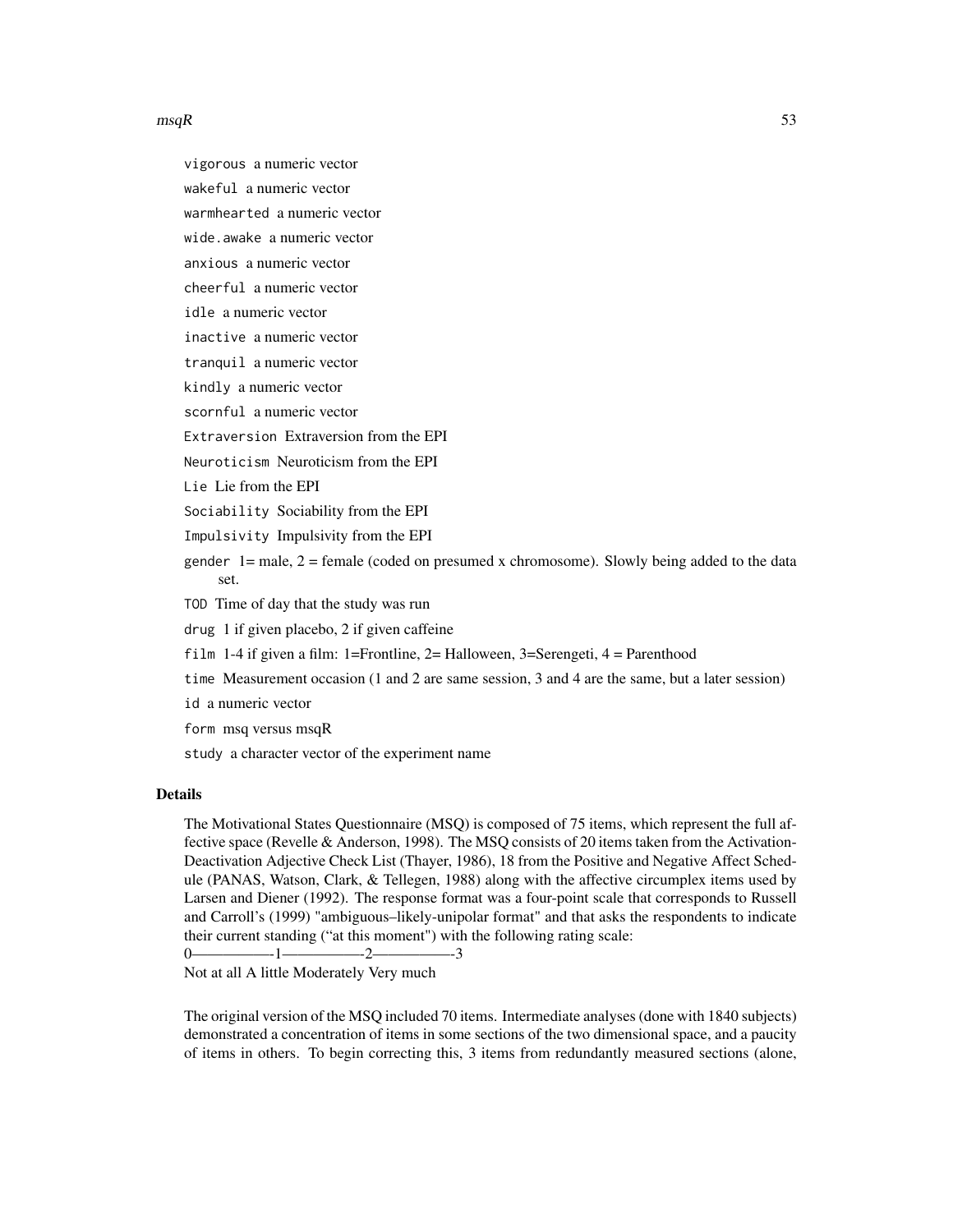vigorous a numeric vector

wakeful a numeric vector

warmhearted a numeric vector

wide.awake a numeric vector

anxious a numeric vector

cheerful a numeric vector

idle a numeric vector

inactive a numeric vector

tranquil a numeric vector

kindly a numeric vector

scornful a numeric vector

Extraversion Extraversion from the EPI

Neuroticism Neuroticism from the EPI

Lie Lie from the EPI

Sociability Sociability from the EPI

Impulsivity Impulsivity from the EPI

gender 1= male, 2 = female (coded on presumed x chromosome). Slowly being added to the data set.

TOD Time of day that the study was run

drug 1 if given placebo, 2 if given caffeine

film 1-4 if given a film: 1=Frontline, 2= Halloween, 3=Serengeti, 4 = Parenthood

time Measurement occasion (1 and 2 are same session, 3 and 4 are the same, but a later session)

id a numeric vector

form msq versus msqR

study a character vector of the experiment name

## Details

The Motivational States Questionnaire (MSQ) is composed of 75 items, which represent the full affective space (Revelle & Anderson, 1998). The MSQ consists of 20 items taken from the Activation-Deactivation Adjective Check List (Thayer, 1986), 18 from the Positive and Negative Affect Schedule (PANAS, Watson, Clark, & Tellegen, 1988) along with the affective circumplex items used by Larsen and Diener (1992). The response format was a four-point scale that corresponds to Russell and Carroll's (1999) "ambiguous–likely-unipolar format" and that asks the respondents to indicate their current standing ("at this moment") with the following rating scale:
0——————-1——————-2——————-3
Not at all A little Moderately Very much

The original version of the MSQ included 70 items. Intermediate analyses (done with 1840 subjects) demonstrated a concentration of items in some sections of the two dimensional space, and a paucity of items in others. To begin correcting this, 3 items from redundantly measured sections (alone,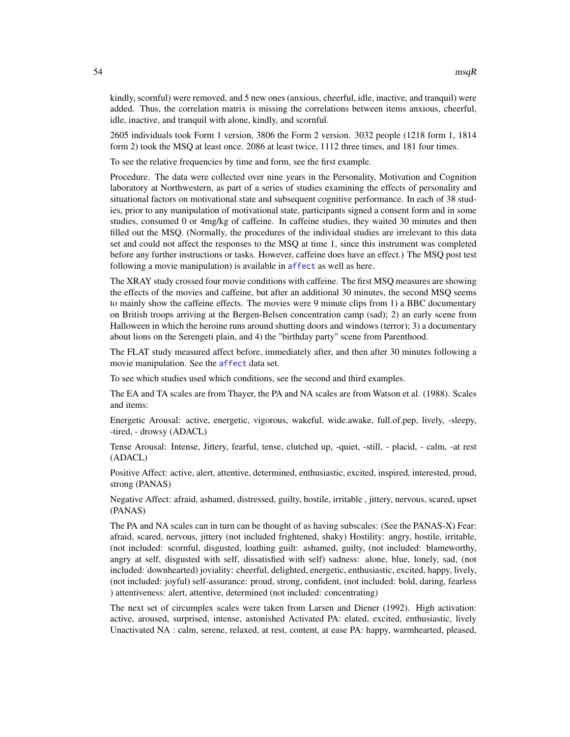kindly, scornful) were removed, and 5 new ones (anxious, cheerful, idle, inactive, and tranquil) were added. Thus, the correlation matrix is missing the correlations between items anxious, cheerful, idle, inactive, and tranquil with alone, kindly, and scornful.

2605 individuals took Form 1 version, 3806 the Form 2 version. 3032 people (1218 form 1, 1814 form 2) took the MSQ at least once. 2086 at least twice, 1112 three times, and 181 four times.

To see the relative frequencies by time and form, see the first example.

Procedure. The data were collected over nine years in the Personality, Motivation and Cognition laboratory at Northwestern, as part of a series of studies examining the effects of personality and situational factors on motivational state and subsequent cognitive performance. In each of 38 studies, prior to any manipulation of motivational state, participants signed a consent form and in some studies, consumed 0 or 4mg/kg of caffeine. In caffeine studies, they waited 30 minutes and then filled out the MSQ. (Normally, the procedures of the individual studies are irrelevant to this data set and could not affect the responses to the MSQ at time 1, since this instrument was completed before any further instructions or tasks. However, caffeine does have an effect.) The MSQ post test following a movie manipulation) is available in affect as well as here.

The XRAY study crossed four movie conditions with caffeine. The first MSQ measures are showing the effects of the movies and caffeine, but after an additional 30 minutes, the second MSQ seems to mainly show the caffeine effects. The movies were 9 minute clips from 1) a BBC documentary on British troops arriving at the Bergen-Belsen concentration camp (sad); 2) an early scene from Halloween in which the heroine runs around shutting doors and windows (terror); 3) a documentary about lions on the Serengeti plain, and 4) the "birthday party" scene from Parenthood.

The FLAT study measured affect before, immediately after, and then after 30 minutes following a movie manipulation. See the affect data set.

To see which studies used which conditions, see the second and third examples.

The EA and TA scales are from Thayer, the PA and NA scales are from Watson et al. (1988). Scales and items:

Energetic Arousal: active, energetic, vigorous, wakeful, wide.awake, full.of.pep, lively, -sleepy, -tired, - drowsy (ADACL)

Tense Arousal: Intense, Jittery, fearful, tense, clutched up, -quiet, -still, - placid, - calm, -at rest (ADACL)

Positive Affect: active, alert, attentive, determined, enthusiastic, excited, inspired, interested, proud, strong (PANAS)

Negative Affect: afraid, ashamed, distressed, guilty, hostile, irritable , jittery, nervous, scared, upset (PANAS)

The PA and NA scales can in turn can be thought of as having subscales: (See the PANAS-X) Fear: afraid, scared, nervous, jittery (not included frightened, shaky) Hostility: angry, hostile, irritable, (not included: scornful, disgusted, loathing guilt: ashamed, guilty, (not included: blameworthy, angry at self, disgusted with self, dissatisfied with self) sadness: alone, blue, lonely, sad, (not included: downhearted) joviality: cheerful, delighted, energetic, enthusiastic, excited, happy, lively, (not included: joyful) self-assurance: proud, strong, confident, (not included: bold, daring, fearless ) attentiveness: alert, attentive, determined (not included: concentrating)

The next set of circumplex scales were taken from Larsen and Diener (1992). High activation: active, aroused, surprised, intense, astonished Activated PA: elated, excited, enthusiastic, lively Unactivated NA : calm, serene, relaxed, at rest, content, at ease PA: happy, warmhearted, pleased,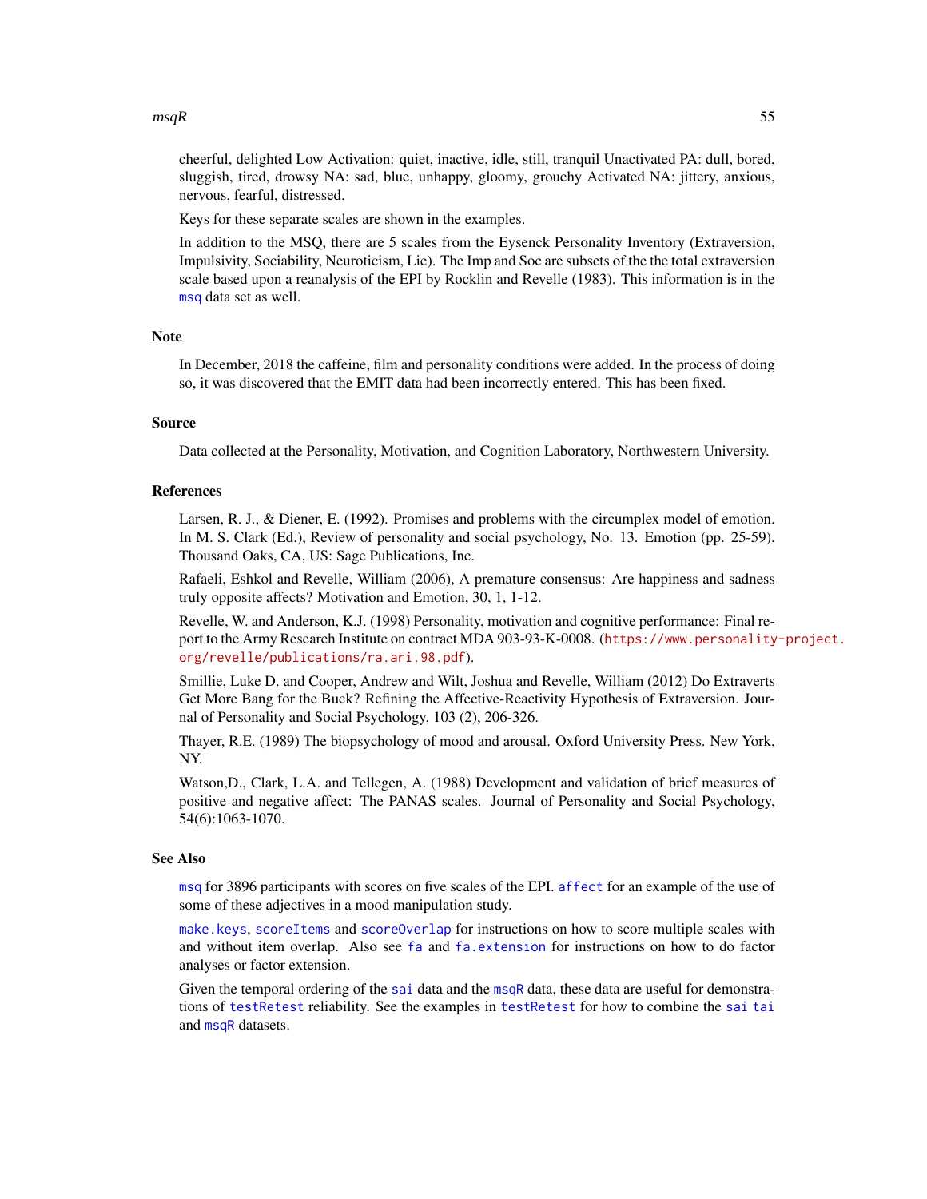cheerful, delighted Low Activation: quiet, inactive, idle, still, tranquil Unactivated PA: dull, bored, sluggish, tired, drowsy NA: sad, blue, unhappy, gloomy, grouchy Activated NA: jittery, anxious, nervous, fearful, distressed.

Keys for these separate scales are shown in the examples.

In addition to the MSQ, there are 5 scales from the Eysenck Personality Inventory (Extraversion, Impulsivity, Sociability, Neuroticism, Lie). The Imp and Soc are subsets of the the total extraversion scale based upon a reanalysis of the EPI by Rocklin and Revelle (1983). This information is in the `msq` data set as well.

## Note

In December, 2018 the caffeine, film and personality conditions were added. In the process of doing so, it was discovered that the EMIT data had been incorrectly entered. This has been fixed.

## Source

Data collected at the Personality, Motivation, and Cognition Laboratory, Northwestern University.

## References

Larsen, R. J., & Diener, E. (1992). Promises and problems with the circumplex model of emotion. In M. S. Clark (Ed.), Review of personality and social psychology, No. 13. Emotion (pp. 25-59). Thousand Oaks, CA, US: Sage Publications, Inc.

Rafaeli, Eshkol and Revelle, William (2006), A premature consensus: Are happiness and sadness truly opposite affects? Motivation and Emotion, 30, 1, 1-12.

Revelle, W. and Anderson, K.J. (1998) Personality, motivation and cognitive performance: Final report to the Army Research Institute on contract MDA 903-93-K-0008. (https://www.personality-project.org/revelle/publications/ra.ari.98.pdf).

Smillie, Luke D. and Cooper, Andrew and Wilt, Joshua and Revelle, William (2012) Do Extraverts Get More Bang for the Buck? Refining the Affective-Reactivity Hypothesis of Extraversion. Journal of Personality and Social Psychology, 103 (2), 206-326.

Thayer, R.E. (1989) The biopsychology of mood and arousal. Oxford University Press. New York, NY.

Watson,D., Clark, L.A. and Tellegen, A. (1988) Development and validation of brief measures of positive and negative affect: The PANAS scales. Journal of Personality and Social Psychology, 54(6):1063-1070.

## See Also

`msq` for 3896 participants with scores on five scales of the EPI. `affect` for an example of the use of some of these adjectives in a mood manipulation study.

`make.keys`, `scoreItems` and `scoreOverlap` for instructions on how to score multiple scales with and without item overlap. Also see `fa` and `fa.extension` for instructions on how to do factor analyses or factor extension.

Given the temporal ordering of the `sai` data and the `msqR` data, these data are useful for demonstrations of `testRetest` reliability. See the examples in `testRetest` for how to combine the `sai` `tai` and `msqR` datasets.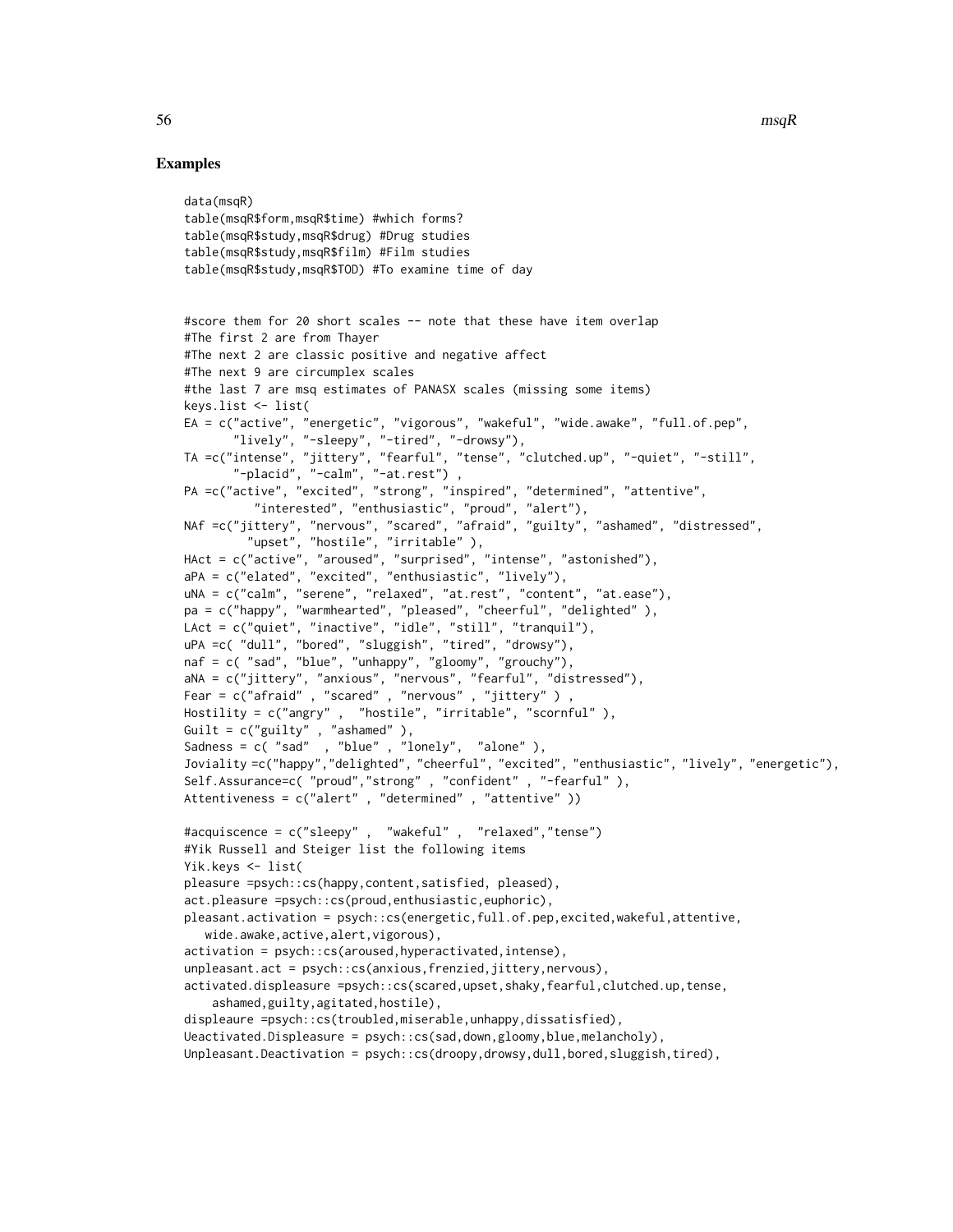## Examples

```
data(msqR)
table(msqR$form,msqR$time) #which forms?
table(msqR$study,msqR$drug) #Drug studies
table(msqR$study,msqR$film) #Film studies
table(msqR$study,msqR$TOD) #To examine time of day


#score them for 20 short scales -- note that these have item overlap
#The first 2 are from Thayer
#The next 2 are classic positive and negative affect
#The next 9 are circumplex scales
#the last 7 are msq estimates of PANASX scales (missing some items)
keys.list <- list(
EA = c("active", "energetic", "vigorous", "wakeful", "wide.awake", "full.of.pep",
       "lively", "-sleepy", "-tired", "-drowsy"),
TA =c("intense", "jittery", "fearful", "tense", "clutched.up", "-quiet", "-still",
       "-placid", "-calm", "-at.rest") ,
PA =c("active", "excited", "strong", "inspired", "determined", "attentive",
          "interested", "enthusiastic", "proud", "alert"),
NAf =c("jittery", "nervous", "scared", "afraid", "guilty", "ashamed", "distressed",
         "upset", "hostile", "irritable" ),
HAct = c("active", "aroused", "surprised", "intense", "astonished"),
aPA = c("elated", "excited", "enthusiastic", "lively"),
uNA = c("calm", "serene", "relaxed", "at.rest", "content", "at.ease"),
pa = c("happy", "warmhearted", "pleased", "cheerful", "delighted" ),
LAct = c("quiet", "inactive", "idle", "still", "tranquil"),
uPA =c( "dull", "bored", "sluggish", "tired", "drowsy"),
naf = c( "sad", "blue", "unhappy", "gloomy", "grouchy"),
aNA = c("jittery", "anxious", "nervous", "fearful", "distressed"),
Fear = c("afraid" , "scared" , "nervous" , "jittery" ) ,
Hostility = c("angry" ,  "hostile", "irritable", "scornful" ),
Guilt = c("guilty" , "ashamed" ),
Sadness = c( "sad"  , "blue" , "lonely",  "alone" ),
Joviality =c("happy","delighted", "cheerful", "excited", "enthusiastic", "lively", "energetic"),
Self.Assurance=c( "proud","strong" , "confident" , "-fearful" ),
Attentiveness = c("alert" , "determined" , "attentive" ))

#acquiscence = c("sleepy" ,  "wakeful" ,  "relaxed","tense")
#Yik Russell and Steiger list the following items
Yik.keys <- list(
pleasure =psych::cs(happy,content,satisfied, pleased),
act.pleasure =psych::cs(proud,enthusiastic,euphoric),
pleasant.activation = psych::cs(energetic,full.of.pep,excited,wakeful,attentive,
   wide.awake,active,alert,vigorous),
activation = psych::cs(aroused,hyperactivated,intense),
unpleasant.act = psych::cs(anxious,frenzied,jittery,nervous),
activated.displeasure =psych::cs(scared,upset,shaky,fearful,clutched.up,tense,
    ashamed,guilty,agitated,hostile),
displeaure =psych::cs(troubled,miserable,unhappy,dissatisfied),
Ueactivated.Displeasure = psych::cs(sad,down,gloomy,blue,melancholy),
Unpleasant.Deactivation = psych::cs(droopy,drowsy,dull,bored,sluggish,tired),
```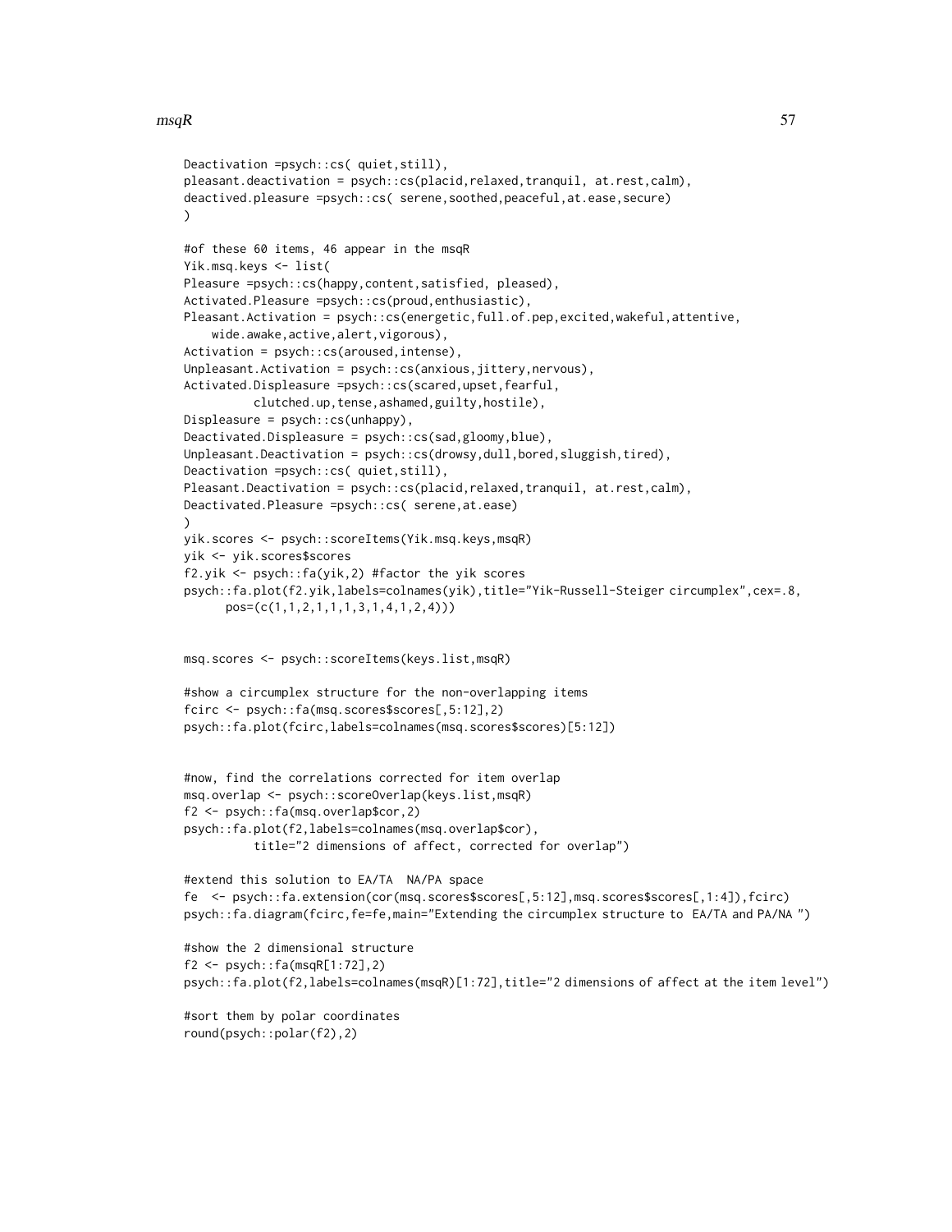```
Deactivation =psych::cs( quiet,still),
pleasant.deactivation = psych::cs(placid,relaxed,tranquil, at.rest,calm),
deactived.pleasure =psych::cs( serene,soothed,peaceful,at.ease,secure)
)

#of these 60 items, 46 appear in the msqR
Yik.msq.keys <- list(
Pleasure =psych::cs(happy,content,satisfied, pleased),
Activated.Pleasure =psych::cs(proud,enthusiastic),
Pleasant.Activation = psych::cs(energetic,full.of.pep,excited,wakeful,attentive,
    wide.awake,active,alert,vigorous),
Activation = psych::cs(aroused,intense),
Unpleasant.Activation = psych::cs(anxious,jittery,nervous),
Activated.Displeasure =psych::cs(scared,upset,fearful,
          clutched.up,tense,ashamed,guilty,hostile),
Displeasure = psych::cs(unhappy),
Deactivated.Displeasure = psych::cs(sad,gloomy,blue),
Unpleasant.Deactivation = psych::cs(drowsy,dull,bored,sluggish,tired),
Deactivation =psych::cs( quiet,still),
Pleasant.Deactivation = psych::cs(placid,relaxed,tranquil, at.rest,calm),
Deactivated.Pleasure =psych::cs( serene,at.ease)
)
yik.scores <- psych::scoreItems(Yik.msq.keys,msqR)
yik <- yik.scores$scores
f2.yik <- psych::fa(yik,2) #factor the yik scores
psych::fa.plot(f2.yik,labels=colnames(yik),title="Yik-Russell-Steiger circumplex",cex=.8,
      pos=(c(1,1,2,1,1,1,3,1,4,1,2,4)))


msq.scores <- psych::scoreItems(keys.list,msqR)

#show a circumplex structure for the non-overlapping items
fcirc <- psych::fa(msq.scores$scores[,5:12],2)
psych::fa.plot(fcirc,labels=colnames(msq.scores$scores)[5:12])


#now, find the correlations corrected for item overlap
msq.overlap <- psych::scoreOverlap(keys.list,msqR)
f2 <- psych::fa(msq.overlap$cor,2)
psych::fa.plot(f2,labels=colnames(msq.overlap$cor),
          title="2 dimensions of affect, corrected for overlap")

#extend this solution to EA/TA  NA/PA space
fe  <- psych::fa.extension(cor(msq.scores$scores[,5:12],msq.scores$scores[,1:4]),fcirc)
psych::fa.diagram(fcirc,fe=fe,main="Extending the circumplex structure to  EA/TA and PA/NA ")

#show the 2 dimensional structure
f2 <- psych::fa(msqR[1:72],2)
psych::fa.plot(f2,labels=colnames(msqR)[1:72],title="2 dimensions of affect at the item level")

#sort them by polar coordinates
round(psych::polar(f2),2)
```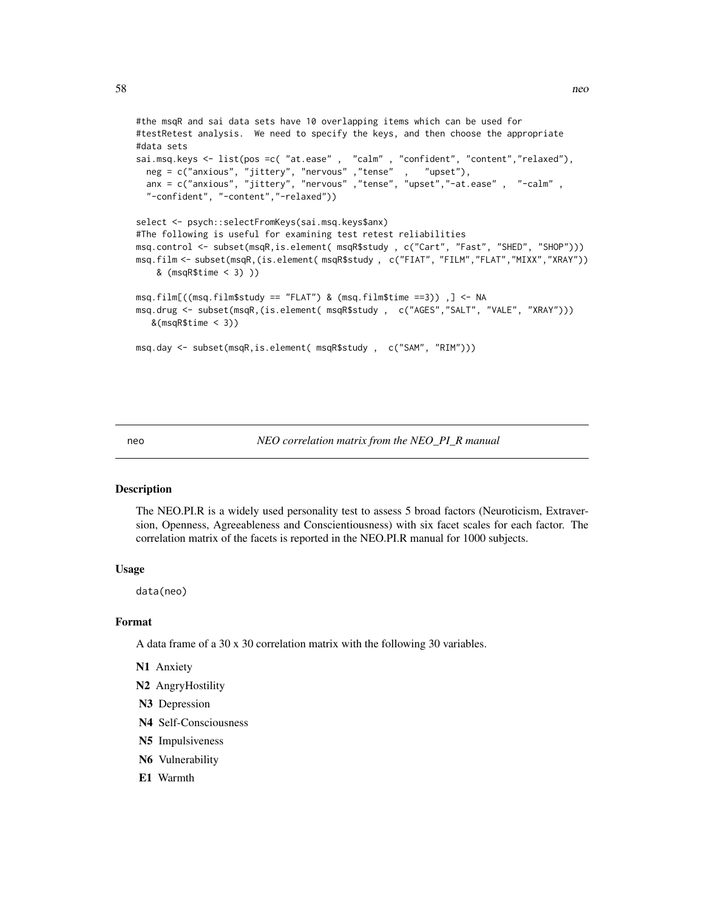```
#the msqR and sai data sets have 10 overlapping items which can be used for
#testRetest analysis.  We need to specify the keys, and then choose the appropriate
#data sets
sai.msq.keys <- list(pos =c( "at.ease" ,  "calm" , "confident", "content","relaxed"),
  neg = c("anxious", "jittery", "nervous" ,"tense"  ,   "upset"),
  anx = c("anxious", "jittery", "nervous" ,"tense", "upset","-at.ease" ,  "-calm" ,
  "-confident", "-content","-relaxed"))

select <- psych::selectFromKeys(sai.msq.keys$anx)
#The following is useful for examining test retest reliabilities
msq.control <- subset(msqR,is.element( msqR$study , c("Cart", "Fast", "SHED", "SHOP")))
msq.film <- subset(msqR,(is.element( msqR$study ,  c("FIAT", "FILM","FLAT","MIXX","XRAY"))
    & (msqR$time < 3) ))

msq.film[((msq.film$study == "FLAT") & (msq.film$time ==3)) ,] <- NA
msq.drug <- subset(msqR,(is.element( msqR$study ,  c("AGES","SALT", "VALE", "XRAY")))
   &(msqR$time < 3))

msq.day <- subset(msqR,is.element( msqR$study ,  c("SAM", "RIM")))
```

---

## neo — *NEO correlation matrix from the NEO_PI_R manual*

### Description

The NEO.PI.R is a widely used personality test to assess 5 broad factors (Neuroticism, Extraversion, Openness, Agreeableness and Conscientiousness) with six facet scales for each factor. The correlation matrix of the facets is reported in the NEO.PI.R manual for 1000 subjects.

### Usage

```
data(neo)
```

### Format

A data frame of a 30 x 30 correlation matrix with the following 30 variables.

**N1** Anxiety

**N2** AngryHostility

**N3** Depression

**N4** Self-Consciousness

**N5** Impulsiveness

**N6** Vulnerability

**E1** Warmth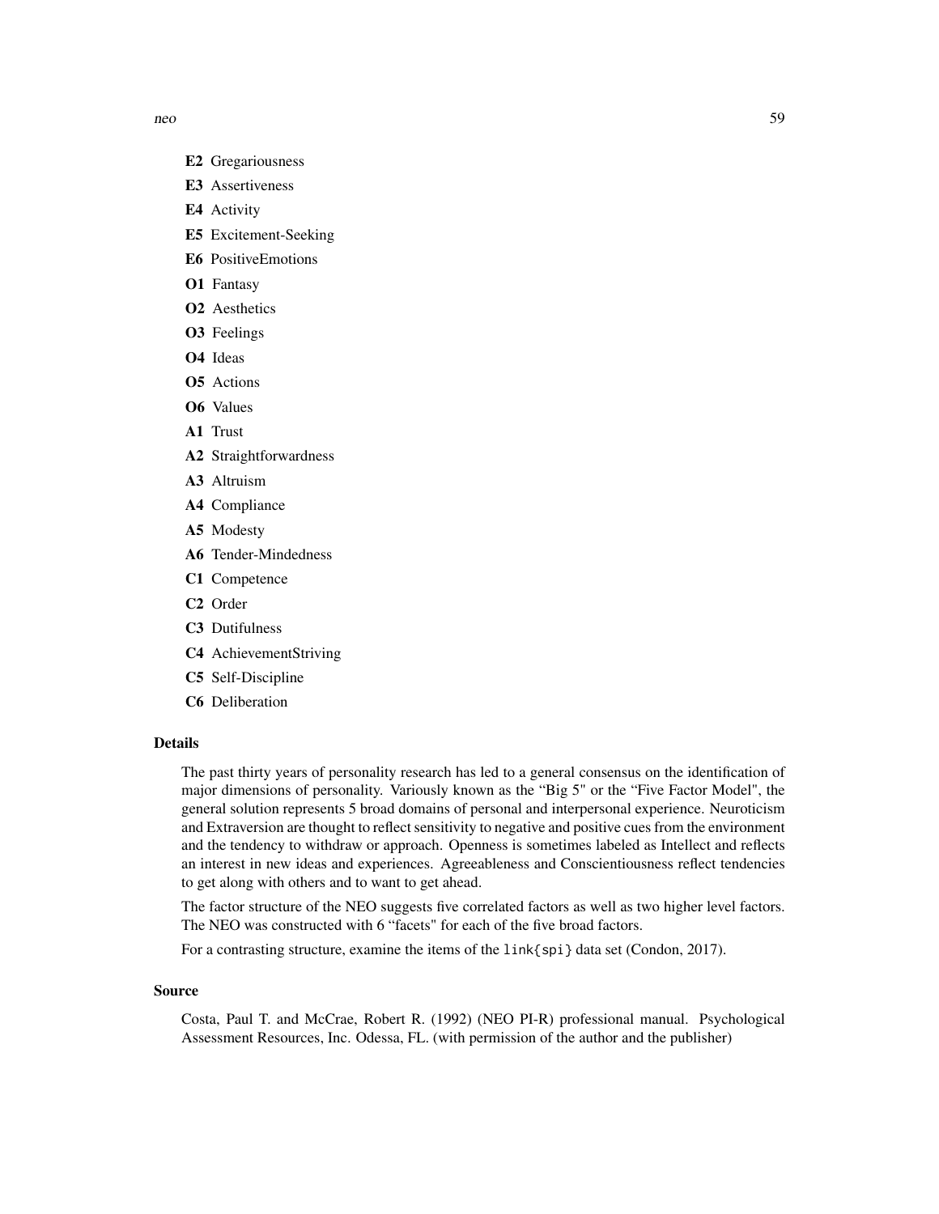**E2** Gregariousness

**E3** Assertiveness

**E4** Activity

**E5** Excitement-Seeking

**E6** PositiveEmotions

**O1** Fantasy

**O2** Aesthetics

**O3** Feelings

**O4** Ideas

**O5** Actions

**O6** Values

**A1** Trust

**A2** Straightforwardness

**A3** Altruism

**A4** Compliance

**A5** Modesty

**A6** Tender-Mindedness

**C1** Competence

**C2** Order

**C3** Dutifulness

**C4** AchievementStriving

**C5** Self-Discipline

**C6** Deliberation

## Details

The past thirty years of personality research has led to a general consensus on the identification of major dimensions of personality. Variously known as the "Big 5" or the "Five Factor Model", the general solution represents 5 broad domains of personal and interpersonal experience. Neuroticism and Extraversion are thought to reflect sensitivity to negative and positive cues from the environment and the tendency to withdraw or approach. Openness is sometimes labeled as Intellect and reflects an interest in new ideas and experiences. Agreeableness and Conscientiousness reflect tendencies to get along with others and to want to get ahead.

The factor structure of the NEO suggests five correlated factors as well as two higher level factors. The NEO was constructed with 6 "facets" for each of the five broad factors.

For a contrasting structure, examine the items of the `link{spi}` data set (Condon, 2017).

## Source

Costa, Paul T. and McCrae, Robert R. (1992) (NEO PI-R) professional manual. Psychological Assessment Resources, Inc. Odessa, FL. (with permission of the author and the publisher)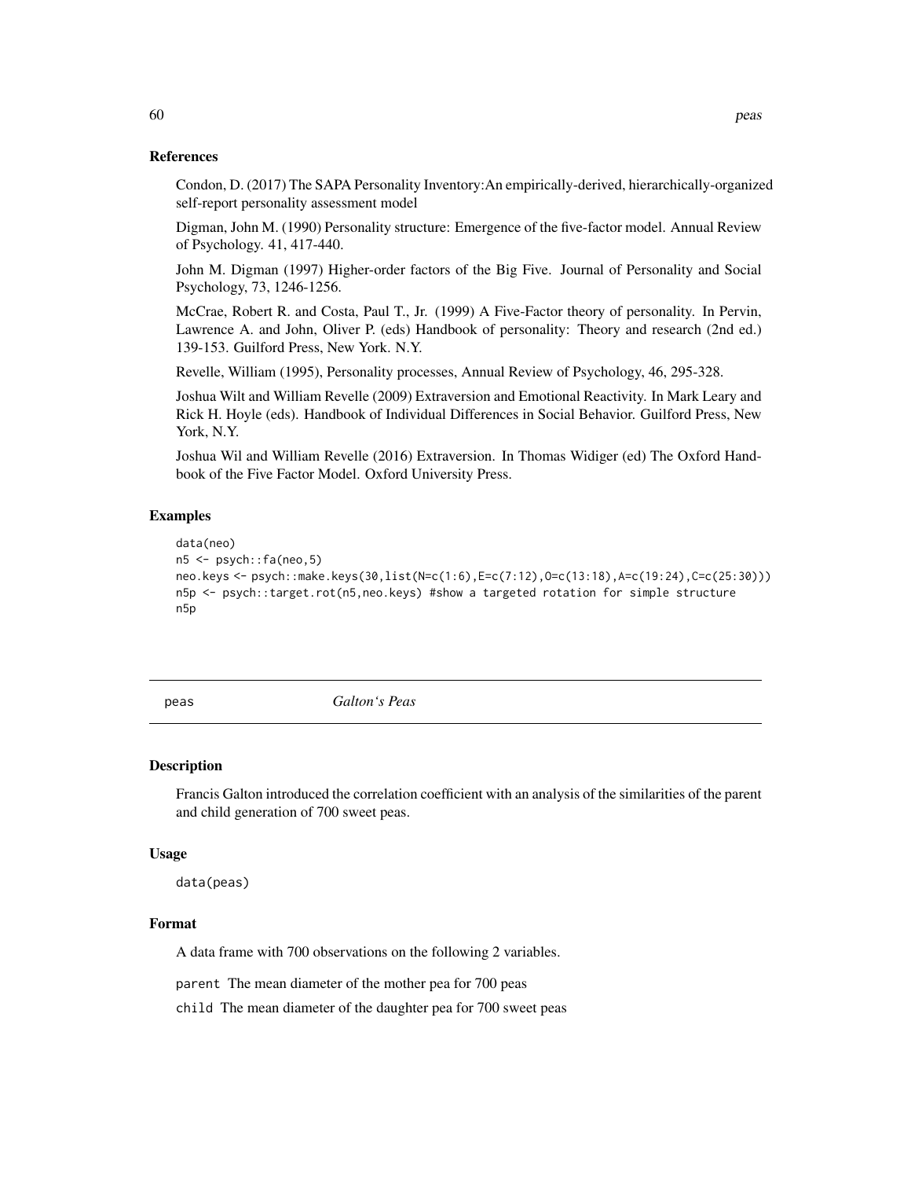### References

Condon, D. (2017) The SAPA Personality Inventory:An empirically-derived, hierarchically-organized self-report personality assessment model

Digman, John M. (1990) Personality structure: Emergence of the five-factor model. Annual Review of Psychology. 41, 417-440.

John M. Digman (1997) Higher-order factors of the Big Five. Journal of Personality and Social Psychology, 73, 1246-1256.

McCrae, Robert R. and Costa, Paul T., Jr. (1999) A Five-Factor theory of personality. In Pervin, Lawrence A. and John, Oliver P. (eds) Handbook of personality: Theory and research (2nd ed.) 139-153. Guilford Press, New York. N.Y.

Revelle, William (1995), Personality processes, Annual Review of Psychology, 46, 295-328.

Joshua Wilt and William Revelle (2009) Extraversion and Emotional Reactivity. In Mark Leary and Rick H. Hoyle (eds). Handbook of Individual Differences in Social Behavior. Guilford Press, New York, N.Y.

Joshua Wil and William Revelle (2016) Extraversion. In Thomas Widiger (ed) The Oxford Handbook of the Five Factor Model. Oxford University Press.

### Examples

```
data(neo)
n5 <- psych::fa(neo,5)
neo.keys <- psych::make.keys(30,list(N=c(1:6),E=c(7:12),O=c(13:18),A=c(19:24),C=c(25:30)))
n5p <- psych::target.rot(n5,neo.keys) #show a targeted rotation for simple structure
n5p
```

---

## peas — *Galton's Peas*

### Description

Francis Galton introduced the correlation coefficient with an analysis of the similarities of the parent and child generation of 700 sweet peas.

### Usage

```
data(peas)
```

### Format

A data frame with 700 observations on the following 2 variables.

`parent` The mean diameter of the mother pea for 700 peas

`child` The mean diameter of the daughter pea for 700 sweet peas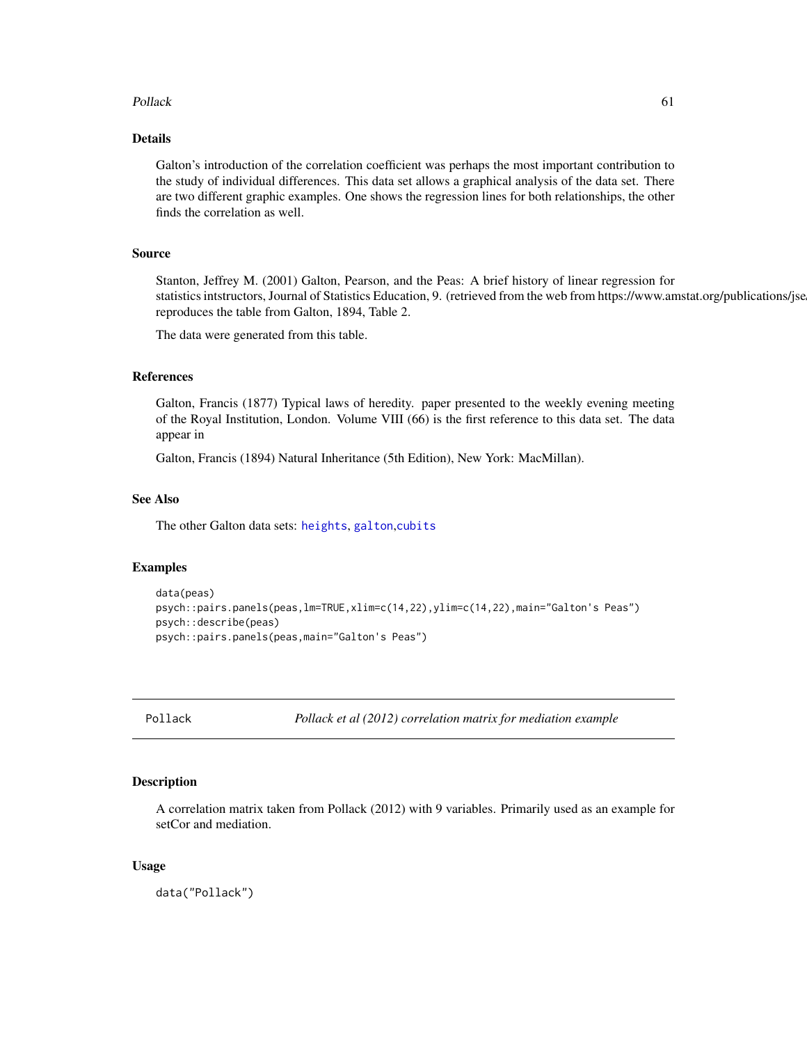## Details

Galton's introduction of the correlation coefficient was perhaps the most important contribution to the study of individual differences. This data set allows a graphical analysis of the data set. There are two different graphic examples. One shows the regression lines for both relationships, the other finds the correlation as well.

## Source

Stanton, Jeffrey M. (2001) Galton, Pearson, and the Peas: A brief history of linear regression for statistics intstructors, Journal of Statistics Education, 9. (retrieved from the web from https://www.amstat.org/publications/jse reproduces the table from Galton, 1894, Table 2.

The data were generated from this table.

## References

Galton, Francis (1877) Typical laws of heredity. paper presented to the weekly evening meeting of the Royal Institution, London. Volume VIII (66) is the first reference to this data set. The data appear in

Galton, Francis (1894) Natural Inheritance (5th Edition), New York: MacMillan).

## See Also

The other Galton data sets: heights, galton, cubits

## Examples

```
data(peas)
psych::pairs.panels(peas,lm=TRUE,xlim=c(14,22),ylim=c(14,22),main="Galton's Peas")
psych::describe(peas)
psych::pairs.panels(peas,main="Galton's Peas")
```

---

# Pollack — *Pollack et al (2012) correlation matrix for mediation example*

## Description

A correlation matrix taken from Pollack (2012) with 9 variables. Primarily used as an example for setCor and mediation.

## Usage

```
data("Pollack")
```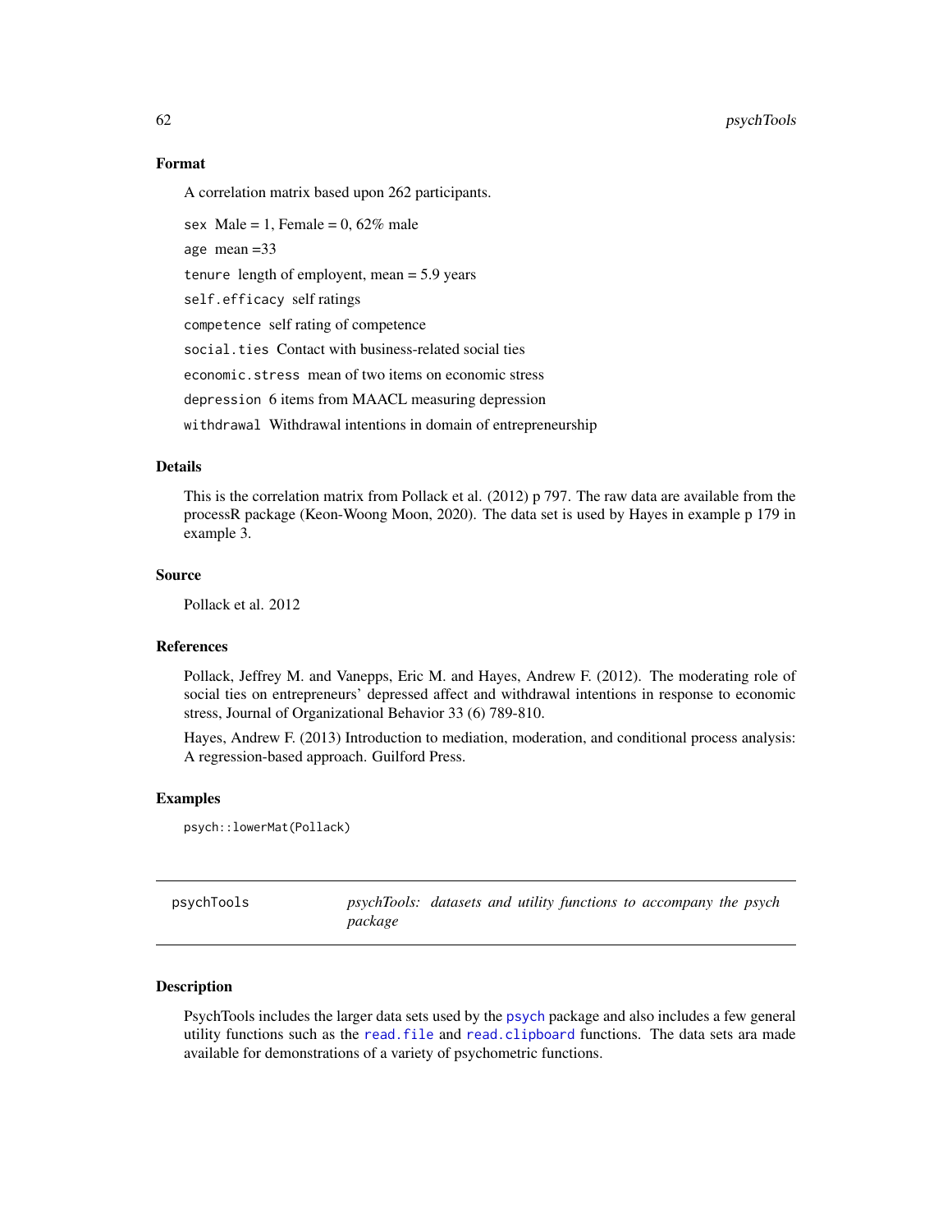### Format

A correlation matrix based upon 262 participants.

`sex` Male = 1, Female = 0, 62% male

`age` mean =33

`tenure` length of employent, mean = 5.9 years

`self.efficacy` self ratings

`competence` self rating of competence

`social.ties` Contact with business-related social ties

`economic.stress` mean of two items on economic stress

`depression` 6 items from MAACL measuring depression

`withdrawal` Withdrawal intentions in domain of entrepreneurship

### Details

This is the correlation matrix from Pollack et al. (2012) p 797. The raw data are available from the processR package (Keon-Woong Moon, 2020). The data set is used by Hayes in example p 179 in example 3.

### Source

Pollack et al. 2012

### References

Pollack, Jeffrey M. and Vanepps, Eric M. and Hayes, Andrew F. (2012). The moderating role of social ties on entrepreneurs' depressed affect and withdrawal intentions in response to economic stress, Journal of Organizational Behavior 33 (6) 789-810.

Hayes, Andrew F. (2013) Introduction to mediation, moderation, and conditional process analysis: A regression-based approach. Guilford Press.

### Examples

```
psych::lowerMat(Pollack)
```

---

## psychTools — *psychTools: datasets and utility functions to accompany the psych package*

---

### Description

PsychTools includes the larger data sets used by the psych package and also includes a few general utility functions such as the `read.file` and `read.clipboard` functions. The data sets ara made available for demonstrations of a variety of psychometric functions.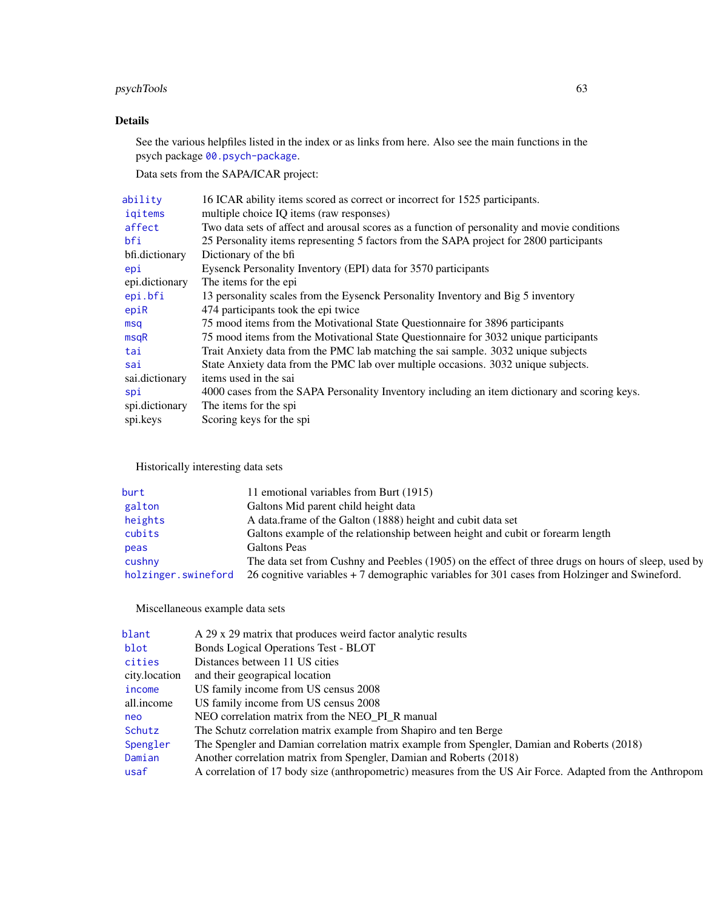## Details

See the various helpfiles listed in the index or as links from here. Also see the main functions in the psych package 00.psych-package.

Data sets from the SAPA/ICAR project:

| | |
|---|---|
| ability | 16 ICAR ability items scored as correct or incorrect for 1525 participants. |
| iqitems | multiple choice IQ items (raw responses) |
| affect | Two data sets of affect and arousal scores as a function of personality and movie conditions |
| bfi | 25 Personality items representing 5 factors from the SAPA project for 2800 participants |
| bfi.dictionary | Dictionary of the bfi |
| epi | Eysenck Personality Inventory (EPI) data for 3570 participants |
| epi.dictionary | The items for the epi |
| epi.bfi | 13 personality scales from the Eysenck Personality Inventory and Big 5 inventory |
| epiR | 474 participants took the epi twice |
| msq | 75 mood items from the Motivational State Questionnaire for 3896 participants |
| msqR | 75 mood items from the Motivational State Questionnaire for 3032 unique participants |
| tai | Trait Anxiety data from the PMC lab matching the sai sample. 3032 unique subjects |
| sai | State Anxiety data from the PMC lab over multiple occasions. 3032 unique subjects. |
| sai.dictionary | items used in the sai |
| spi | 4000 cases from the SAPA Personality Inventory including an item dictionary and scoring keys. |
| spi.dictionary | The items for the spi |
| spi.keys | Scoring keys for the spi |

Historically interesting data sets

| | |
|---|---|
| burt | 11 emotional variables from Burt (1915) |
| galton | Galtons Mid parent child height data |
| heights | A data.frame of the Galton (1888) height and cubit data set |
| cubits | Galtons example of the relationship between height and cubit or forearm length |
| peas | Galtons Peas |
| cushny | The data set from Cushny and Peebles (1905) on the effect of three drugs on hours of sleep, used by |
| holzinger.swineford | 26 cognitive variables + 7 demographic variables for 301 cases from Holzinger and Swineford. |

Miscellaneous example data sets

| | |
|---|---|
| blant | A 29 x 29 matrix that produces weird factor analytic results |
| blot | Bonds Logical Operations Test - BLOT |
| cities | Distances between 11 US cities |
| city.location | and their geograpical location |
| income | US family income from US census 2008 |
| all.income | US family income from US census 2008 |
| neo | NEO correlation matrix from the NEO_PI_R manual |
| Schutz | The Schutz correlation matrix example from Shapiro and ten Berge |
| Spengler | The Spengler and Damian correlation matrix example from Spengler, Damian and Roberts (2018) |
| Damian | Another correlation matrix from Spengler, Damian and Roberts (2018) |
| usaf | A correlation of 17 body size (anthropometric) measures from the US Air Force. Adapted from the Anthropom |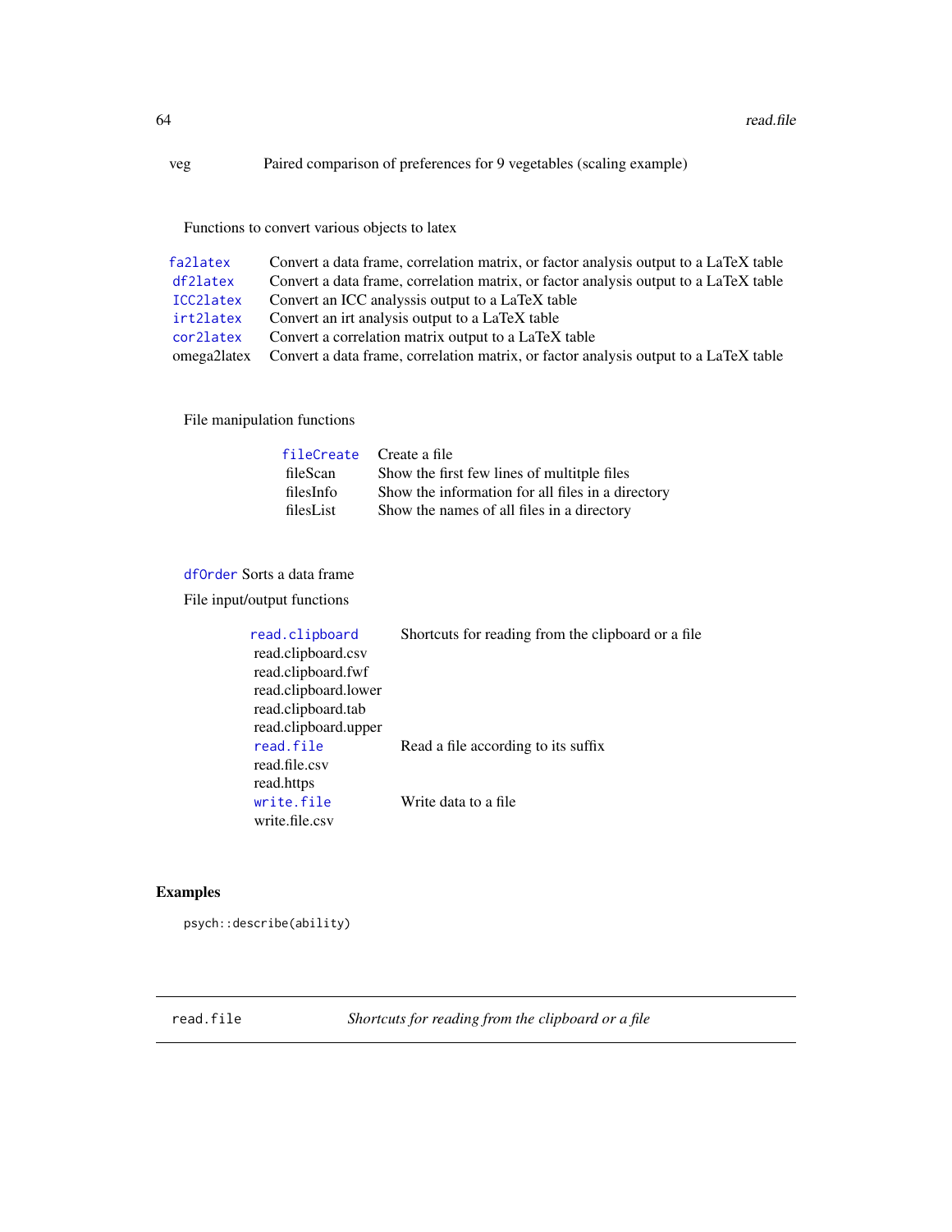| | |
|---|---|
| veg | Paired comparison of preferences for 9 vegetables (scaling example) |

Functions to convert various objects to latex

| | |
|---|---|
| fa2latex | Convert a data frame, correlation matrix, or factor analysis output to a LaTeX table |
| df2latex | Convert a data frame, correlation matrix, or factor analysis output to a LaTeX table |
| ICC2latex | Convert an ICC analyssis output to a LaTeX table |
| irt2latex | Convert an irt analysis output to a LaTeX table |
| cor2latex | Convert a correlation matrix output to a LaTeX table |
| omega2latex | Convert a data frame, correlation matrix, or factor analysis output to a LaTeX table |

File manipulation functions

| | |
|---|---|
| fileCreate | Create a file |
| fileScan | Show the first few lines of multitple files |
| filesInfo | Show the information for all files in a directory |
| filesList | Show the names of all files in a directory |

dfOrder Sorts a data frame

File input/output functions

| | |
|---|---|
| read.clipboard | Shortcuts for reading from the clipboard or a file |
| read.clipboard.csv | |
| read.clipboard.fwf | |
| read.clipboard.lower | |
| read.clipboard.tab | |
| read.clipboard.upper | |
| read.file | Read a file according to its suffix |
| read.file.csv | |
| read.https | |
| write.file | Write data to a file |
| write.file.csv | |

## Examples

```
psych::describe(ability)
```

---

`read.file` *Shortcuts for reading from the clipboard or a file*

---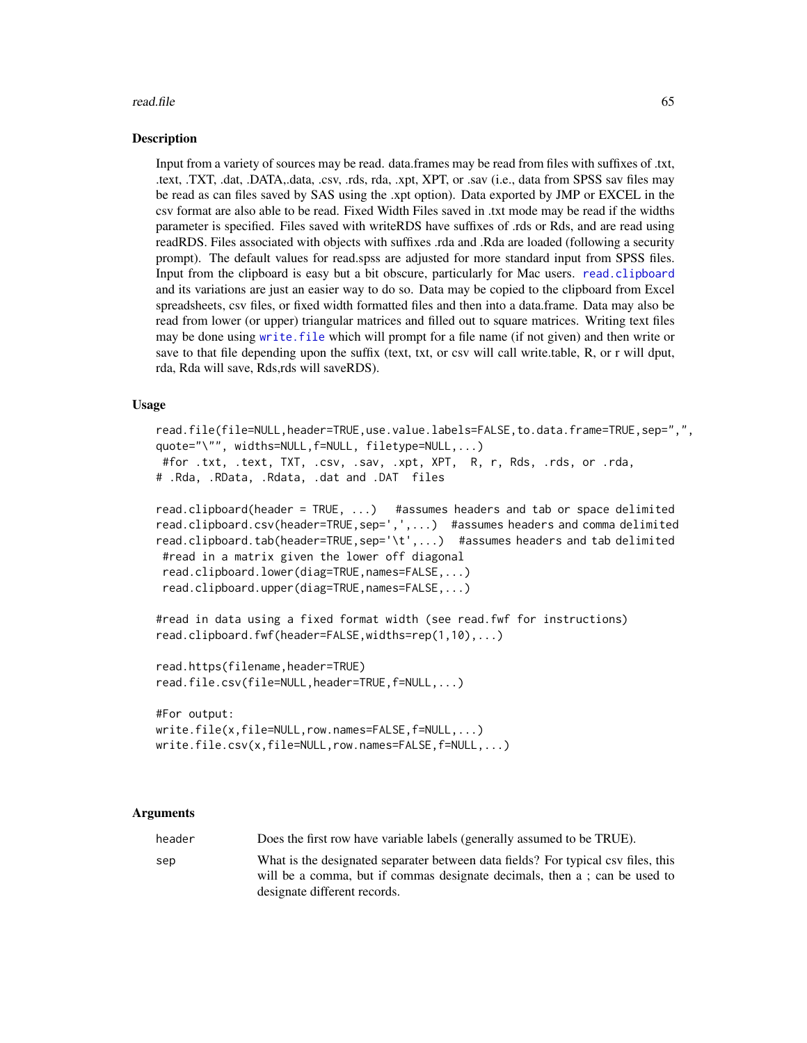## Description

Input from a variety of sources may be read. data.frames may be read from files with suffixes of .txt, .text, .TXT, .dat, .DATA,.data, .csv, .rds, rda, .xpt, XPT, or .sav (i.e., data from SPSS sav files may be read as can files saved by SAS using the .xpt option). Data exported by JMP or EXCEL in the csv format are also able to be read. Fixed Width Files saved in .txt mode may be read if the widths parameter is specified. Files saved with writeRDS have suffixes of .rds or Rds, and are read using readRDS. Files associated with objects with suffixes .rda and .Rda are loaded (following a security prompt). The default values for read.spss are adjusted for more standard input from SPSS files. Input from the clipboard is easy but a bit obscure, particularly for Mac users. `read.clipboard` and its variations are just an easier way to do so. Data may be copied to the clipboard from Excel spreadsheets, csv files, or fixed width formatted files and then into a data.frame. Data may also be read from lower (or upper) triangular matrices and filled out to square matrices. Writing text files may be done using `write.file` which will prompt for a file name (if not given) and then write or save to that file depending upon the suffix (text, txt, or csv will call write.table, R, or r will dput, rda, Rda will save, Rds,rds will saveRDS).

## Usage

```
read.file(file=NULL,header=TRUE,use.value.labels=FALSE,to.data.frame=TRUE,sep=",",
quote="\"", widths=NULL,f=NULL, filetype=NULL,...)
 #for .txt, .text, TXT, .csv, .sav, .xpt, XPT,  R, r, Rds, .rds, or .rda,
# .Rda, .RData, .Rdata, .dat and .DAT  files

read.clipboard(header = TRUE, ...)   #assumes headers and tab or space delimited
read.clipboard.csv(header=TRUE,sep=',',...)  #assumes headers and comma delimited
read.clipboard.tab(header=TRUE,sep='\t',...)  #assumes headers and tab delimited
 #read in a matrix given the lower off diagonal
 read.clipboard.lower(diag=TRUE,names=FALSE,...)
 read.clipboard.upper(diag=TRUE,names=FALSE,...)

#read in data using a fixed format width (see read.fwf for instructions)
read.clipboard.fwf(header=FALSE,widths=rep(1,10),...)

read.https(filename,header=TRUE)
read.file.csv(file=NULL,header=TRUE,f=NULL,...)

#For output:
write.file(x,file=NULL,row.names=FALSE,f=NULL,...)
write.file.csv(x,file=NULL,row.names=FALSE,f=NULL,...)
```

## Arguments

| | |
|---|---|
| header | Does the first row have variable labels (generally assumed to be TRUE). |
| sep | What is the designated separater between data fields? For typical csv files, this will be a comma, but if commas designate decimals, then a ; can be used to designate different records. |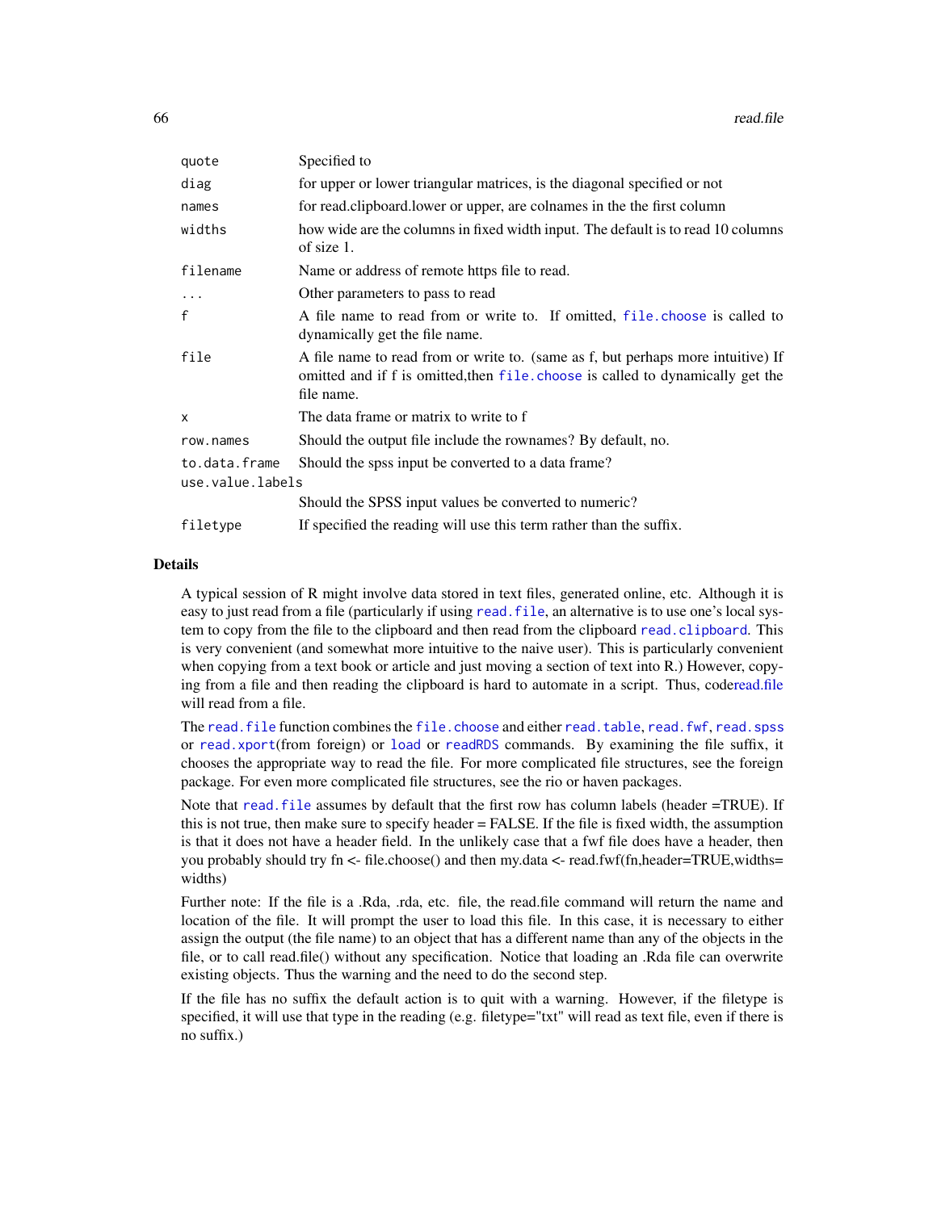| | |
|---|---|
| quote | Specified to |
| diag | for upper or lower triangular matrices, is the diagonal specified or not |
| names | for read.clipboard.lower or upper, are colnames in the the first column |
| widths | how wide are the columns in fixed width input. The default is to read 10 columns of size 1. |
| filename | Name or address of remote https file to read. |
| ... | Other parameters to pass to read |
| f | A file name to read from or write to. If omitted, file.choose is called to dynamically get the file name. |
| file | A file name to read from or write to. (same as f, but perhaps more intuitive) If omitted and if f is omitted,then file.choose is called to dynamically get the file name. |
| x | The data frame or matrix to write to f |
| row.names | Should the output file include the rownames? By default, no. |
| to.data.frame | Should the spss input be converted to a data frame? |
| use.value.labels | Should the SPSS input values be converted to numeric? |
| filetype | If specified the reading will use this term rather than the suffix. |

## Details

A typical session of R might involve data stored in text files, generated online, etc. Although it is easy to just read from a file (particularly if using `read.file`, an alternative is to use one's local system to copy from the file to the clipboard and then read from the clipboard `read.clipboard`. This is very convenient (and somewhat more intuitive to the naive user). This is particularly convenient when copying from a text book or article and just moving a section of text into R.) However, copying from a file and then reading the clipboard is hard to automate in a script. Thus, coderead.file will read from a file.

The `read.file` function combines the `file.choose` and either `read.table`, `read.fwf`, `read.spss` or `read.xport`(from foreign) or `load` or `readRDS` commands. By examining the file suffix, it chooses the appropriate way to read the file. For more complicated file structures, see the foreign package. For even more complicated file structures, see the rio or haven packages.

Note that `read.file` assumes by default that the first row has column labels (header =TRUE). If this is not true, then make sure to specify header = FALSE. If the file is fixed width, the assumption is that it does not have a header field. In the unlikely case that a fwf file does have a header, then you probably should try fn <- file.choose() and then my.data <- read.fwf(fn,header=TRUE,widths= widths)

Further note: If the file is a .Rda, .rda, etc. file, the read.file command will return the name and location of the file. It will prompt the user to load this file. In this case, it is necessary to either assign the output (the file name) to an object that has a different name than any of the objects in the file, or to call read.file() without any specification. Notice that loading an .Rda file can overwrite existing objects. Thus the warning and the need to do the second step.

If the file has no suffix the default action is to quit with a warning. However, if the filetype is specified, it will use that type in the reading (e.g. filetype="txt" will read as text file, even if there is no suffix.)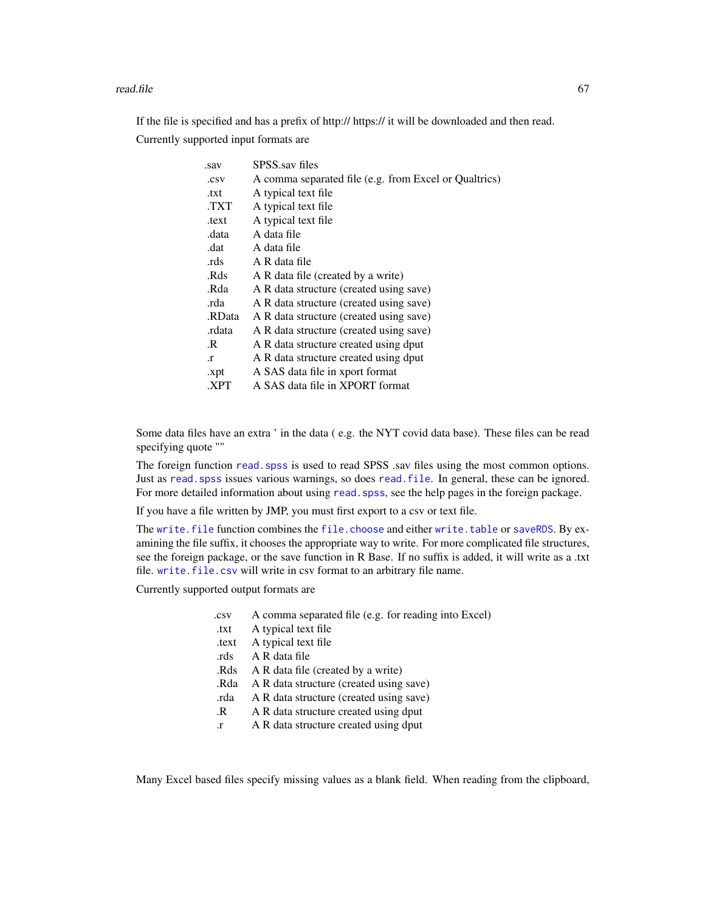If the file is specified and has a prefix of http:// https:// it will be downloaded and then read.

Currently supported input formats are

| | |
|---|---|
| .sav | SPSS.sav files |
| .csv | A comma separated file (e.g. from Excel or Qualtrics) |
| .txt | A typical text file |
| .TXT | A typical text file |
| .text | A typical text file |
| .data | A data file |
| .dat | A data file |
| .rds | A R data file |
| .Rds | A R data file (created by a write) |
| .Rda | A R data structure (created using save) |
| .rda | A R data structure (created using save) |
| .RData | A R data structure (created using save) |
| .rdata | A R data structure (created using save) |
| .R | A R data structure created using dput |
| .r | A R data structure created using dput |
| .xpt | A SAS data file in xport format |
| .XPT | A SAS data file in XPORT format |

Some data files have an extra ' in the data ( e.g. the NYT covid data base). These files can be read specifying quote ""

The foreign function `read.spss` is used to read SPSS .sav files using the most common options. Just as `read.spss` issues various warnings, so does `read.file`. In general, these can be ignored. For more detailed information about using `read.spss`, see the help pages in the foreign package.

If you have a file written by JMP, you must first export to a csv or text file.

The `write.file` function combines the `file.choose` and either `write.table` or `saveRDS`. By examining the file suffix, it chooses the appropriate way to write. For more complicated file structures, see the foreign package, or the save function in R Base. If no suffix is added, it will write as a .txt file. `write.file.csv` will write in csv format to an arbitrary file name.

Currently supported output formats are

| | |
|---|---|
| .csv | A comma separated file (e.g. for reading into Excel) |
| .txt | A typical text file |
| .text | A typical text file |
| .rds | A R data file |
| .Rds | A R data file (created by a write) |
| .Rda | A R data structure (created using save) |
| .rda | A R data structure (created using save) |
| .R | A R data structure created using dput |
| .r | A R data structure created using dput |

Many Excel based files specify missing values as a blank field. When reading from the clipboard,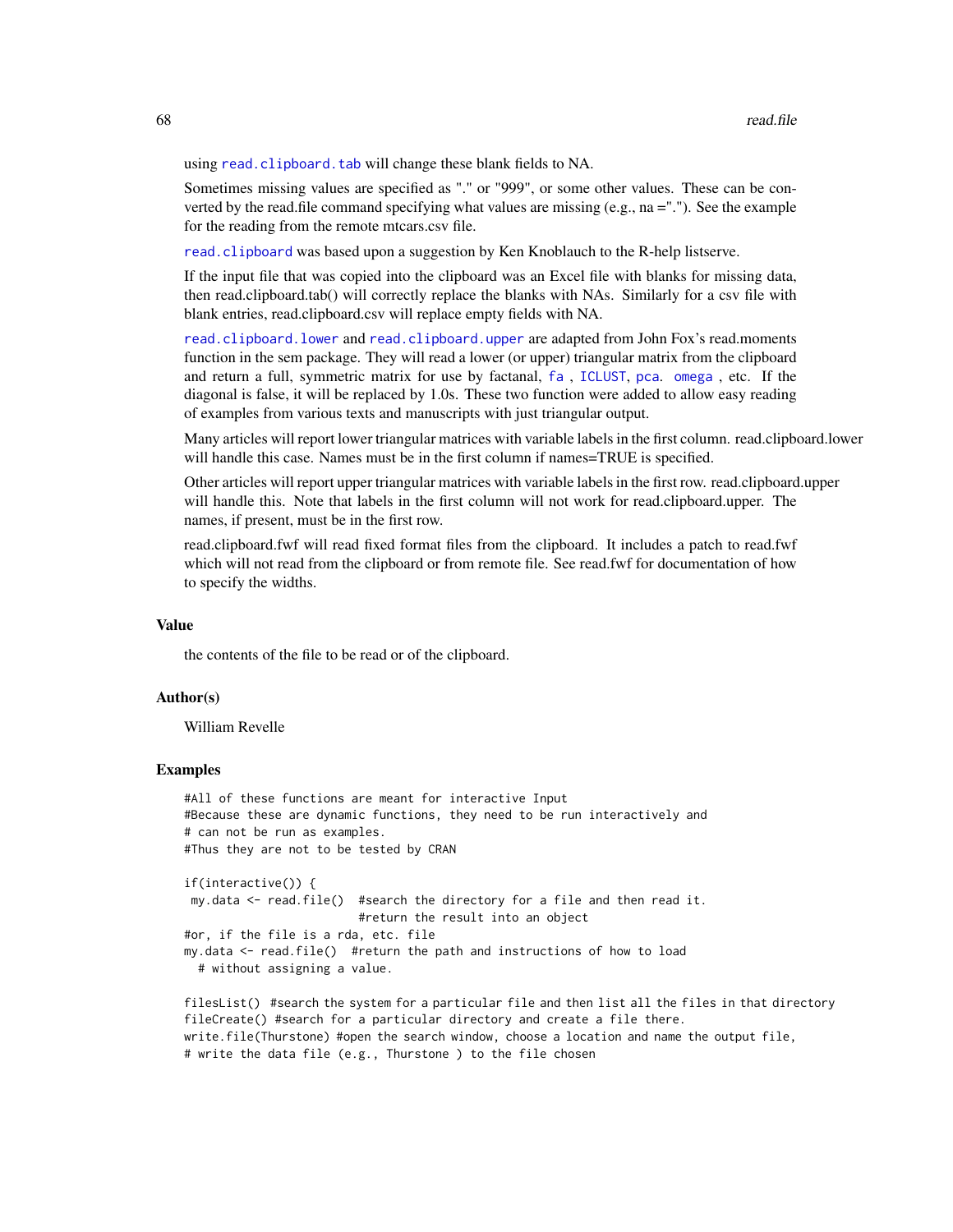using `read.clipboard.tab` will change these blank fields to NA.

Sometimes missing values are specified as "." or "999", or some other values. These can be converted by the read.file command specifying what values are missing (e.g., na ="."). See the example for the reading from the remote mtcars.csv file.

`read.clipboard` was based upon a suggestion by Ken Knoblauch to the R-help listserve.

If the input file that was copied into the clipboard was an Excel file with blanks for missing data, then read.clipboard.tab() will correctly replace the blanks with NAs. Similarly for a csv file with blank entries, read.clipboard.csv will replace empty fields with NA.

`read.clipboard.lower` and `read.clipboard.upper` are adapted from John Fox's read.moments function in the sem package. They will read a lower (or upper) triangular matrix from the clipboard and return a full, symmetric matrix for use by factanal, `fa` , `ICLUST`, `pca`. `omega` , etc. If the diagonal is false, it will be replaced by 1.0s. These two function were added to allow easy reading of examples from various texts and manuscripts with just triangular output.

Many articles will report lower triangular matrices with variable labels in the first column. read.clipboard.lower will handle this case. Names must be in the first column if names=TRUE is specified.

Other articles will report upper triangular matrices with variable labels in the first row. read.clipboard.upper will handle this. Note that labels in the first column will not work for read.clipboard.upper. The names, if present, must be in the first row.

read.clipboard.fwf will read fixed format files from the clipboard. It includes a patch to read.fwf which will not read from the clipboard or from remote file. See read.fwf for documentation of how to specify the widths.

### Value

the contents of the file to be read or of the clipboard.

### Author(s)

William Revelle

### Examples

```
#All of these functions are meant for interactive Input
#Because these are dynamic functions, they need to be run interactively and
# can not be run as examples.
#Thus they are not to be tested by CRAN

if(interactive()) {
 my.data <- read.file()  #search the directory for a file and then read it.
                         #return the result into an object
#or, if the file is a rda, etc. file
my.data <- read.file()  #return the path and instructions of how to load
  # without assigning a value.

filesList() #search the system for a particular file and then list all the files in that directory
fileCreate() #search for a particular directory and create a file there.
write.file(Thurstone) #open the search window, choose a location and name the output file,
# write the data file (e.g., Thurstone ) to the file chosen
```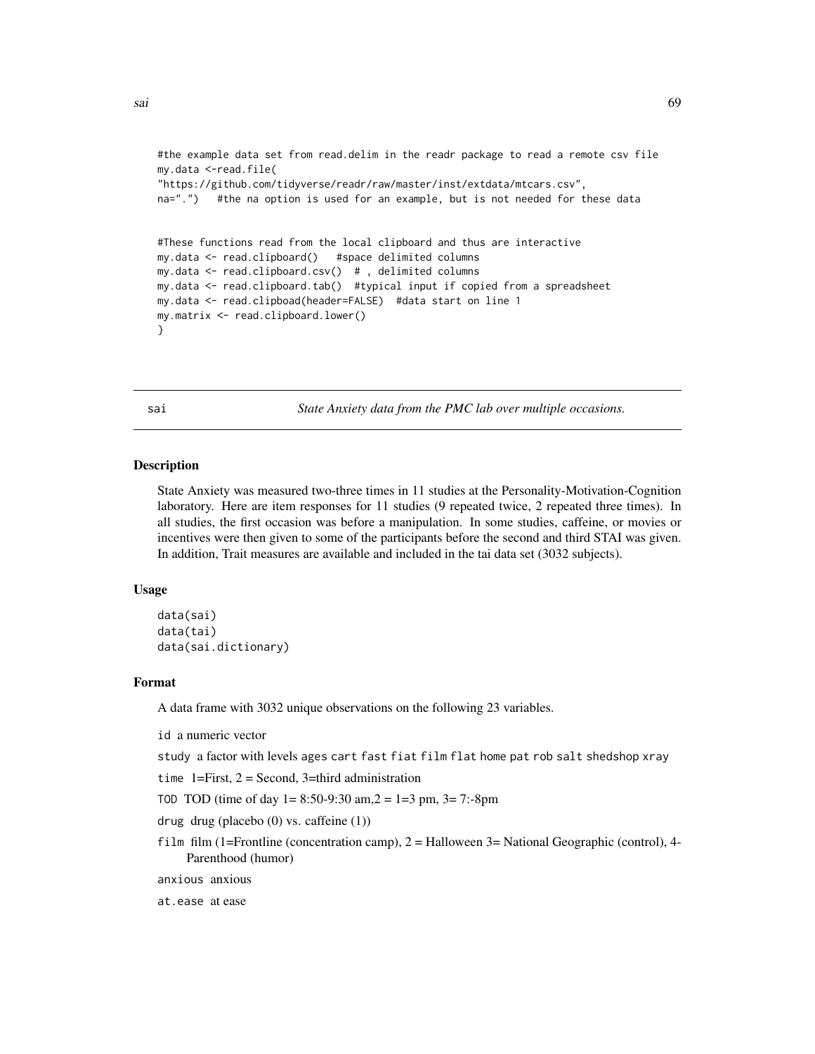```
#the example data set from read.delim in the readr package to read a remote csv file
my.data <-read.file(
"https://github.com/tidyverse/readr/raw/master/inst/extdata/mtcars.csv",
na=".")   #the na option is used for an example, but is not needed for these data


#These functions read from the local clipboard and thus are interactive
my.data <- read.clipboard()   #space delimited columns
my.data <- read.clipboard.csv()  # , delimited columns
my.data <- read.clipboard.tab()  #typical input if copied from a spreadsheet
my.data <- read.clipboad(header=FALSE)  #data start on line 1
my.matrix <- read.clipboard.lower()
}
```

## sai — *State Anxiety data from the PMC lab over multiple occasions.*

### Description

State Anxiety was measured two-three times in 11 studies at the Personality-Motivation-Cognition laboratory. Here are item responses for 11 studies (9 repeated twice, 2 repeated three times). In all studies, the first occasion was before a manipulation. In some studies, caffeine, or movies or incentives were then given to some of the participants before the second and third STAI was given. In addition, Trait measures are available and included in the tai data set (3032 subjects).

### Usage

```
data(sai)
data(tai)
data(sai.dictionary)
```

### Format

A data frame with 3032 unique observations on the following 23 variables.

`id` a numeric vector

`study` a factor with levels `ages` `cart` `fast` `fiat` `film` `flat` `home` `pat` `rob` `salt` `shedshop` `xray`

`time` 1=First, 2 = Second, 3=third administration

`TOD` TOD (time of day 1= 8:50-9:30 am,2 = 1=3 pm, 3= 7:-8pm

`drug` drug (placebo (0) vs. caffeine (1))

`film` film (1=Frontline (concentration camp), 2 = Halloween 3= National Geographic (control), 4- Parenthood (humor)

`anxious` anxious

`at.ease` at ease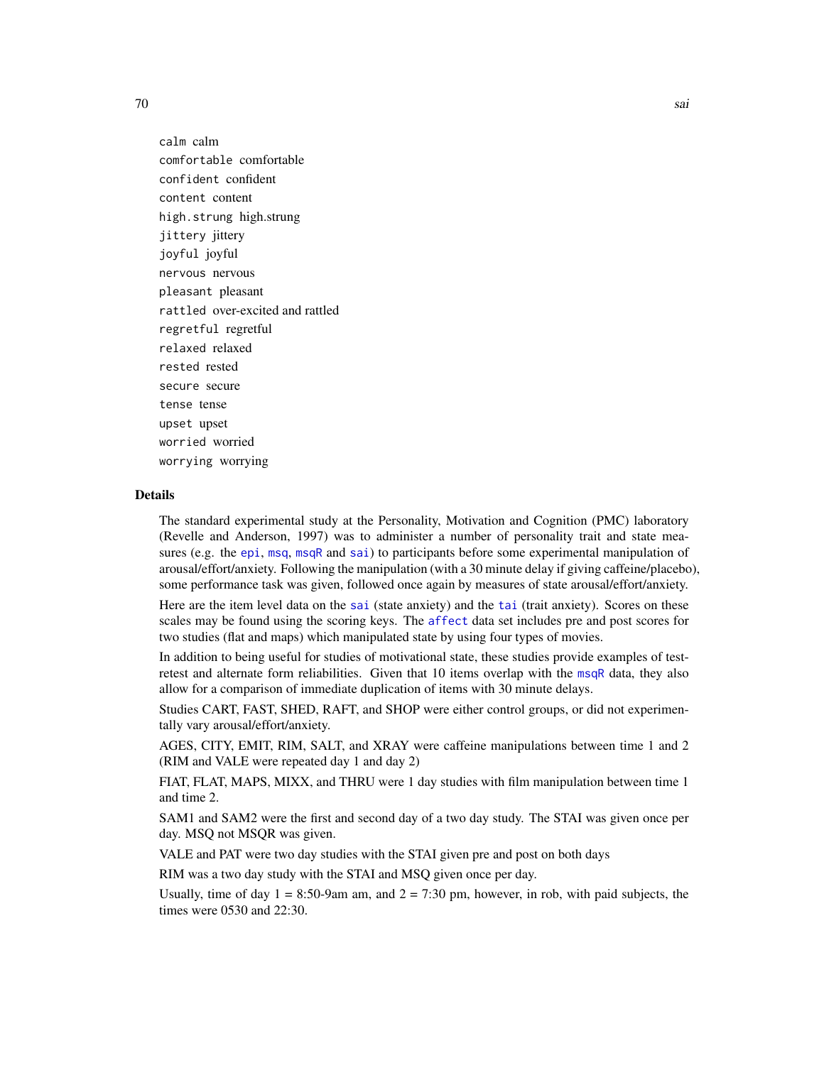`calm` calm

`comfortable` comfortable

`confident` confident

`content` content

`high.strung` high.strung

`jittery` jittery

`joyful` joyful

`nervous` nervous

`pleasant` pleasant

`rattled` over-excited and rattled

`regretful` regretful

`relaxed` relaxed

`rested` rested

`secure` secure

`tense` tense

`upset` upset

`worried` worried

`worrying` worrying

### Details

The standard experimental study at the Personality, Motivation and Cognition (PMC) laboratory (Revelle and Anderson, 1997) was to administer a number of personality trait and state measures (e.g. the `epi`, `msq`, `msqR` and `sai`) to participants before some experimental manipulation of arousal/effort/anxiety. Following the manipulation (with a 30 minute delay if giving caffeine/placebo), some performance task was given, followed once again by measures of state arousal/effort/anxiety.

Here are the item level data on the `sai` (state anxiety) and the `tai` (trait anxiety). Scores on these scales may be found using the scoring keys. The `affect` data set includes pre and post scores for two studies (flat and maps) which manipulated state by using four types of movies.

In addition to being useful for studies of motivational state, these studies provide examples of test-retest and alternate form reliabilities. Given that 10 items overlap with the `msqR` data, they also allow for a comparison of immediate duplication of items with 30 minute delays.

Studies CART, FAST, SHED, RAFT, and SHOP were either control groups, or did not experimentally vary arousal/effort/anxiety.

AGES, CITY, EMIT, RIM, SALT, and XRAY were caffeine manipulations between time 1 and 2 (RIM and VALE were repeated day 1 and day 2)

FIAT, FLAT, MAPS, MIXX, and THRU were 1 day studies with film manipulation between time 1 and time 2.

SAM1 and SAM2 were the first and second day of a two day study. The STAI was given once per day. MSQ not MSQR was given.

VALE and PAT were two day studies with the STAI given pre and post on both days

RIM was a two day study with the STAI and MSQ given once per day.

Usually, time of day 1 = 8:50-9am am, and 2 = 7:30 pm, however, in rob, with paid subjects, the times were 0530 and 22:30.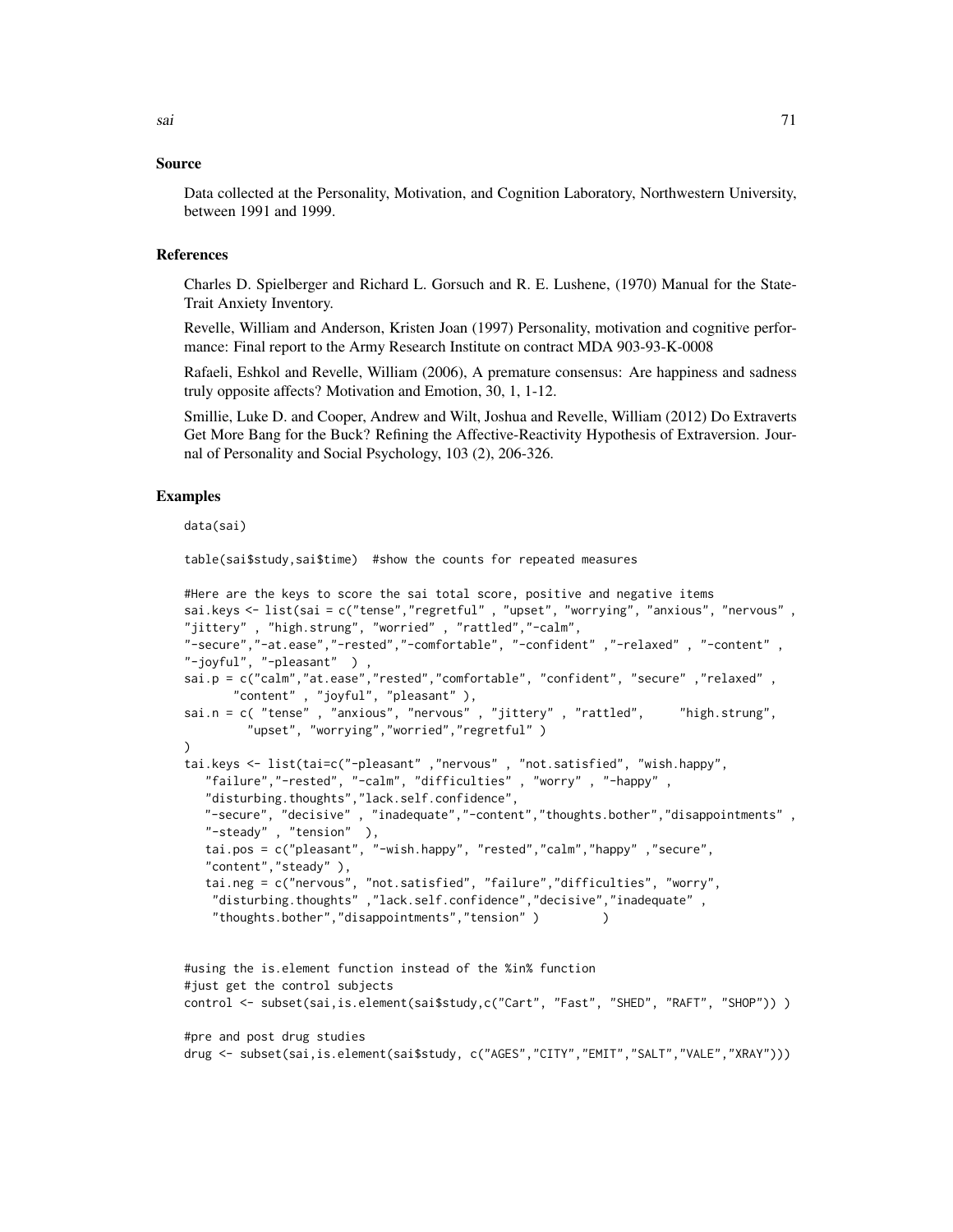## Source

Data collected at the Personality, Motivation, and Cognition Laboratory, Northwestern University, between 1991 and 1999.

## References

Charles D. Spielberger and Richard L. Gorsuch and R. E. Lushene, (1970) Manual for the State-Trait Anxiety Inventory.

Revelle, William and Anderson, Kristen Joan (1997) Personality, motivation and cognitive performance: Final report to the Army Research Institute on contract MDA 903-93-K-0008

Rafaeli, Eshkol and Revelle, William (2006), A premature consensus: Are happiness and sadness truly opposite affects? Motivation and Emotion, 30, 1, 1-12.

Smillie, Luke D. and Cooper, Andrew and Wilt, Joshua and Revelle, William (2012) Do Extraverts Get More Bang for the Buck? Refining the Affective-Reactivity Hypothesis of Extraversion. Journal of Personality and Social Psychology, 103 (2), 206-326.

## Examples

```
data(sai)

table(sai$study,sai$time)  #show the counts for repeated measures

#Here are the keys to score the sai total score, positive and negative items
sai.keys <- list(sai = c("tense","regretful" , "upset", "worrying", "anxious", "nervous" ,
"jittery" , "high.strung", "worried" , "rattled","-calm",
"-secure","-at.ease","-rested","-comfortable", "-confident" ,"-relaxed" , "-content" ,
"-joyful", "-pleasant"  ) ,
sai.p = c("calm","at.ease","rested","comfortable", "confident", "secure" ,"relaxed" ,
       "content" , "joyful", "pleasant" ),
sai.n = c( "tense" , "anxious", "nervous" , "jittery" , "rattled",     "high.strung",
         "upset", "worrying","worried","regretful" )
)
tai.keys <- list(tai=c("-pleasant" ,"nervous" , "not.satisfied", "wish.happy",
   "failure","-rested", "-calm", "difficulties" , "worry" , "-happy" ,
   "disturbing.thoughts","lack.self.confidence",
   "-secure", "decisive" , "inadequate","-content","thoughts.bother","disappointments" ,
   "-steady" , "tension"  ),
   tai.pos = c("pleasant", "-wish.happy", "rested","calm","happy" ,"secure",
   "content","steady" ),
   tai.neg = c("nervous", "not.satisfied", "failure","difficulties", "worry",
    "disturbing.thoughts" ,"lack.self.confidence","decisive","inadequate" ,
    "thoughts.bother","disappointments","tension" )         )


#using the is.element function instead of the %in% function
#just get the control subjects
control <- subset(sai,is.element(sai$study,c("Cart", "Fast", "SHED", "RAFT", "SHOP")) )

#pre and post drug studies
drug <- subset(sai,is.element(sai$study, c("AGES","CITY","EMIT","SALT","VALE","XRAY")))
```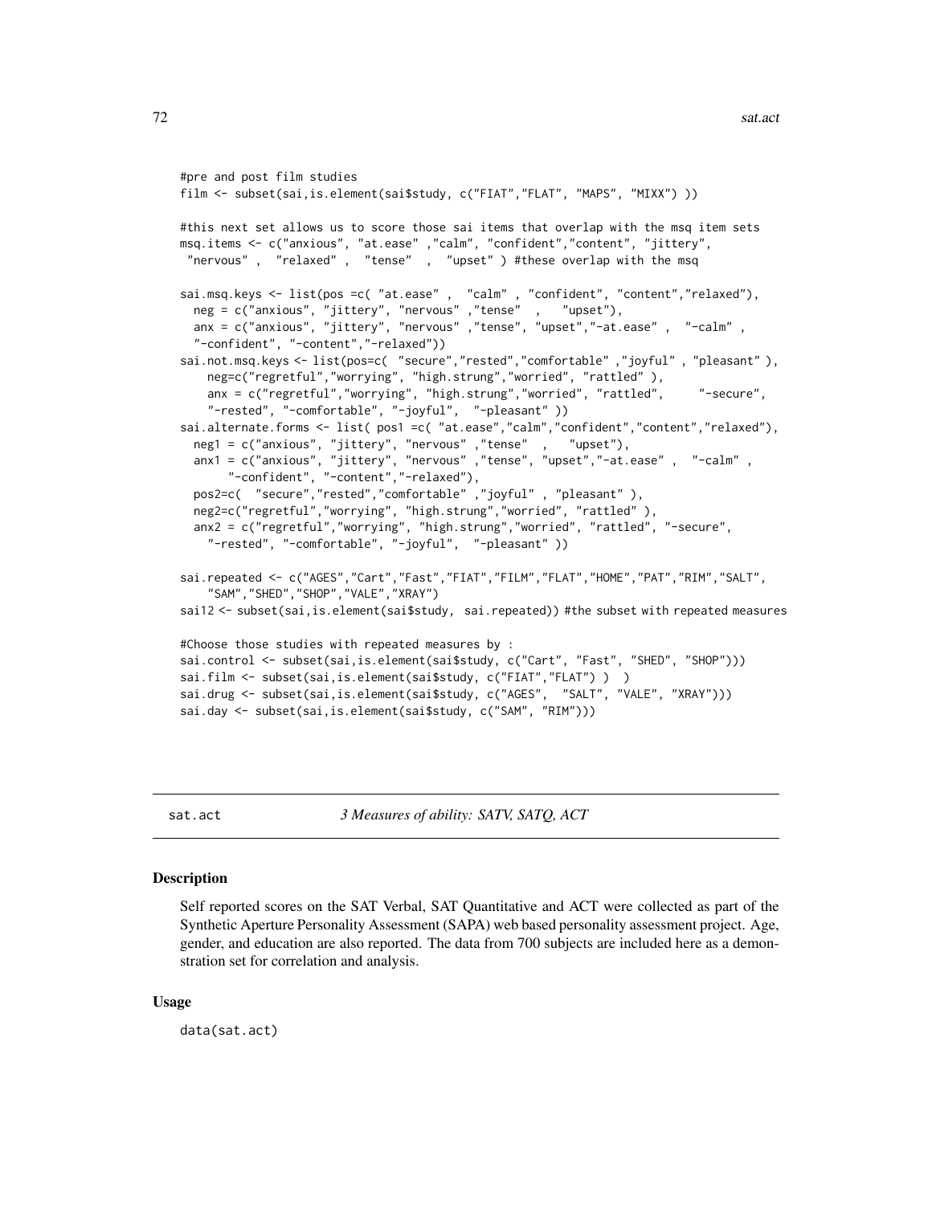```
#pre and post film studies
film <- subset(sai,is.element(sai$study, c("FIAT","FLAT", "MAPS", "MIXX") ))

#this next set allows us to score those sai items that overlap with the msq item sets
msq.items <- c("anxious", "at.ease" ,"calm", "confident","content", "jittery",
 "nervous" ,  "relaxed" ,  "tense"  ,  "upset" ) #these overlap with the msq

sai.msq.keys <- list(pos =c( "at.ease" ,  "calm" , "confident", "content","relaxed"),
  neg = c("anxious", "jittery", "nervous" ,"tense"  ,   "upset"),
  anx = c("anxious", "jittery", "nervous" ,"tense", "upset","-at.ease" ,  "-calm" ,
  "-confident", "-content","-relaxed"))
sai.not.msq.keys <- list(pos=c(  "secure","rested","comfortable" ,"joyful" , "pleasant" ),
    neg=c("regretful","worrying", "high.strung","worried", "rattled" ),
    anx = c("regretful","worrying", "high.strung","worried", "rattled",     "-secure",
    "-rested", "-comfortable", "-joyful",  "-pleasant" ))
sai.alternate.forms <- list( pos1 =c( "at.ease","calm","confident","content","relaxed"),
  neg1 = c("anxious", "jittery", "nervous" ,"tense"  ,   "upset"),
  anx1 = c("anxious", "jittery", "nervous" ,"tense", "upset","-at.ease" ,  "-calm" ,
       "-confident", "-content","-relaxed"),
  pos2=c(  "secure","rested","comfortable" ,"joyful" , "pleasant" ),
  neg2=c("regretful","worrying", "high.strung","worried", "rattled" ),
  anx2 = c("regretful","worrying", "high.strung","worried", "rattled", "-secure",
    "-rested", "-comfortable", "-joyful",  "-pleasant" ))

sai.repeated <- c("AGES","Cart","Fast","FIAT","FILM","FLAT","HOME","PAT","RIM","SALT",
    "SAM","SHED","SHOP","VALE","XRAY")
sai12 <- subset(sai,is.element(sai$study,  sai.repeated)) #the subset with repeated measures

#Choose those studies with repeated measures by :
sai.control <- subset(sai,is.element(sai$study, c("Cart", "Fast", "SHED", "SHOP")))
sai.film <- subset(sai,is.element(sai$study, c("FIAT","FLAT") )  )
sai.drug <- subset(sai,is.element(sai$study, c("AGES",  "SALT", "VALE", "XRAY")))
sai.day <- subset(sai,is.element(sai$study, c("SAM", "RIM")))
```

## sat.act — *3 Measures of ability: SATV, SATQ, ACT*

### Description

Self reported scores on the SAT Verbal, SAT Quantitative and ACT were collected as part of the Synthetic Aperture Personality Assessment (SAPA) web based personality assessment project. Age, gender, and education are also reported. The data from 700 subjects are included here as a demonstration set for correlation and analysis.

### Usage

```
data(sat.act)
```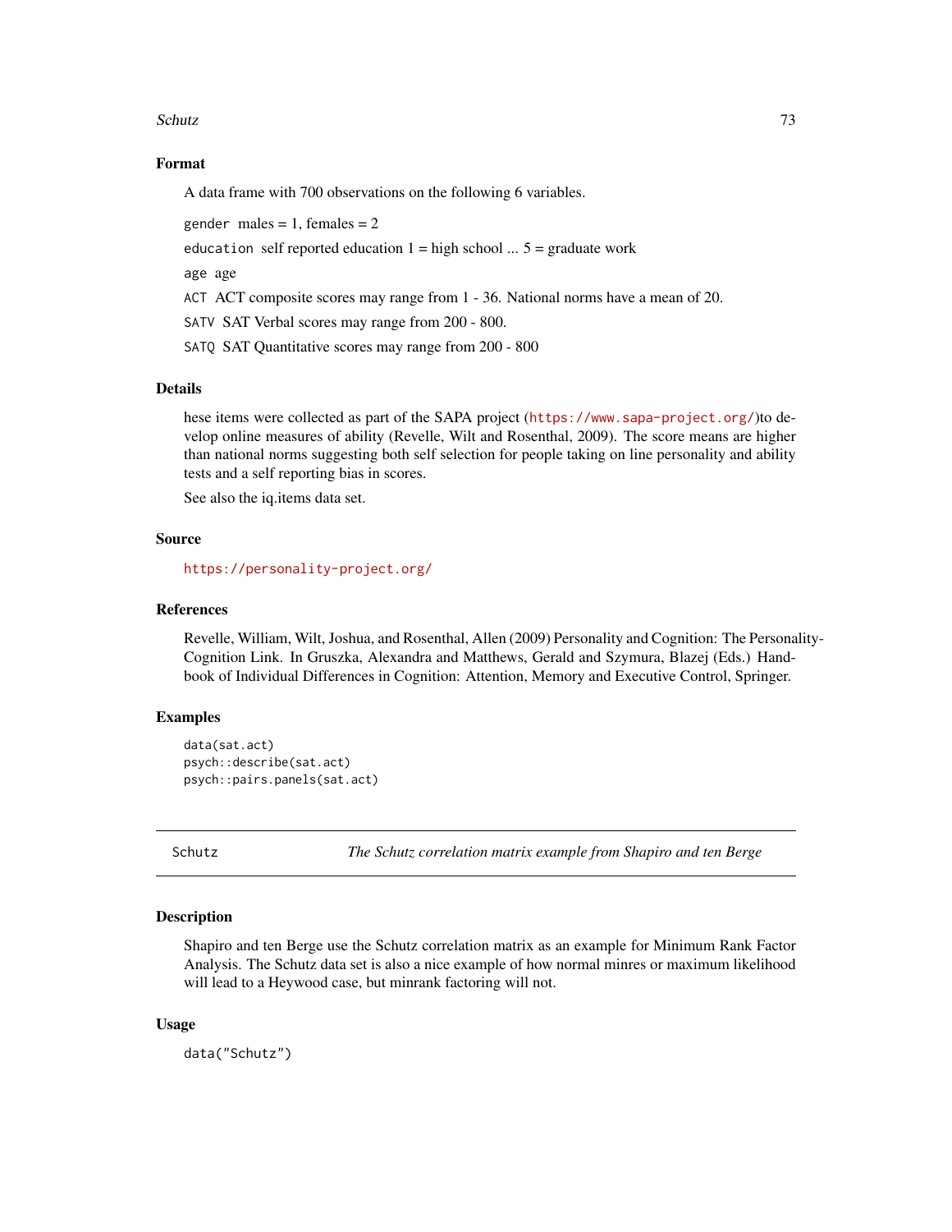### Format

A data frame with 700 observations on the following 6 variables.

`gender` males = 1, females = 2

`education` self reported education 1 = high school ... 5 = graduate work

`age` age

`ACT` ACT composite scores may range from 1 - 36. National norms have a mean of 20.

`SATV` SAT Verbal scores may range from 200 - 800.

`SATQ` SAT Quantitative scores may range from 200 - 800

### Details

hese items were collected as part of the SAPA project (https://www.sapa-project.org/)to develop online measures of ability (Revelle, Wilt and Rosenthal, 2009). The score means are higher than national norms suggesting both self selection for people taking on line personality and ability tests and a self reporting bias in scores.

See also the iq.items data set.

### Source

https://personality-project.org/

### References

Revelle, William, Wilt, Joshua, and Rosenthal, Allen (2009) Personality and Cognition: The Personality-Cognition Link. In Gruszka, Alexandra and Matthews, Gerald and Szymura, Blazej (Eds.) Handbook of Individual Differences in Cognition: Attention, Memory and Executive Control, Springer.

### Examples

```
data(sat.act)
psych::describe(sat.act)
psych::pairs.panels(sat.act)
```

---

## Schutz — *The Schutz correlation matrix example from Shapiro and ten Berge*

### Description

Shapiro and ten Berge use the Schutz correlation matrix as an example for Minimum Rank Factor Analysis. The Schutz data set is also a nice example of how normal minres or maximum likelihood will lead to a Heywood case, but minrank factoring will not.

### Usage

```
data("Schutz")
```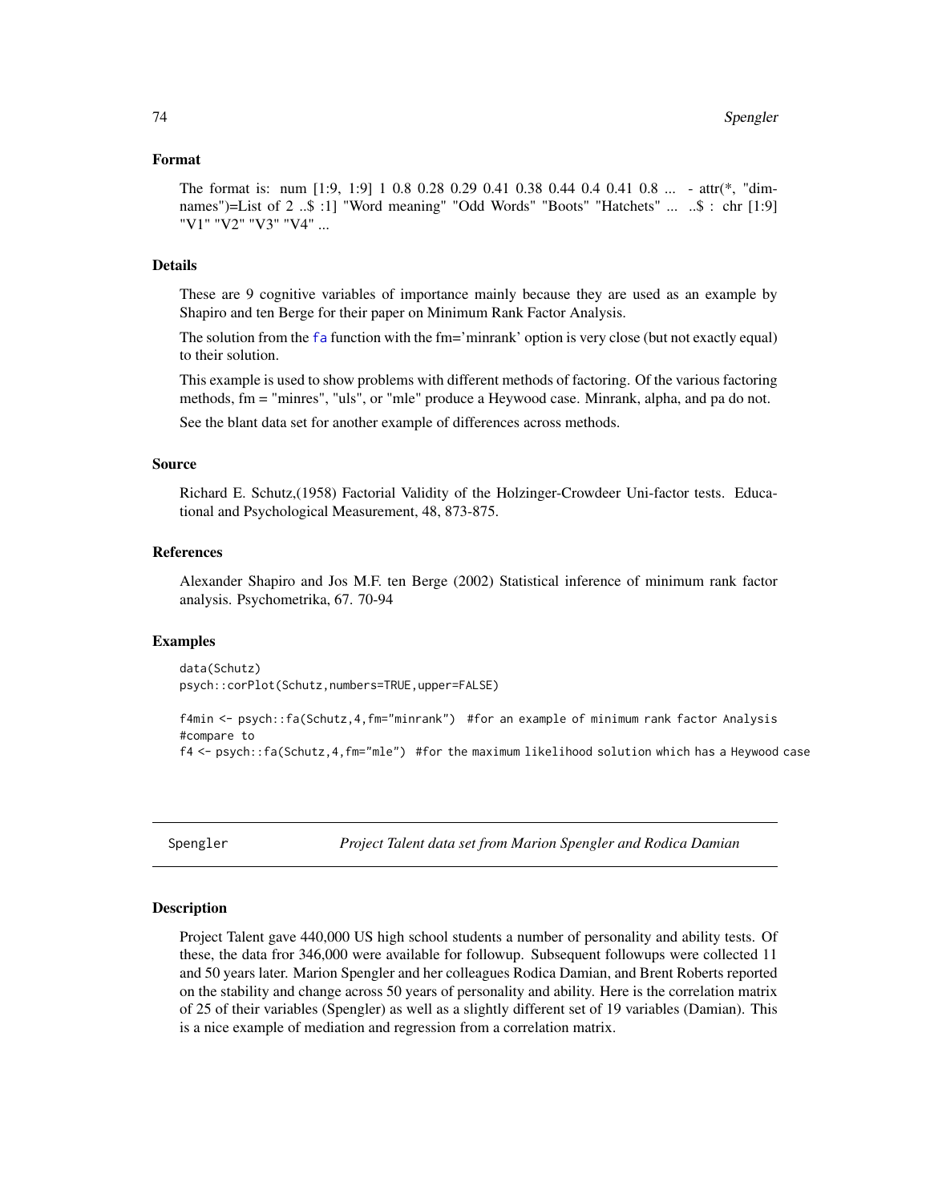### Format

The format is: num [1:9, 1:9] 1 0.8 0.28 0.29 0.41 0.38 0.44 0.4 0.41 0.8 ... - attr(*, "dimnames")=List of 2 ..$ :1] "Word meaning" "Odd Words" "Boots" "Hatchets" ... ..$ : chr [1:9] "V1" "V2" "V3" "V4" ...

### Details

These are 9 cognitive variables of importance mainly because they are used as an example by Shapiro and ten Berge for their paper on Minimum Rank Factor Analysis.

The solution from the fa function with the fm='minrank' option is very close (but not exactly equal) to their solution.

This example is used to show problems with different methods of factoring. Of the various factoring methods, fm = "minres", "uls", or "mle" produce a Heywood case. Minrank, alpha, and pa do not.

See the blant data set for another example of differences across methods.

### Source

Richard E. Schutz,(1958) Factorial Validity of the Holzinger-Crowdeer Uni-factor tests. Educational and Psychological Measurement, 48, 873-875.

### References

Alexander Shapiro and Jos M.F. ten Berge (2002) Statistical inference of minimum rank factor analysis. Psychometrika, 67. 70-94

### Examples

```
data(Schutz)
psych::corPlot(Schutz,numbers=TRUE,upper=FALSE)

f4min <- psych::fa(Schutz,4,fm="minrank")  #for an example of minimum rank factor Analysis
#compare to
f4 <- psych::fa(Schutz,4,fm="mle")  #for the maximum likelihood solution which has a Heywood case
```

---

## Spengler — *Project Talent data set from Marion Spengler and Rodica Damian*

### Description

Project Talent gave 440,000 US high school students a number of personality and ability tests. Of these, the data fror 346,000 were available for followup. Subsequent followups were collected 11 and 50 years later. Marion Spengler and her colleagues Rodica Damian, and Brent Roberts reported on the stability and change across 50 years of personality and ability. Here is the correlation matrix of 25 of their variables (Spengler) as well as a slightly different set of 19 variables (Damian). This is a nice example of mediation and regression from a correlation matrix.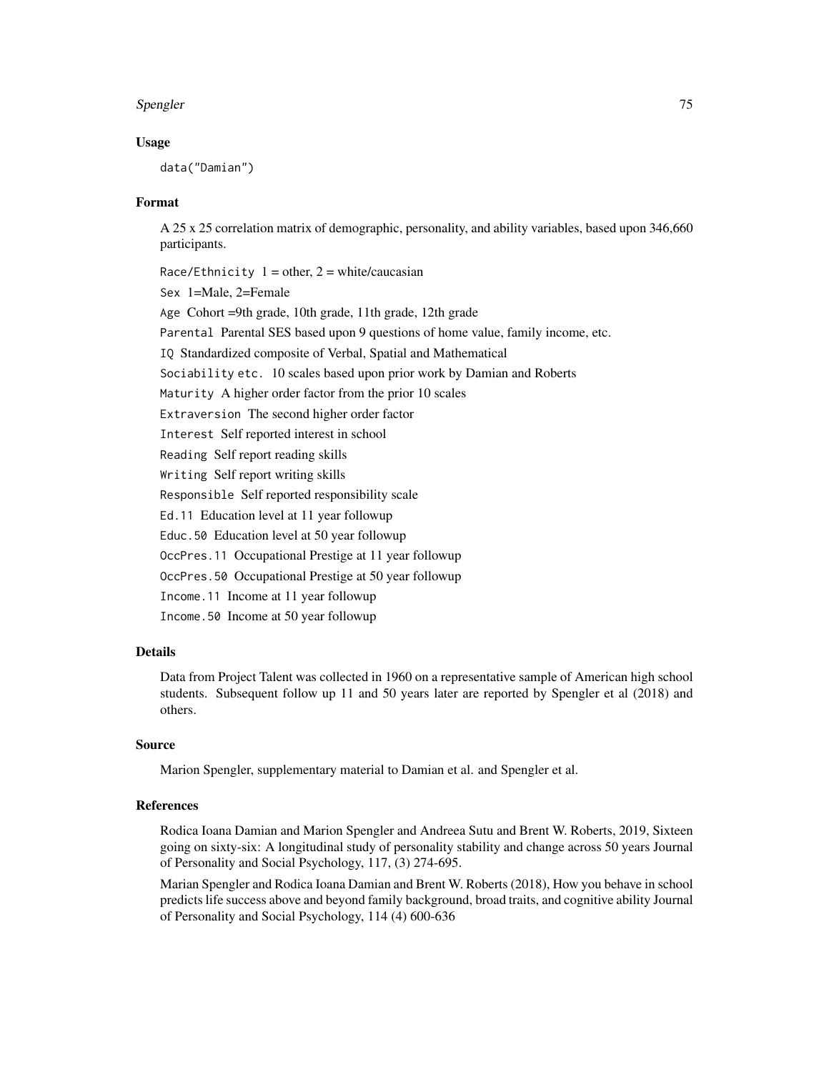## Usage

```
data("Damian")
```

## Format

A 25 x 25 correlation matrix of demographic, personality, and ability variables, based upon 346,660 participants.

`Race/Ethnicity` 1 = other, 2 = white/caucasian

`Sex` 1=Male, 2=Female

`Age` Cohort =9th grade, 10th grade, 11th grade, 12th grade

`Parental` Parental SES based upon 9 questions of home value, family income, etc.

`IQ` Standardized composite of Verbal, Spatial and Mathematical

`Sociability etc.` 10 scales based upon prior work by Damian and Roberts

`Maturity` A higher order factor from the prior 10 scales

`Extraversion` The second higher order factor

`Interest` Self reported interest in school

`Reading` Self report reading skills

`Writing` Self report writing skills

`Responsible` Self reported responsibility scale

`Ed.11` Education level at 11 year followup

`Educ.50` Education level at 50 year followup

`OccPres.11` Occupational Prestige at 11 year followup

`OccPres.50` Occupational Prestige at 50 year followup

`Income.11` Income at 11 year followup

`Income.50` Income at 50 year followup

## Details

Data from Project Talent was collected in 1960 on a representative sample of American high school students. Subsequent follow up 11 and 50 years later are reported by Spengler et al (2018) and others.

## Source

Marion Spengler, supplementary material to Damian et al. and Spengler et al.

## References

Rodica Ioana Damian and Marion Spengler and Andreea Sutu and Brent W. Roberts, 2019, Sixteen going on sixty-six: A longitudinal study of personality stability and change across 50 years Journal of Personality and Social Psychology, 117, (3) 274-695.

Marian Spengler and Rodica Ioana Damian and Brent W. Roberts (2018), How you behave in school predicts life success above and beyond family background, broad traits, and cognitive ability Journal of Personality and Social Psychology, 114 (4) 600-636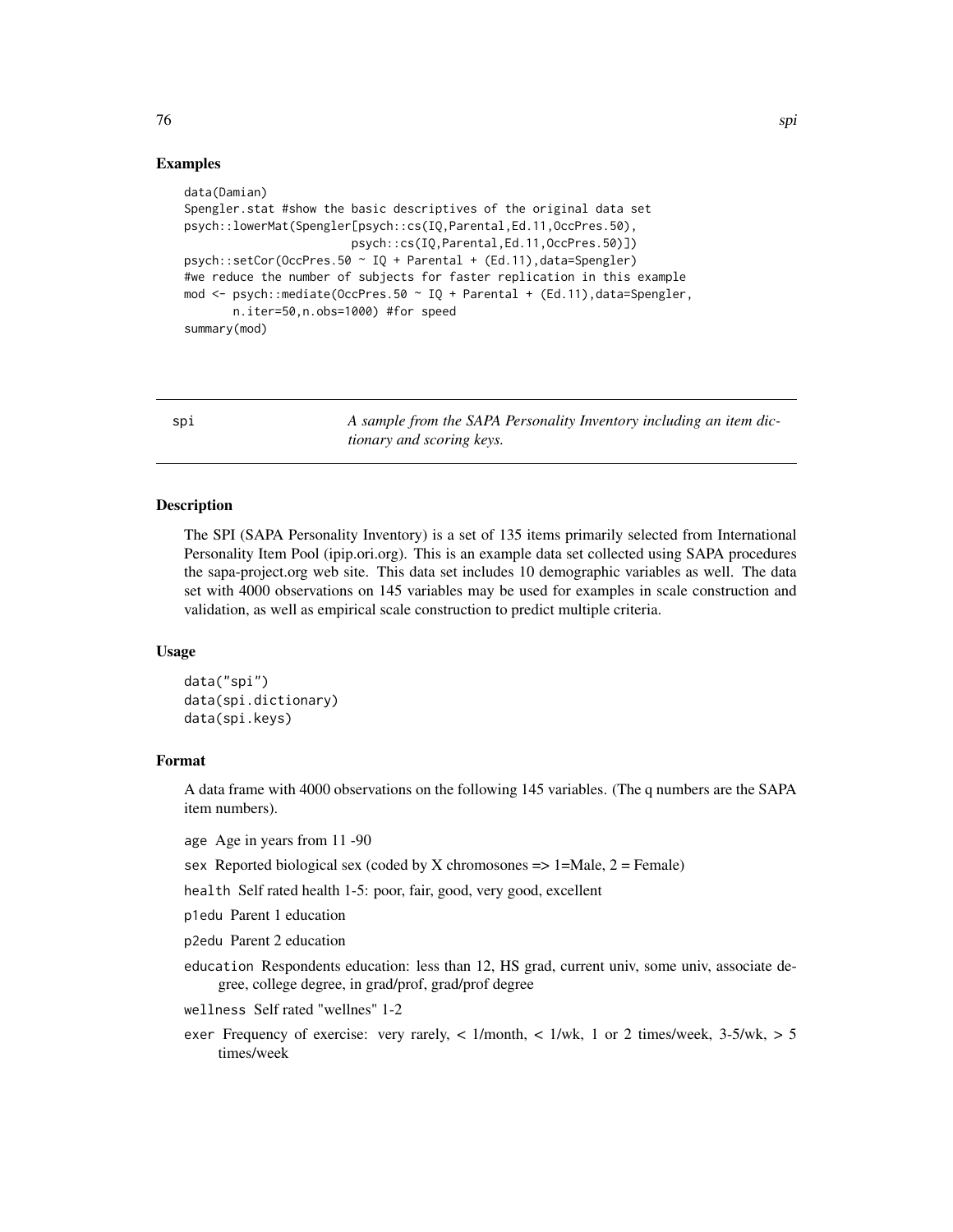## Examples

```
data(Damian)
Spengler.stat #show the basic descriptives of the original data set
psych::lowerMat(Spengler[psych::cs(IQ,Parental,Ed.11,OccPres.50),
                        psych::cs(IQ,Parental,Ed.11,OccPres.50)])
psych::setCor(OccPres.50 ~ IQ + Parental + (Ed.11),data=Spengler)
#we reduce the number of subjects for faster replication in this example
mod <- psych::mediate(OccPres.50 ~ IQ + Parental + (Ed.11),data=Spengler,
       n.iter=50,n.obs=1000) #for speed
summary(mod)
```

---

# spi — *A sample from the SAPA Personality Inventory including an item dictionary and scoring keys.*

---

## Description

The SPI (SAPA Personality Inventory) is a set of 135 items primarily selected from International Personality Item Pool (ipip.ori.org). This is an example data set collected using SAPA procedures the sapa-project.org web site. This data set includes 10 demographic variables as well. The data set with 4000 observations on 145 variables may be used for examples in scale construction and validation, as well as empirical scale construction to predict multiple criteria.

## Usage

```
data("spi")
data(spi.dictionary)
data(spi.keys)
```

## Format

A data frame with 4000 observations on the following 145 variables. (The q numbers are the SAPA item numbers).

- `age` Age in years from 11 -90
- `sex` Reported biological sex (coded by X chromosones => 1=Male, 2 = Female)
- `health` Self rated health 1-5: poor, fair, good, very good, excellent
- `p1edu` Parent 1 education
- `p2edu` Parent 2 education
- `education` Respondents education: less than 12, HS grad, current univ, some univ, associate degree, college degree, in grad/prof, grad/prof degree
- `wellness` Self rated "wellnes" 1-2
- `exer` Frequency of exercise: very rarely, < 1/month, < 1/wk, 1 or 2 times/week, 3-5/wk, > 5 times/week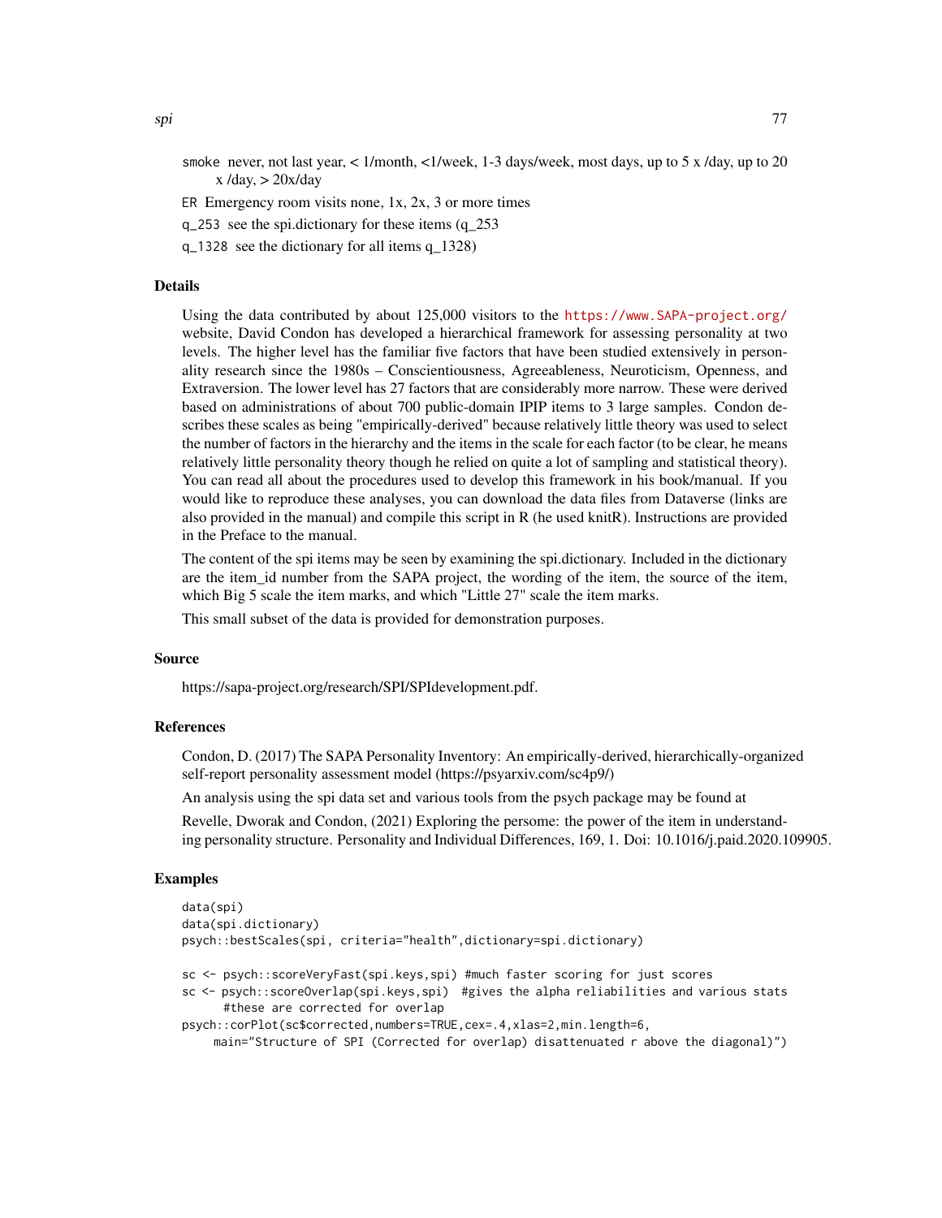smoke never, not last year, < 1/month, <1/week, 1-3 days/week, most days, up to 5 x /day, up to 20 x /day, > 20x/day

ER Emergency room visits none, 1x, 2x, 3 or more times

q_253 see the spi.dictionary for these items (q_253

q_1328 see the dictionary for all items q_1328)

## Details

Using the data contributed by about 125,000 visitors to the https://www.SAPA-project.org/ website, David Condon has developed a hierarchical framework for assessing personality at two levels. The higher level has the familiar five factors that have been studied extensively in personality research since the 1980s – Conscientiousness, Agreeableness, Neuroticism, Openness, and Extraversion. The lower level has 27 factors that are considerably more narrow. These were derived based on administrations of about 700 public-domain IPIP items to 3 large samples. Condon describes these scales as being "empirically-derived" because relatively little theory was used to select the number of factors in the hierarchy and the items in the scale for each factor (to be clear, he means relatively little personality theory though he relied on quite a lot of sampling and statistical theory). You can read all about the procedures used to develop this framework in his book/manual. If you would like to reproduce these analyses, you can download the data files from Dataverse (links are also provided in the manual) and compile this script in R (he used knitR). Instructions are provided in the Preface to the manual.

The content of the spi items may be seen by examining the spi.dictionary. Included in the dictionary are the item_id number from the SAPA project, the wording of the item, the source of the item, which Big 5 scale the item marks, and which "Little 27" scale the item marks.

This small subset of the data is provided for demonstration purposes.

## Source

https://sapa-project.org/research/SPI/SPIdevelopment.pdf.

## References

Condon, D. (2017) The SAPA Personality Inventory: An empirically-derived, hierarchically-organized self-report personality assessment model (https://psyarxiv.com/sc4p9/)

An analysis using the spi data set and various tools from the psych package may be found at

Revelle, Dworak and Condon, (2021) Exploring the persome: the power of the item in understanding personality structure. Personality and Individual Differences, 169, 1. Doi: 10.1016/j.paid.2020.109905.

## Examples

```
data(spi)
data(spi.dictionary)
psych::bestScales(spi, criteria="health",dictionary=spi.dictionary)

sc <- psych::scoreVeryFast(spi.keys,spi) #much faster scoring for just scores
sc <- psych::scoreOverlap(spi.keys,spi)  #gives the alpha reliabilities and various stats
      #these are corrected for overlap
psych::corPlot(sc$corrected,numbers=TRUE,cex=.4,xlas=2,min.length=6,
     main="Structure of SPI (Corrected for overlap) disattenuated r above the diagonal)")
```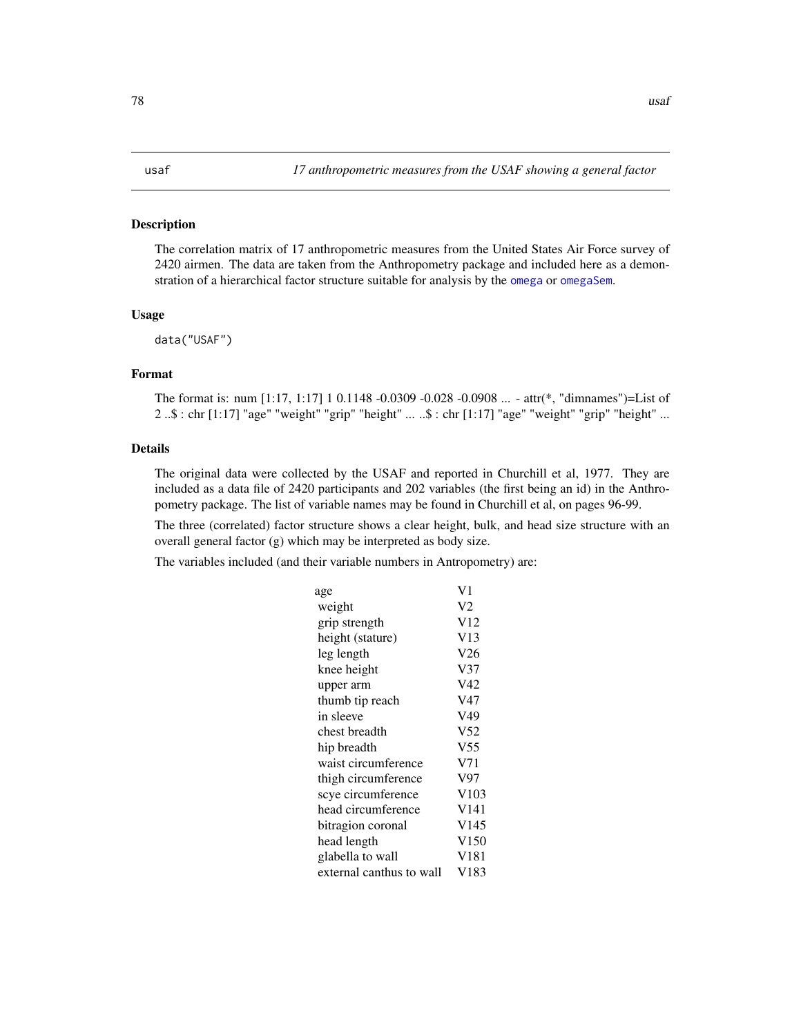usaf — *17 anthropometric measures from the USAF showing a general factor*

## Description

The correlation matrix of 17 anthropometric measures from the United States Air Force survey of 2420 airmen. The data are taken from the Anthropometry package and included here as a demonstration of a hierarchical factor structure suitable for analysis by the omega or omegaSem.

## Usage

```
data("USAF")
```

## Format

The format is: num [1:17, 1:17] 1 0.1148 -0.0309 -0.028 -0.0908 ... - attr(*, "dimnames")=List of 2 ..$ : chr [1:17] "age" "weight" "grip" "height" ... ..$ : chr [1:17] "age" "weight" "grip" "height" ...

## Details

The original data were collected by the USAF and reported in Churchill et al, 1977. They are included as a data file of 2420 participants and 202 variables (the first being an id) in the Anthropometry package. The list of variable names may be found in Churchill et al, on pages 96-99.

The three (correlated) factor structure shows a clear height, bulk, and head size structure with an overall general factor (g) which may be interpreted as body size.

The variables included (and their variable numbers in Antropometry) are:

| | |
|---|---|
| age | V1 |
| weight | V2 |
| grip strength | V12 |
| height (stature) | V13 |
| leg length | V26 |
| knee height | V37 |
| upper arm | V42 |
| thumb tip reach | V47 |
| in sleeve | V49 |
| chest breadth | V52 |
| hip breadth | V55 |
| waist circumference | V71 |
| thigh circumference | V97 |
| scye circumference | V103 |
| head circumference | V141 |
| bitragion coronal | V145 |
| head length | V150 |
| glabella to wall | V181 |
| external canthus to wall | V183 |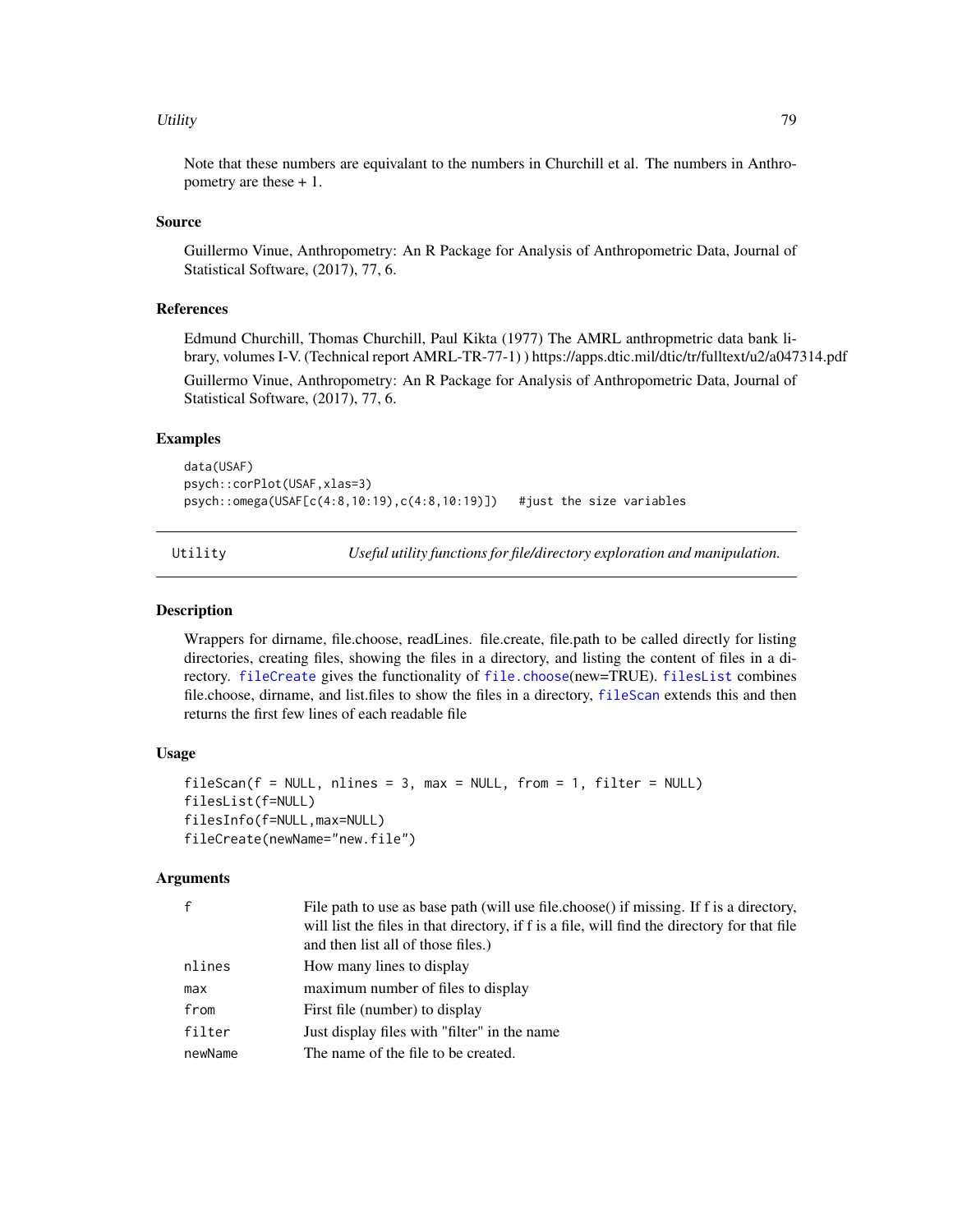Note that these numbers are equivalant to the numbers in Churchill et al. The numbers in Anthropometry are these + 1.

### Source

Guillermo Vinue, Anthropometry: An R Package for Analysis of Anthropometric Data, Journal of Statistical Software, (2017), 77, 6.

### References

Edmund Churchill, Thomas Churchill, Paul Kikta (1977) The AMRL anthropmetric data bank library, volumes I-V. (Technical report AMRL-TR-77-1) ) https://apps.dtic.mil/dtic/tr/fulltext/u2/a047314.pdf

Guillermo Vinue, Anthropometry: An R Package for Analysis of Anthropometric Data, Journal of Statistical Software, (2017), 77, 6.

### Examples

```
data(USAF)
psych::corPlot(USAF,xlas=3)
psych::omega(USAF[c(4:8,10:19),c(4:8,10:19)])   #just the size variables
```

---

## Utility — *Useful utility functions for file/directory exploration and manipulation.*

---

### Description

Wrappers for dirname, file.choose, readLines. file.create, file.path to be called directly for listing directories, creating files, showing the files in a directory, and listing the content of files in a directory. `fileCreate` gives the functionality of `file.choose`(new=TRUE). `filesList` combines file.choose, dirname, and list.files to show the files in a directory, `fileScan` extends this and then returns the first few lines of each readable file

### Usage

```
fileScan(f = NULL, nlines = 3, max = NULL, from = 1, filter = NULL)
filesList(f=NULL)
filesInfo(f=NULL,max=NULL)
fileCreate(newName="new.file")
```

### Arguments

| | |
|---|---|
| `f` | File path to use as base path (will use file.choose() if missing. If f is a directory, will list the files in that directory, if f is a file, will find the directory for that file and then list all of those files.) |
| `nlines` | How many lines to display |
| `max` | maximum number of files to display |
| `from` | First file (number) to display |
| `filter` | Just display files with "filter" in the name |
| `newName` | The name of the file to be created. |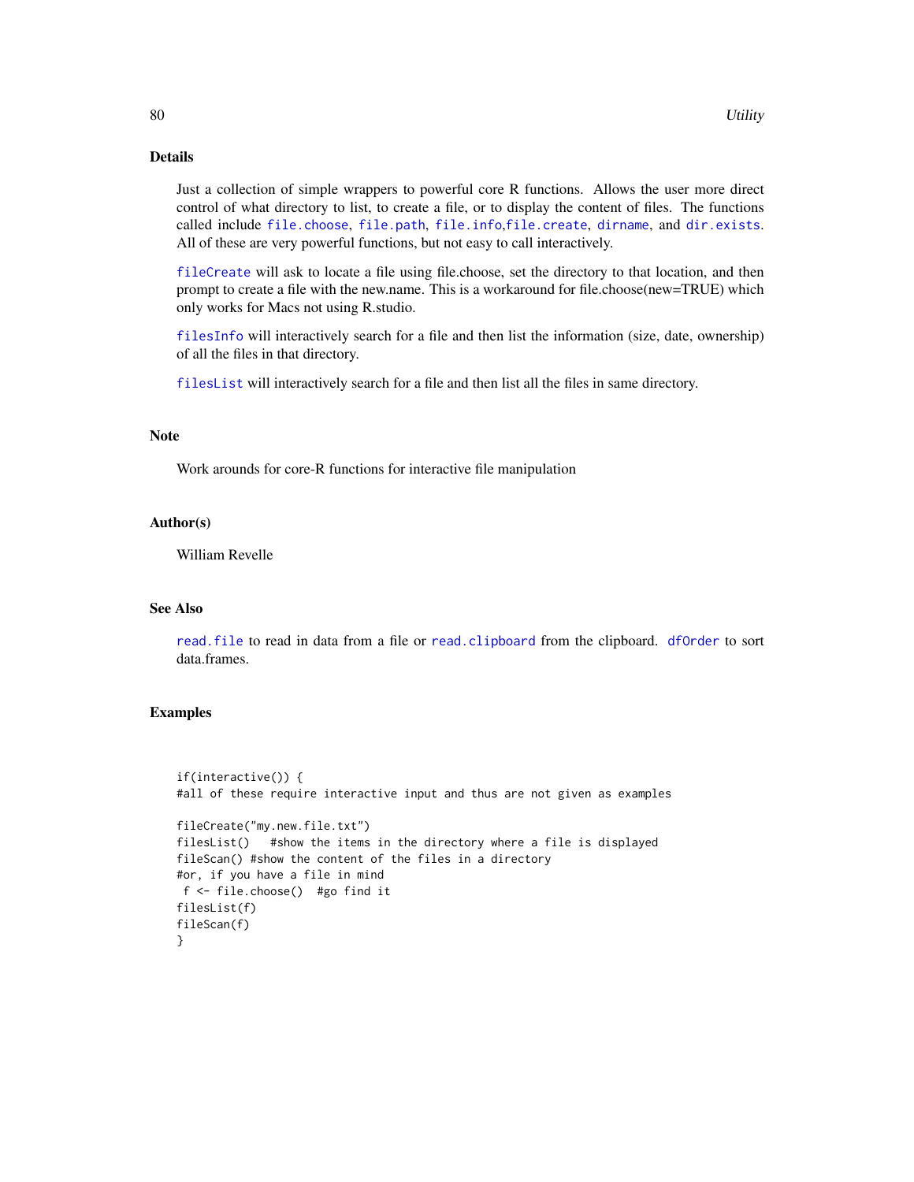## Details

Just a collection of simple wrappers to powerful core R functions. Allows the user more direct control of what directory to list, to create a file, or to display the content of files. The functions called include `file.choose`, `file.path`, `file.info`,`file.create`, `dirname`, and `dir.exists`. All of these are very powerful functions, but not easy to call interactively.

`fileCreate` will ask to locate a file using file.choose, set the directory to that location, and then prompt to create a file with the new.name. This is a workaround for file.choose(new=TRUE) which only works for Macs not using R.studio.

`filesInfo` will interactively search for a file and then list the information (size, date, ownership) of all the files in that directory.

`filesList` will interactively search for a file and then list all the files in same directory.

## Note

Work arounds for core-R functions for interactive file manipulation

## Author(s)

William Revelle

## See Also

`read.file` to read in data from a file or `read.clipboard` from the clipboard. `dfOrder` to sort data.frames.

## Examples

```
if(interactive()) {
#all of these require interactive input and thus are not given as examples

fileCreate("my.new.file.txt")
filesList()   #show the items in the directory where a file is displayed
fileScan() #show the content of the files in a directory
#or, if you have a file in mind
 f <- file.choose()  #go find it
filesList(f)
fileScan(f)
}
```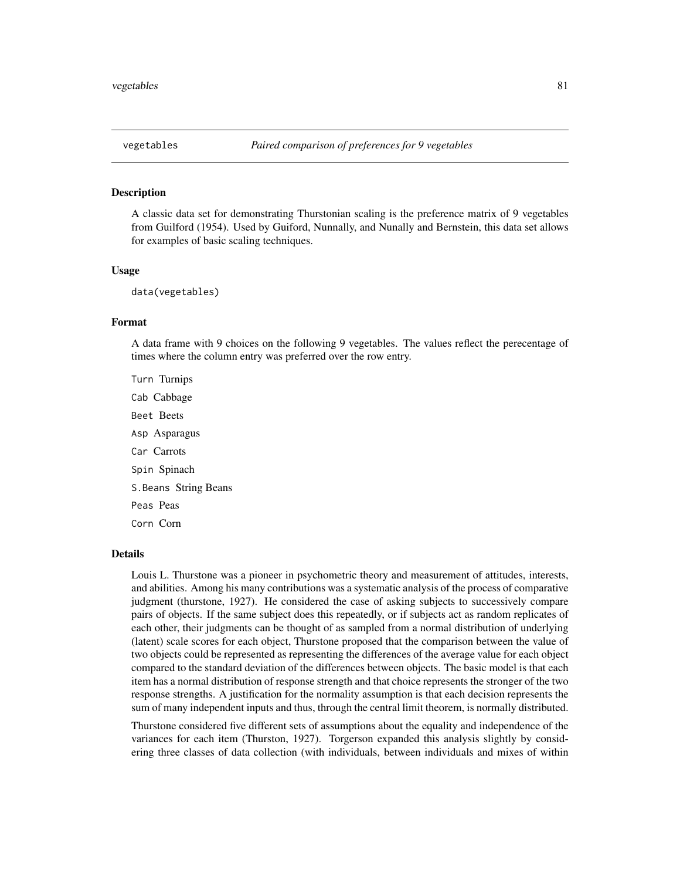## vegetables — *Paired comparison of preferences for 9 vegetables*

### Description

A classic data set for demonstrating Thurstonian scaling is the preference matrix of 9 vegetables from Guilford (1954). Used by Guiford, Nunnally, and Nunally and Bernstein, this data set allows for examples of basic scaling techniques.

### Usage

```
data(vegetables)
```

### Format

A data frame with 9 choices on the following 9 vegetables. The values reflect the perecentage of times where the column entry was preferred over the row entry.

- `Turn` Turnips
- `Cab` Cabbage
- `Beet` Beets
- `Asp` Asparagus
- `Car` Carrots
- `Spin` Spinach
- `S.Beans` String Beans
- `Peas` Peas
- `Corn` Corn

### Details

Louis L. Thurstone was a pioneer in psychometric theory and measurement of attitudes, interests, and abilities. Among his many contributions was a systematic analysis of the process of comparative judgment (thurstone, 1927). He considered the case of asking subjects to successively compare pairs of objects. If the same subject does this repeatedly, or if subjects act as random replicates of each other, their judgments can be thought of as sampled from a normal distribution of underlying (latent) scale scores for each object, Thurstone proposed that the comparison between the value of two objects could be represented as representing the differences of the average value for each object compared to the standard deviation of the differences between objects. The basic model is that each item has a normal distribution of response strength and that choice represents the stronger of the two response strengths. A justification for the normality assumption is that each decision represents the sum of many independent inputs and thus, through the central limit theorem, is normally distributed.

Thurstone considered five different sets of assumptions about the equality and independence of the variances for each item (Thurston, 1927). Torgerson expanded this analysis slightly by considering three classes of data collection (with individuals, between individuals and mixes of within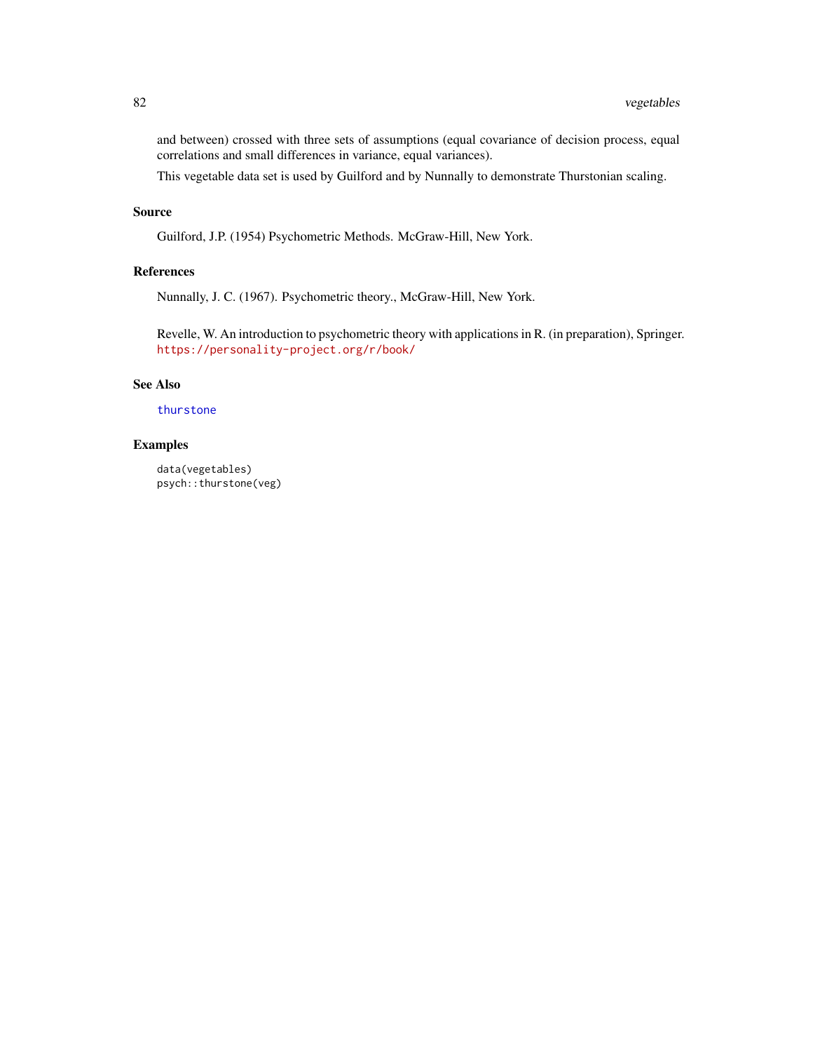and between) crossed with three sets of assumptions (equal covariance of decision process, equal correlations and small differences in variance, equal variances).

This vegetable data set is used by Guilford and by Nunnally to demonstrate Thurstonian scaling.

## Source

Guilford, J.P. (1954) Psychometric Methods. McGraw-Hill, New York.

## References

Nunnally, J. C. (1967). Psychometric theory., McGraw-Hill, New York.

Revelle, W. An introduction to psychometric theory with applications in R. (in preparation), Springer. https://personality-project.org/r/book/

## See Also

thurstone

## Examples

```
data(vegetables)
psych::thurstone(veg)
```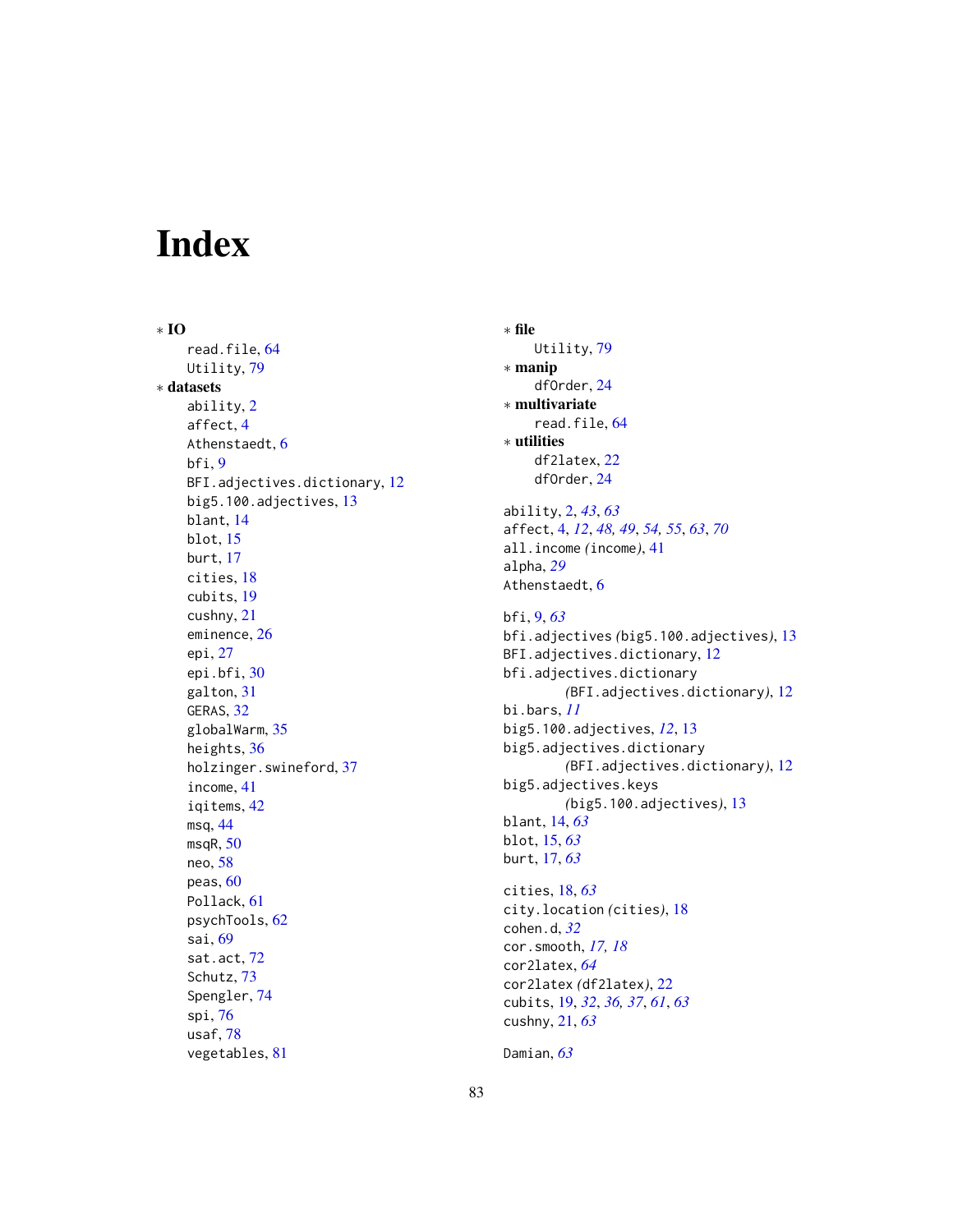# Index

∗ **IO**
- read.file, 64
- Utility, 79

∗ **datasets**
- ability, 2
- affect, 4
- Athenstaedt, 6
- bfi, 9
- BFI.adjectives.dictionary, 12
- big5.100.adjectives, 13
- blant, 14
- blot, 15
- burt, 17
- cities, 18
- cubits, 19
- cushny, 21
- eminence, 26
- epi, 27
- epi.bfi, 30
- galton, 31
- GERAS, 32
- globalWarm, 35
- heights, 36
- holzinger.swineford, 37
- income, 41
- iqitems, 42
- msq, 44
- msqR, 50
- neo, 58
- peas, 60
- Pollack, 61
- psychTools, 62
- sai, 69
- sat.act, 72
- Schutz, 73
- Spengler, 74
- spi, 76
- usaf, 78
- vegetables, 81

∗ **file**
- Utility, 79

∗ **manip**
- dfOrder, 24

∗ **multivariate**
- read.file, 64

∗ **utilities**
- df2latex, 22
- dfOrder, 24

ability, 2, *43*, *63*
affect, 4, *12*, *48, 49*, *54, 55*, *63*, *70*
all.income *(income)*, 41
alpha, *29*
Athenstaedt, 6

bfi, 9, *63*
bfi.adjectives *(big5.100.adjectives)*, 13
BFI.adjectives.dictionary, 12
bfi.adjectives.dictionary *(BFI.adjectives.dictionary)*, 12
bi.bars, *11*
big5.100.adjectives, *12*, 13
big5.adjectives.dictionary *(BFI.adjectives.dictionary)*, 12
big5.adjectives.keys *(big5.100.adjectives)*, 13
blant, 14, *63*
blot, 15, *63*
burt, 17, *63*

cities, 18, *63*
city.location *(cities)*, 18
cohen.d, *32*
cor.smooth, *17, 18*
cor2latex, *64*
cor2latex *(df2latex)*, 22
cubits, 19, *32*, *36, 37*, *61*, *63*
cushny, 21, *63*

Damian, *63*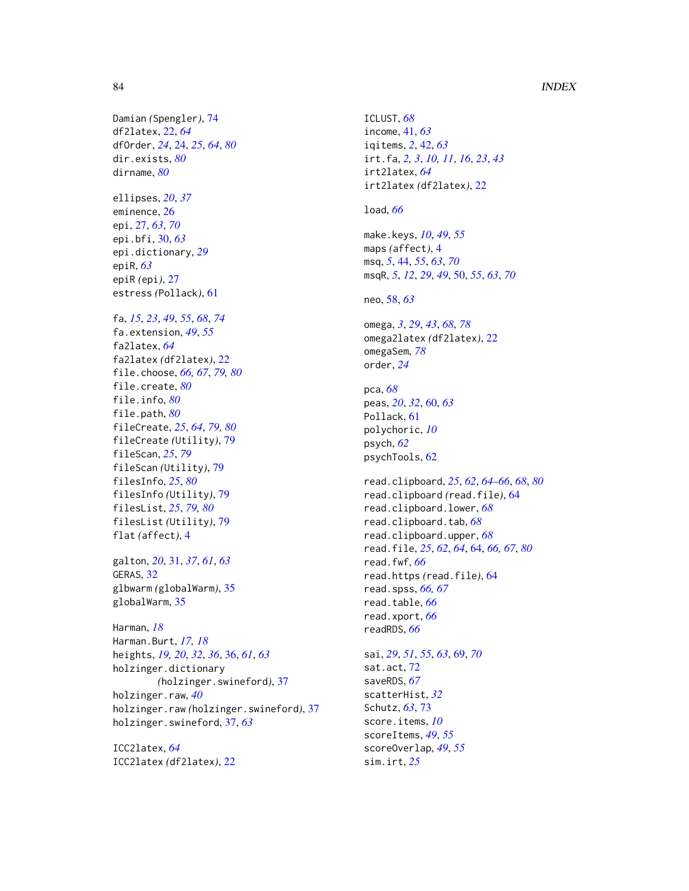Damian *(Spengler)*, 74
df2latex, 22, *64*
dfOrder, *24*, 24, *25*, *64*, *80*
dir.exists, *80*
dirname, *80*

ellipses, *20*, *37*
eminence, 26
epi, 27, *63*, *70*
epi.bfi, 30, *63*
epi.dictionary, *29*
epiR, *63*
epiR *(epi)*, 27
estress *(Pollack)*, 61

fa, *15*, *23*, *49*, *55*, *68*, *74*
fa.extension, *49*, *55*
fa2latex, *64*
fa2latex *(df2latex)*, 22
file.choose, *66, 67*, *79, 80*
file.create, *80*
file.info, *80*
file.path, *80*
fileCreate, *25*, *64*, *79, 80*
fileCreate *(Utility)*, 79
fileScan, *25*, *79*
fileScan *(Utility)*, 79
filesInfo, *25*, *80*
filesInfo *(Utility)*, 79
filesList, *25*, *79, 80*
filesList *(Utility)*, 79
flat *(affect)*, 4

galton, *20*, 31, *37*, *61*, *63*
GERAS, 32
glbwarm *(globalWarm)*, 35
globalWarm, 35

Harman, *18*
Harman.Burt, *17, 18*
heights, *19, 20*, *32*, *36*, 36, *61*, *63*
holzinger.dictionary *(holzinger.swineford)*, 37
holzinger.raw, *40*
holzinger.raw *(holzinger.swineford)*, 37
holzinger.swineford, 37, *63*

ICC2latex, *64*
ICC2latex *(df2latex)*, 22
ICLUST, *68*
income, 41, *63*
iqitems, *2*, 42, *63*
irt.fa, *2, 3*, *10, 11*, *16*, *23*, *43*
irt2latex, *64*
irt2latex *(df2latex)*, 22

load, *66*

make.keys, *10*, *49*, *55*
maps *(affect)*, 4
msq, *5*, 44, *55*, *63*, *70*
msqR, *5*, *12*, *29*, *49*, 50, *55*, *63*, *70*

neo, 58, *63*

omega, *3*, *29*, *43*, *68*, *78*
omega2latex *(df2latex)*, 22
omegaSem, *78*
order, *24*

pca, *68*
peas, *20*, *32*, 60, *63*
Pollack, 61
polychoric, *10*
psych, *62*
psychTools, 62

read.clipboard, *25*, *62*, *64–66*, *68*, *80*
read.clipboard *(read.file)*, 64
read.clipboard.lower, *68*
read.clipboard.tab, *68*
read.clipboard.upper, *68*
read.file, *25*, *62*, *64*, 64, *66, 67*, *80*
read.fwf, *66*
read.https *(read.file)*, 64
read.spss, *66, 67*
read.table, *66*
read.xport, *66*
readRDS, *66*

sai, *29*, *51*, *55*, *63*, 69, *70*
sat.act, 72
saveRDS, *67*
scatterHist, *32*
Schutz, *63*, 73
score.items, *10*
scoreItems, *49*, *55*
scoreOverlap, *49*, *55*
sim.irt, *25*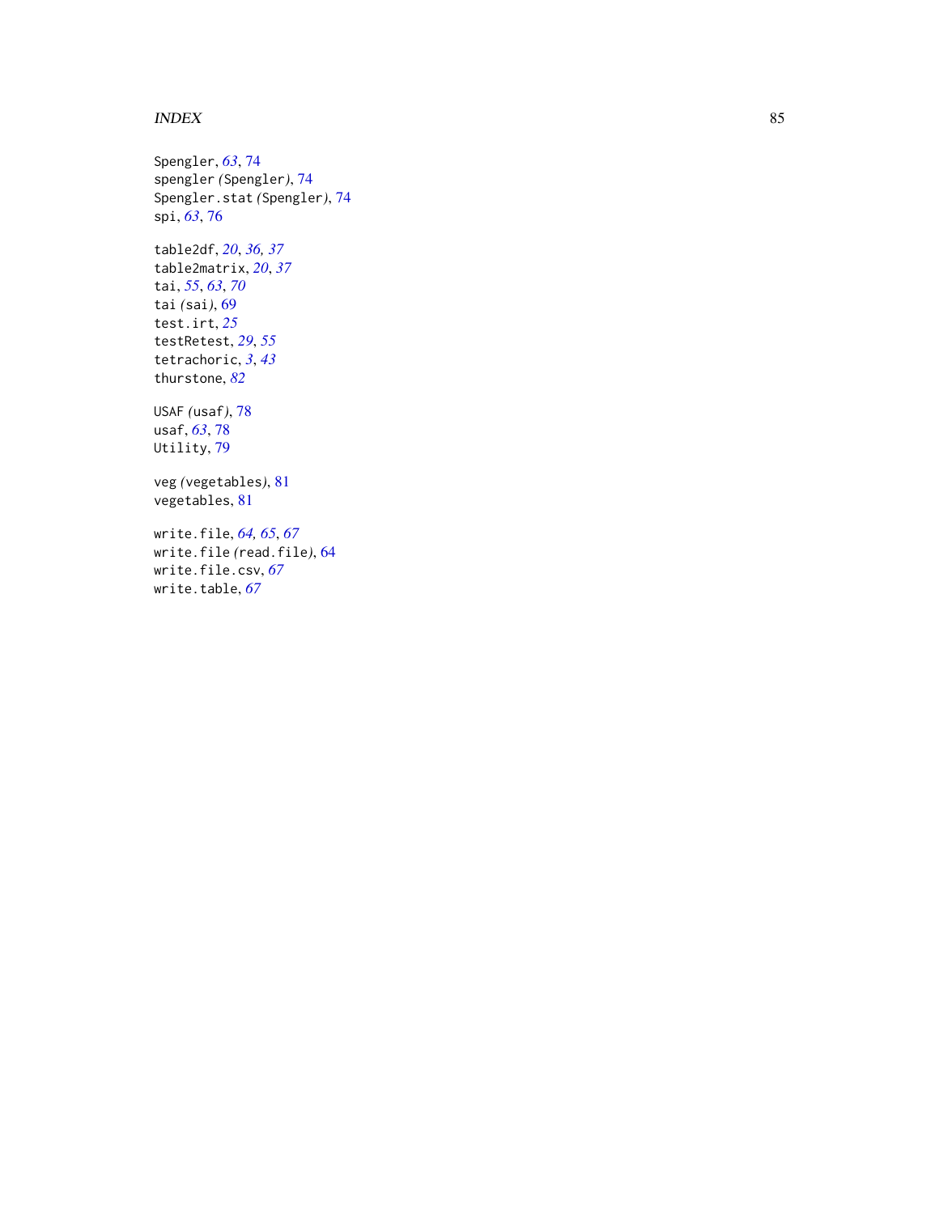Spengler, *63*, 74
spengler *(*Spengler*)*, 74
Spengler.stat *(*Spengler*)*, 74
spi, *63*, 76

table2df, *20*, *36, 37*
table2matrix, *20*, *37*
tai, *55*, *63*, *70*
tai *(*sai*)*, 69
test.irt, *25*
testRetest, *29*, *55*
tetrachoric, *3*, *43*
thurstone, *82*

USAF *(*usaf*)*, 78
usaf, *63*, 78
Utility, 79

veg *(*vegetables*)*, 81
vegetables, 81

write.file, *64, 65*, *67*
write.file *(*read.file*)*, 64
write.file.csv, *67*
write.table, *67*